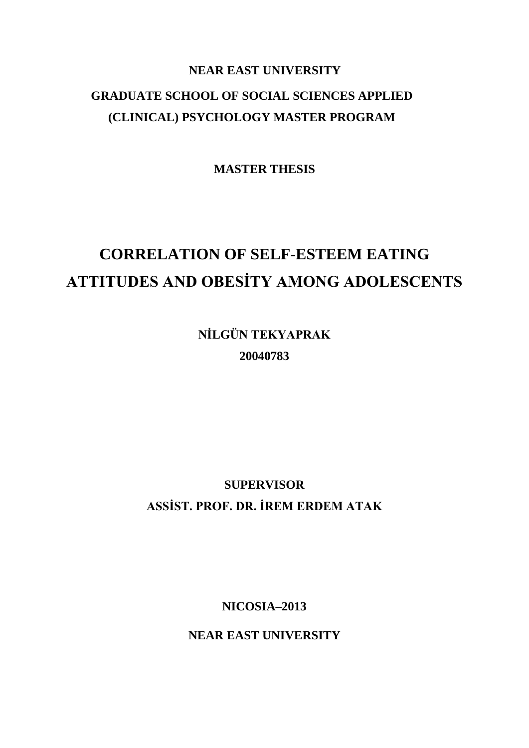**NEAR EAST UNIVERSITY**

**GRADUATE SCHOOL OF SOCIAL SCIENCES APPLIED (CLINICAL) PSYCHOLOGY MASTER PROGRAM**

**MASTER THESIS**

# CORRELATION OF SELF-ESTEEM EATING ATTITUDES AND OBESİTY AMONG ADOLESCENTS

**NİLGÜN TEKYAPRAK**

**20040783**

**SUPERVISOR**

**ASSİST. PROF. DR. İREM ERDEM ATAK**

**NICOSIA–2013**

**NEAR EAST UNIVERSITY**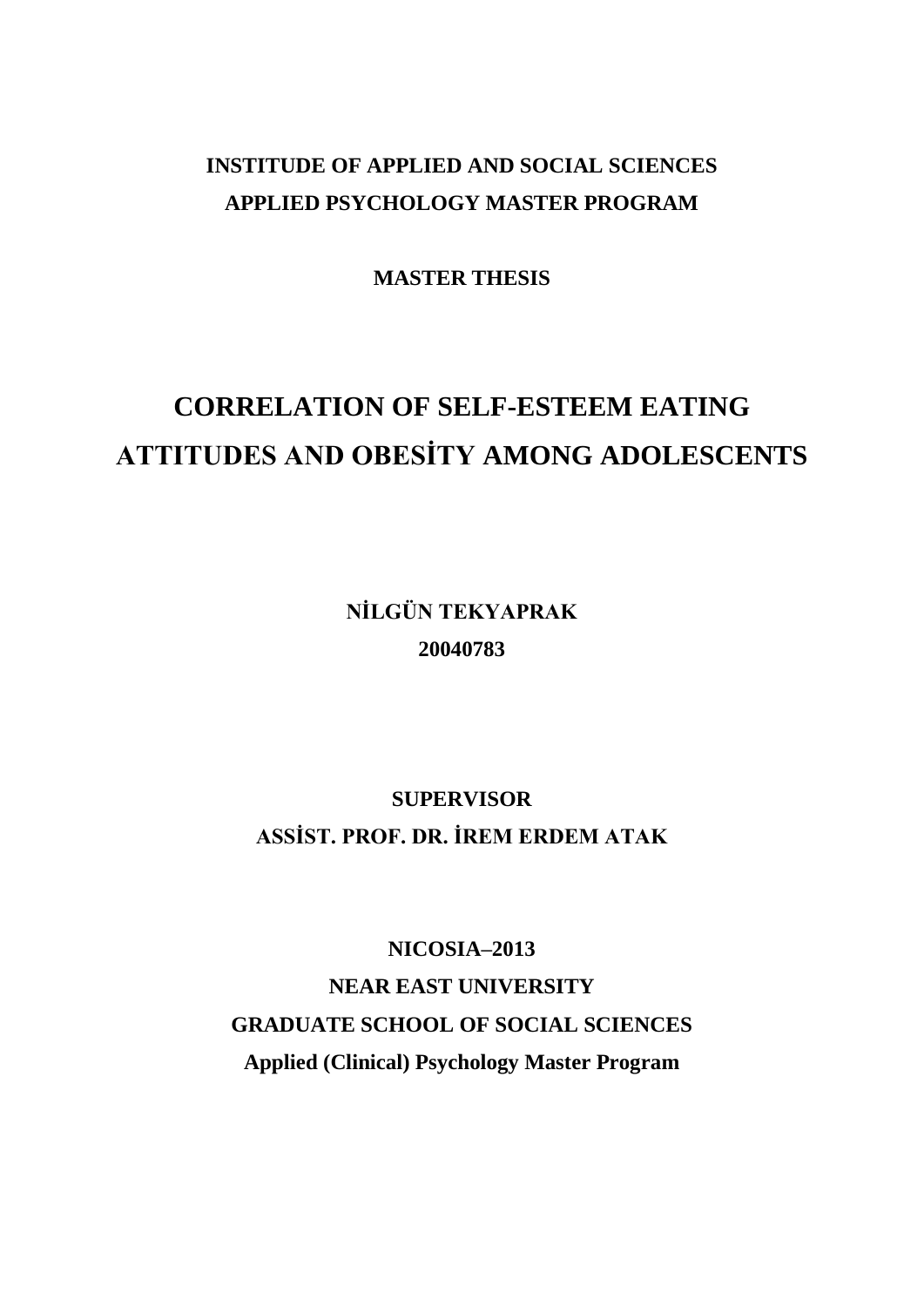**INSTITUDE OF APPLIED AND SOCIAL SCIENCES**

**APPLIED PSYCHOLOGY MASTER PROGRAM**

**MASTER THESIS**

# CORRELATION OF SELF-ESTEEM EATING ATTITUDES AND OBESİTY AMONG ADOLESCENTS

**NİLGÜN TEKYAPRAK**

**20040783**

**SUPERVISOR**

**ASSİST. PROF. DR. İREM ERDEM ATAK**

**NICOSIA–2013**

**NEAR EAST UNIVERSITY**

**GRADUATE SCHOOL OF SOCIAL SCIENCES**

**Applied (Clinical) Psychology Master Program**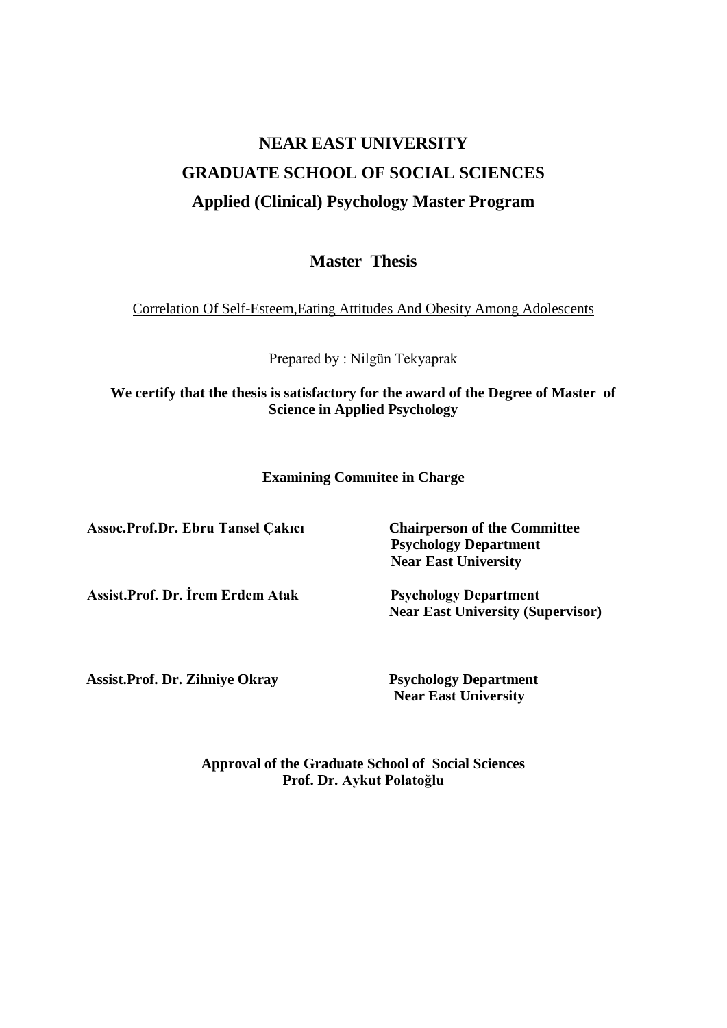# NEAR EAST UNIVERSITY

# GRADUATE SCHOOL OF SOCIAL SCIENCES

## Applied (Clinical) Psychology Master Program

### Master Thesis

Correlation Of Self-Esteem,Eating Attitudes And Obesity Among Adolescents

Prepared by : Nilgün Tekyaprak

**We certify that the thesis is satisfactory for the award of the Degree of Master of Science in Applied Psychology**

**Examining Commitee in Charge**

**Assoc.Prof.Dr. Ebru Tansel Çakıcı** — **Chairperson of the Committee**
**Psychology Department**
**Near East University**

**Assist.Prof. Dr. İrem Erdem Atak** — **Psychology Department**
**Near East University (Supervisor)**

**Assist.Prof. Dr. Zihniye Okray** — **Psychology Department**
**Near East University**

**Approval of the Graduate School of Social Sciences**
**Prof. Dr. Aykut Polatoğlu**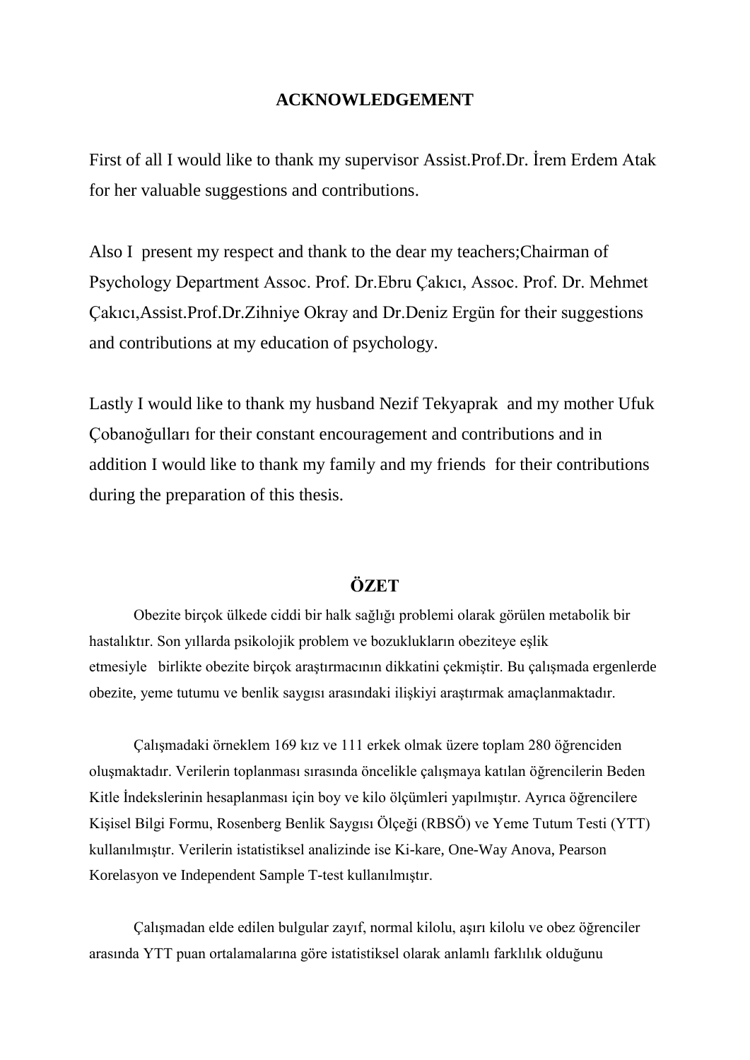## ACKNOWLEDGEMENT

First of all I would like to thank my supervisor Assist.Prof.Dr. İrem Erdem Atak for her valuable suggestions and contributions.

Also I present my respect and thank to the dear my teachers;Chairman of Psychology Department Assoc. Prof. Dr.Ebru Çakıcı, Assoc. Prof. Dr. Mehmet Çakıcı,Assist.Prof.Dr.Zihniye Okray and Dr.Deniz Ergün for their suggestions and contributions at my education of psychology.

Lastly I would like to thank my husband Nezif Tekyaprak and my mother Ufuk Çobanoğulları for their constant encouragement and contributions and in addition I would like to thank my family and my friends for their contributions during the preparation of this thesis.

## ÖZET

Obezite birçok ülkede ciddi bir halk sağlığı problemi olarak görülen metabolik bir hastalıktır. Son yıllarda psikolojik problem ve bozuklukların obeziteye eşlik etmesiyle birlikte obezite birçok araştırmacının dikkatini çekmiştir. Bu çalışmada ergenlerde obezite, yeme tutumu ve benlik saygısı arasındaki ilişkiyi araştırmak amaçlanmaktadır.

Çalışmadaki örneklem 169 kız ve 111 erkek olmak üzere toplam 280 öğrenciden oluşmaktadır. Verilerin toplanması sırasında öncelikle çalışmaya katılan öğrencilerin Beden Kitle İndekslerinin hesaplanması için boy ve kilo ölçümleri yapılmıştır. Ayrıca öğrencilere Kişisel Bilgi Formu, Rosenberg Benlik Saygısı Ölçeği (RBSÖ) ve Yeme Tutum Testi (YTT) kullanılmıştır. Verilerin istatistiksel analizinde ise Ki-kare, One-Way Anova, Pearson Korelasyon ve Independent Sample T-test kullanılmıştır.

Çalışmadan elde edilen bulgular zayıf, normal kilolu, aşırı kilolu ve obez öğrenciler arasında YTT puan ortalamalarına göre istatistiksel olarak anlamlı farklılık olduğunu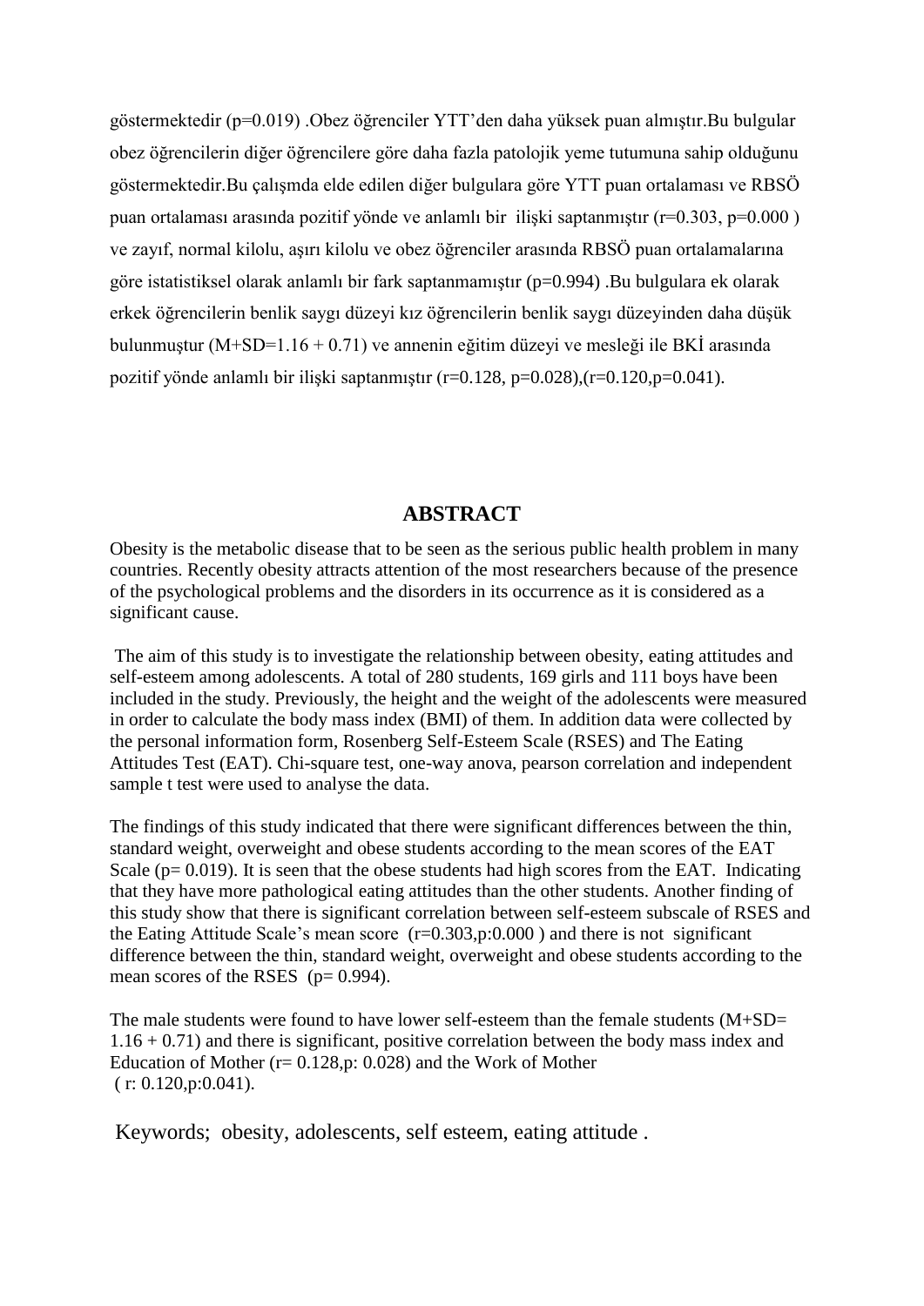göstermektedir (p=0.019) .Obez öğrenciler YTT'den daha yüksek puan almıştır.Bu bulgular obez öğrencilerin diğer öğrencilere göre daha fazla patolojik yeme tutumuna sahip olduğunu göstermektedir.Bu çalışmda elde edilen diğer bulgulara göre YTT puan ortalaması ve RBSÖ puan ortalaması arasında pozitif yönde ve anlamlı bir ilişki saptanmıştır (r=0.303, p=0.000 ) ve zayıf, normal kilolu, aşırı kilolu ve obez öğrenciler arasında RBSÖ puan ortalamalarına göre istatistiksel olarak anlamlı bir fark saptanmamıştır (p=0.994) .Bu bulgulara ek olarak erkek öğrencilerin benlik saygı düzeyi kız öğrencilerin benlik saygı düzeyinden daha düşük bulunmuştur (M+SD=1.16 + 0.71) ve annenin eğitim düzeyi ve mesleği ile BKİ arasında pozitif yönde anlamlı bir ilişki saptanmıştır (r=0.128, p=0.028),(r=0.120,p=0.041).

## ABSTRACT

Obesity is the metabolic disease that to be seen as the serious public health problem in many countries. Recently obesity attracts attention of the most researchers because of the presence of the psychological problems and the disorders in its occurrence as it is considered as a significant cause.

The aim of this study is to investigate the relationship between obesity, eating attitudes and self-esteem among adolescents. A total of 280 students, 169 girls and 111 boys have been included in the study. Previously, the height and the weight of the adolescents were measured in order to calculate the body mass index (BMI) of them. In addition data were collected by the personal information form, Rosenberg Self-Esteem Scale (RSES) and The Eating Attitudes Test (EAT). Chi-square test, one-way anova, pearson correlation and independent sample t test were used to analyse the data.

The findings of this study indicated that there were significant differences between the thin, standard weight, overweight and obese students according to the mean scores of the EAT Scale (p= 0.019). It is seen that the obese students had high scores from the EAT. Indicating that they have more pathological eating attitudes than the other students. Another finding of this study show that there is significant correlation between self-esteem subscale of RSES and the Eating Attitude Scale's mean score (r=0.303,p:0.000 ) and there is not significant difference between the thin, standard weight, overweight and obese students according to the mean scores of the RSES (p= 0.994).

The male students were found to have lower self-esteem than the female students (M+SD= 1.16 + 0.71) and there is significant, positive correlation between the body mass index and Education of Mother (r= 0.128,p: 0.028) and the Work of Mother ( r: 0.120,p:0.041).

Keywords; obesity, adolescents, self esteem, eating attitude .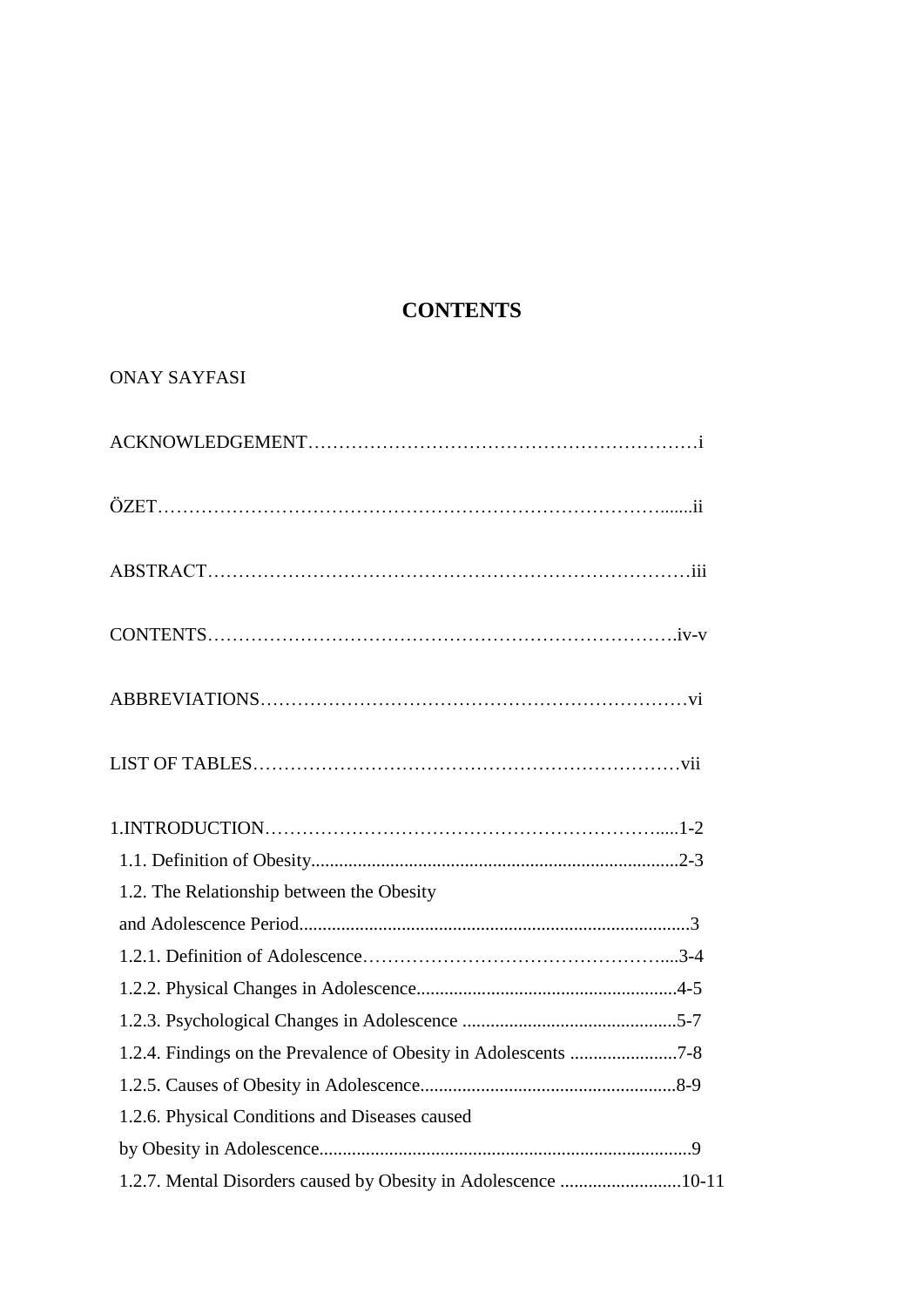# CONTENTS

ONAY SAYFASI

ACKNOWLEDGEMENT……………………………………………………………i

ÖZET…………………………………………………………………………......ii

ABSTRACT……………………………………………………………………iii

CONTENTS…………………………………………………………………iv-v

ABBREVIATIONS……………………………………………………………vi

LIST OF TABLES……………………………………………………………vii

1.INTRODUCTION……………………………………………………….....1-2

1.1. Definition of Obesity..............................................................................2-3

1.2. The Relationship between the Obesity and Adolescence Period...................................................................................3

1.2.1. Definition of Adolescence…………………………………………....3-4

1.2.2. Physical Changes in Adolescence........................................................4-5

1.2.3. Psychological Changes in Adolescence ..............................................5-7

1.2.4. Findings on the Prevalence of Obesity in Adolescents .......................7-8

1.2.5. Causes of Obesity in Adolescence.......................................................8-9

1.2.6. Physical Conditions and Diseases caused by Obesity in Adolescence...............................................................................9

1.2.7. Mental Disorders caused by Obesity in Adolescence ..........................10-11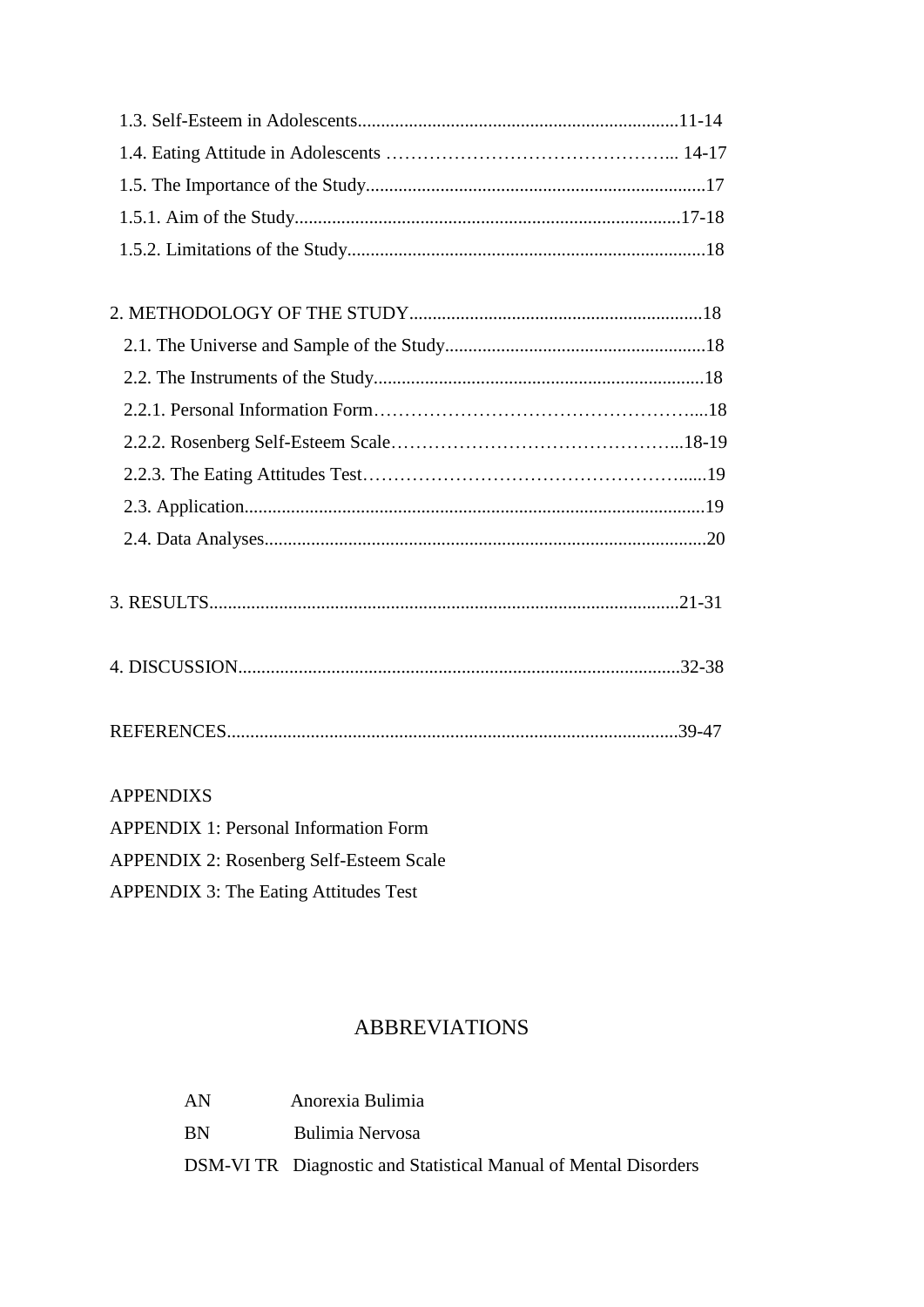1.3. Self-Esteem in Adolescents....................................................................11-14

1.4. Eating Attitude in Adolescents ……………………………………….. 14-17

1.5. The Importance of the Study........................................................................17

1.5.1. Aim of the Study..................................................................................17-18

1.5.2. Limitations of the Study............................................................................18

2. METHODOLOGY OF THE STUDY..............................................................18

2.1. The Universe and Sample of the Study........................................................18

2.2. The Instruments of the Study......................................................................18

2.2.1. Personal Information Form…………………………………………....18

2.2.2. Rosenberg Self-Esteem Scale……………………………………...18-19

2.2.3. The Eating Attitudes Test……………………………………………......19

2.3. Application..................................................................................................19

2.4. Data Analyses.............................................................................................20

3. RESULTS....................................................................................................21-31

4. DISCUSSION..............................................................................................32-38

REFERENCES................................................................................................39-47

APPENDIXS

APPENDIX 1: Personal Information Form

APPENDIX 2: Rosenberg Self-Esteem Scale

APPENDIX 3: The Eating Attitudes Test

## ABBREVIATIONS

| | |
|---|---|
| AN | Anorexia Bulimia |
| BN | Bulimia Nervosa |
| DSM-VI TR | Diagnostic and Statistical Manual of Mental Disorders |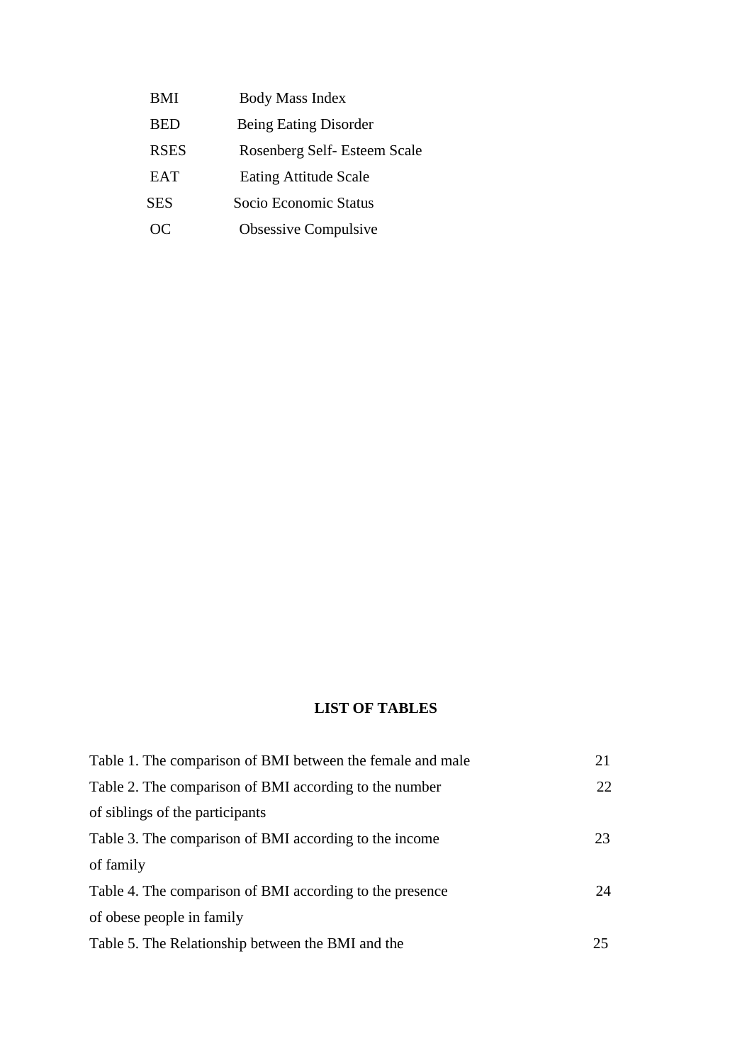| | |
|---|---|
| BMI | Body Mass Index |
| BED | Being Eating Disorder |
| RSES | Rosenberg Self- Esteem Scale |
| EAT | Eating Attitude Scale |
| SES | Socio Economic Status |
| OC | Obsessive Compulsive |

## LIST OF TABLES

| | |
|---|---|
| Table 1. The comparison of BMI between the female and male | 21 |
| Table 2. The comparison of BMI according to the number of siblings of the participants | 22 |
| Table 3. The comparison of BMI according to the income of family | 23 |
| Table 4. The comparison of BMI according to the presence of obese people in family | 24 |
| Table 5. The Relationship between the BMI and the | 25 |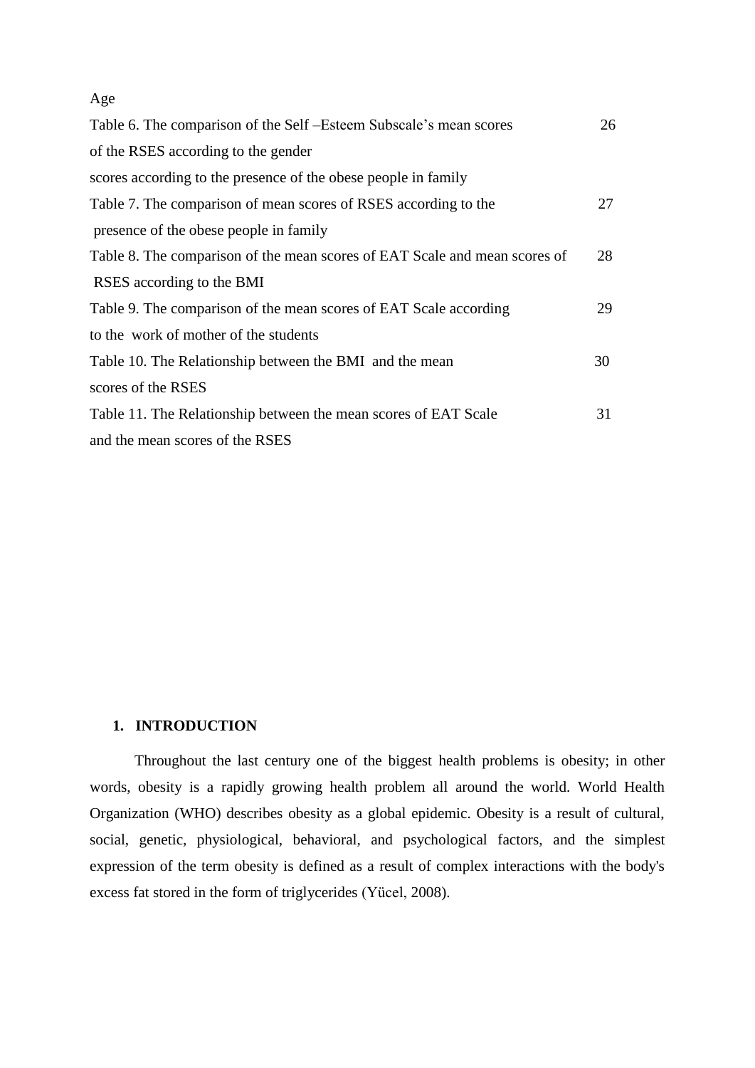Age

Table 6. The comparison of the Self –Esteem Subscale's mean scores of the RSES according to the gender scores according to the presence of the obese people in family 26

Table 7. The comparison of mean scores of RSES according to the presence of the obese people in family 27

Table 8. The comparison of the mean scores of EAT Scale and mean scores of RSES according to the BMI 28

Table 9. The comparison of the mean scores of EAT Scale according to the work of mother of the students 29

Table 10. The Relationship between the BMI and the mean scores of the RSES 30

Table 11. The Relationship between the mean scores of EAT Scale and the mean scores of the RSES 31

# 1. INTRODUCTION

Throughout the last century one of the biggest health problems is obesity; in other words, obesity is a rapidly growing health problem all around the world. World Health Organization (WHO) describes obesity as a global epidemic. Obesity is a result of cultural, social, genetic, physiological, behavioral, and psychological factors, and the simplest expression of the term obesity is defined as a result of complex interactions with the body's excess fat stored in the form of triglycerides (Yücel, 2008).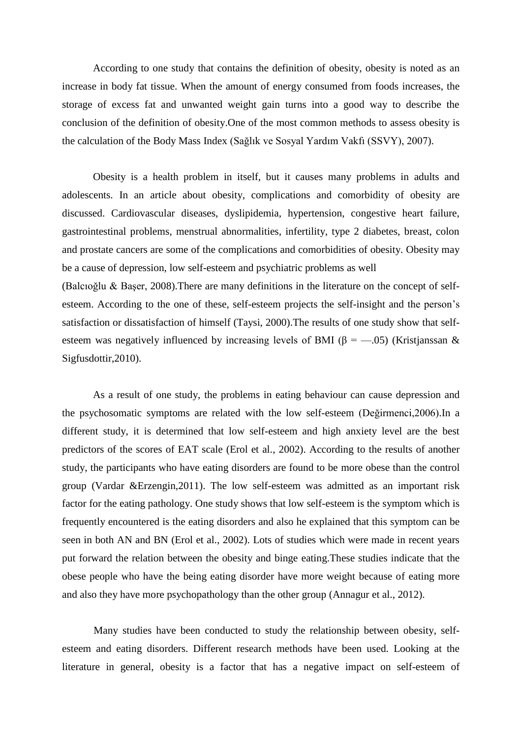According to one study that contains the definition of obesity, obesity is noted as an increase in body fat tissue. When the amount of energy consumed from foods increases, the storage of excess fat and unwanted weight gain turns into a good way to describe the conclusion of the definition of obesity.One of the most common methods to assess obesity is the calculation of the Body Mass Index (Sağlık ve Sosyal Yardım Vakfı (SSVY), 2007).

Obesity is a health problem in itself, but it causes many problems in adults and adolescents. In an article about obesity, complications and comorbidity of obesity are discussed. Cardiovascular diseases, dyslipidemia, hypertension, congestive heart failure, gastrointestinal problems, menstrual abnormalities, infertility, type 2 diabetes, breast, colon and prostate cancers are some of the complications and comorbidities of obesity. Obesity may be a cause of depression, low self-esteem and psychiatric problems as well (Balcıoğlu & Başer, 2008).There are many definitions in the literature on the concept of self-esteem. According to the one of these, self-esteem projects the self-insight and the person's satisfaction or dissatisfaction of himself (Taysi, 2000).The results of one study show that self-esteem was negatively influenced by increasing levels of BMI ($\beta$ = —.05) (Kristjanssan & Sigfusdottir,2010).

As a result of one study, the problems in eating behaviour can cause depression and the psychosomatic symptoms are related with the low self-esteem (Değirmenci,2006).In a different study, it is determined that low self-esteem and high anxiety level are the best predictors of the scores of EAT scale (Erol et al., 2002). According to the results of another study, the participants who have eating disorders are found to be more obese than the control group (Vardar &Erzengin,2011). The low self-esteem was admitted as an important risk factor for the eating pathology. One study shows that low self-esteem is the symptom which is frequently encountered is the eating disorders and also he explained that this symptom can be seen in both AN and BN (Erol et al., 2002). Lots of studies which were made in recent years put forward the relation between the obesity and binge eating.These studies indicate that the obese people who have the being eating disorder have more weight because of eating more and also they have more psychopathology than the other group (Annagur et al., 2012).

Many studies have been conducted to study the relationship between obesity, self-esteem and eating disorders. Different research methods have been used. Looking at the literature in general, obesity is a factor that has a negative impact on self-esteem of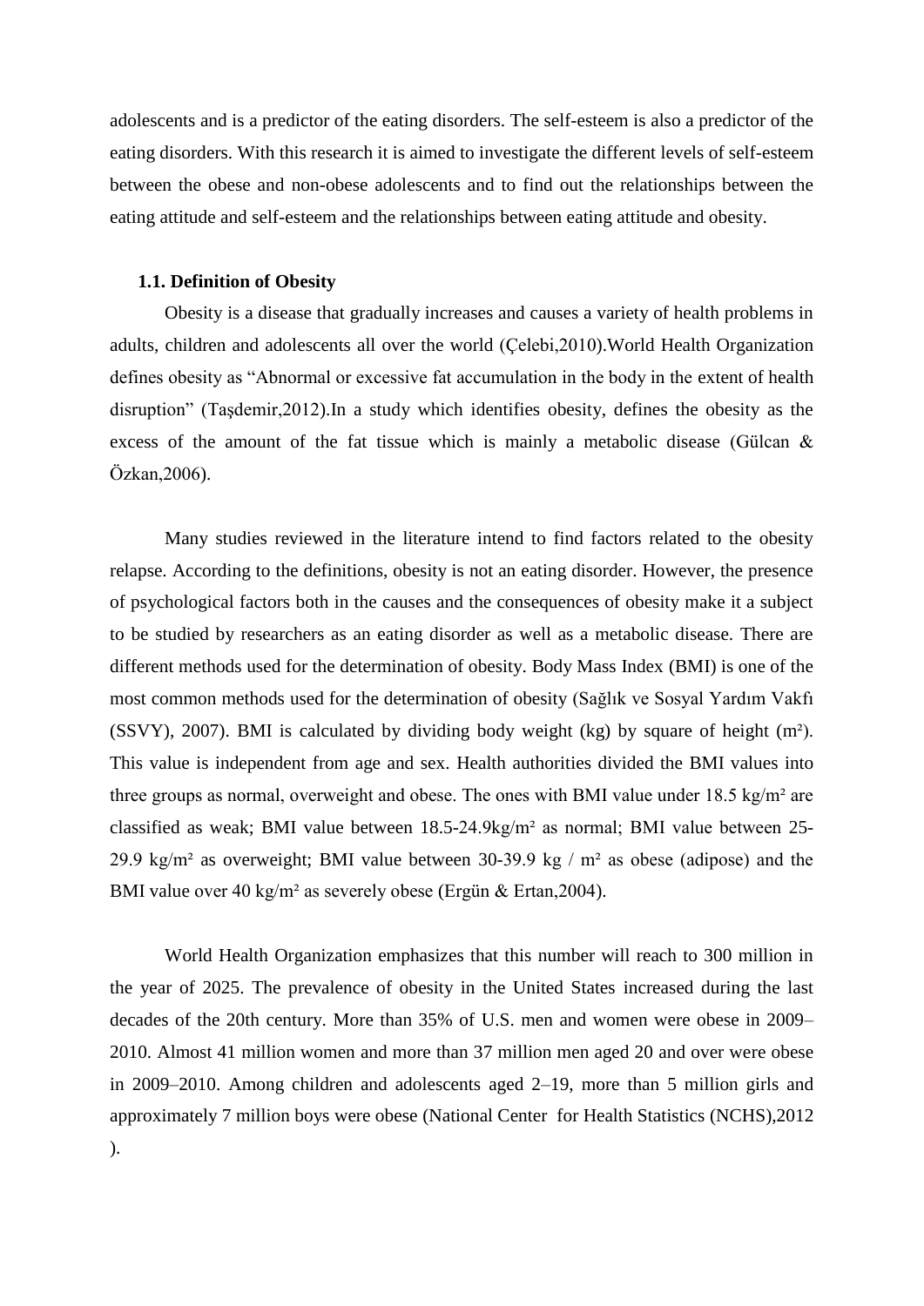adolescents and is a predictor of the eating disorders. The self-esteem is also a predictor of the eating disorders. With this research it is aimed to investigate the different levels of self-esteem between the obese and non-obese adolescents and to find out the relationships between the eating attitude and self-esteem and the relationships between eating attitude and obesity.

### 1.1. Definition of Obesity

Obesity is a disease that gradually increases and causes a variety of health problems in adults, children and adolescents all over the world (Çelebi,2010).World Health Organization defines obesity as "Abnormal or excessive fat accumulation in the body in the extent of health disruption" (Taşdemir,2012).In a study which identifies obesity, defines the obesity as the excess of the amount of the fat tissue which is mainly a metabolic disease (Gülcan & Özkan,2006).

Many studies reviewed in the literature intend to find factors related to the obesity relapse. According to the definitions, obesity is not an eating disorder. However, the presence of psychological factors both in the causes and the consequences of obesity make it a subject to be studied by researchers as an eating disorder as well as a metabolic disease. There are different methods used for the determination of obesity. Body Mass Index (BMI) is one of the most common methods used for the determination of obesity (Sağlık ve Sosyal Yardım Vakfı (SSVY), 2007). BMI is calculated by dividing body weight (kg) by square of height ($m^2$). This value is independent from age and sex. Health authorities divided the BMI values into three groups as normal, overweight and obese. The ones with BMI value under 18.5 kg/$m^2$ are classified as weak; BMI value between 18.5-24.9kg/$m^2$ as normal; BMI value between 25-29.9 kg/$m^2$ as overweight; BMI value between 30-39.9 kg / $m^2$ as obese (adipose) and the BMI value over 40 kg/$m^2$ as severely obese (Ergün & Ertan,2004).

World Health Organization emphasizes that this number will reach to 300 million in the year of 2025. The prevalence of obesity in the United States increased during the last decades of the 20th century. More than 35% of U.S. men and women were obese in 2009–2010. Almost 41 million women and more than 37 million men aged 20 and over were obese in 2009–2010. Among children and adolescents aged 2–19, more than 5 million girls and approximately 7 million boys were obese (National Center for Health Statistics (NCHS),2012 ).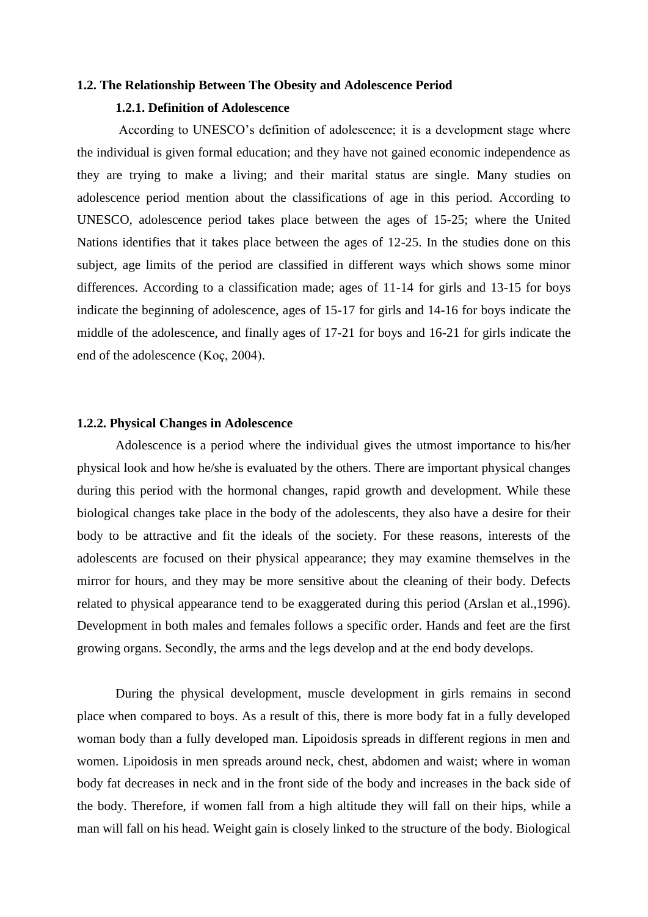## 1.2. The Relationship Between The Obesity and Adolescence Period

### 1.2.1. Definition of Adolescence

According to UNESCO's definition of adolescence; it is a development stage where the individual is given formal education; and they have not gained economic independence as they are trying to make a living; and their marital status are single. Many studies on adolescence period mention about the classifications of age in this period. According to UNESCO, adolescence period takes place between the ages of 15-25; where the United Nations identifies that it takes place between the ages of 12-25. In the studies done on this subject, age limits of the period are classified in different ways which shows some minor differences. According to a classification made; ages of 11-14 for girls and 13-15 for boys indicate the beginning of adolescence, ages of 15-17 for girls and 14-16 for boys indicate the middle of the adolescence, and finally ages of 17-21 for boys and 16-21 for girls indicate the end of the adolescence (Koç, 2004).

### 1.2.2. Physical Changes in Adolescence

Adolescence is a period where the individual gives the utmost importance to his/her physical look and how he/she is evaluated by the others. There are important physical changes during this period with the hormonal changes, rapid growth and development. While these biological changes take place in the body of the adolescents, they also have a desire for their body to be attractive and fit the ideals of the society. For these reasons, interests of the adolescents are focused on their physical appearance; they may examine themselves in the mirror for hours, and they may be more sensitive about the cleaning of their body. Defects related to physical appearance tend to be exaggerated during this period (Arslan et al.,1996). Development in both males and females follows a specific order. Hands and feet are the first growing organs. Secondly, the arms and the legs develop and at the end body develops.

During the physical development, muscle development in girls remains in second place when compared to boys. As a result of this, there is more body fat in a fully developed woman body than a fully developed man. Lipoidosis spreads in different regions in men and women. Lipoidosis in men spreads around neck, chest, abdomen and waist; where in woman body fat decreases in neck and in the front side of the body and increases in the back side of the body. Therefore, if women fall from a high altitude they will fall on their hips, while a man will fall on his head. Weight gain is closely linked to the structure of the body. Biological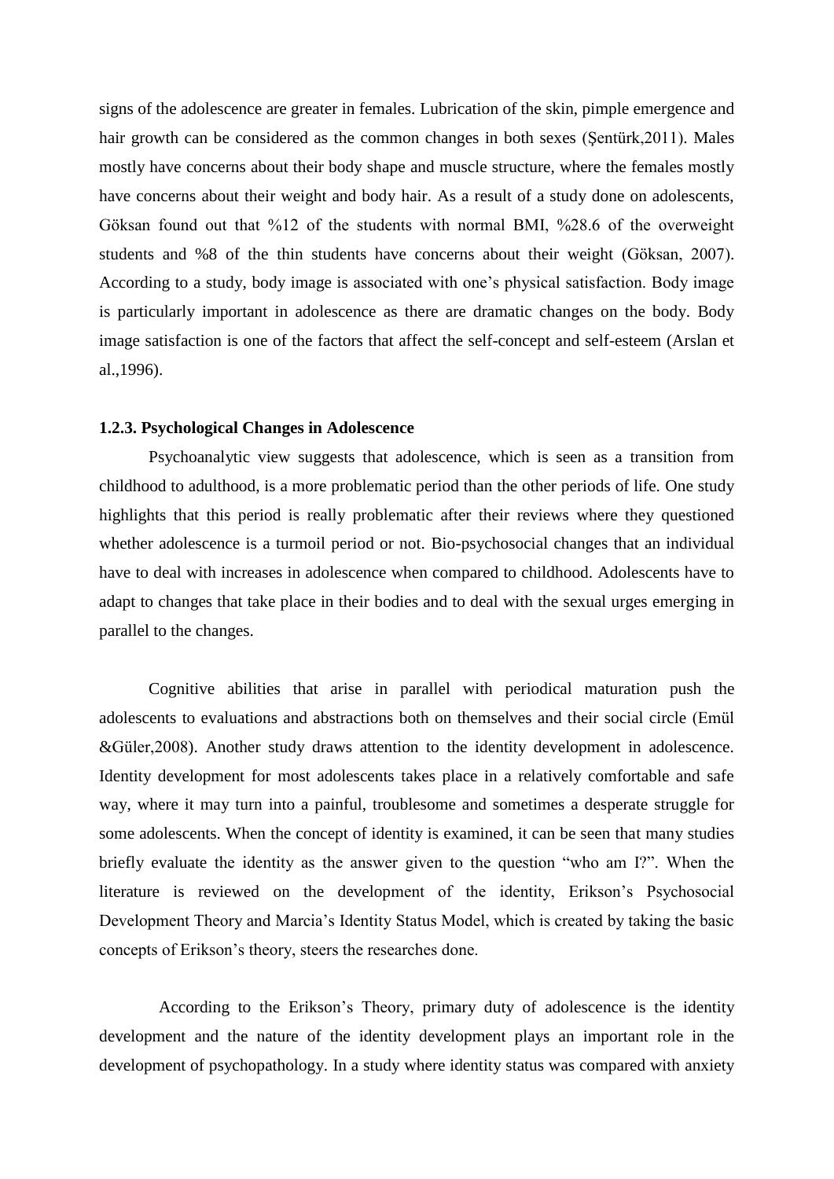signs of the adolescence are greater in females. Lubrication of the skin, pimple emergence and hair growth can be considered as the common changes in both sexes (Şentürk,2011). Males mostly have concerns about their body shape and muscle structure, where the females mostly have concerns about their weight and body hair. As a result of a study done on adolescents, Göksan found out that %12 of the students with normal BMI, %28.6 of the overweight students and %8 of the thin students have concerns about their weight (Göksan, 2007). According to a study, body image is associated with one's physical satisfaction. Body image is particularly important in adolescence as there are dramatic changes on the body. Body image satisfaction is one of the factors that affect the self-concept and self-esteem (Arslan et al.,1996).

### 1.2.3. Psychological Changes in Adolescence

Psychoanalytic view suggests that adolescence, which is seen as a transition from childhood to adulthood, is a more problematic period than the other periods of life. One study highlights that this period is really problematic after their reviews where they questioned whether adolescence is a turmoil period or not. Bio-psychosocial changes that an individual have to deal with increases in adolescence when compared to childhood. Adolescents have to adapt to changes that take place in their bodies and to deal with the sexual urges emerging in parallel to the changes.

Cognitive abilities that arise in parallel with periodical maturation push the adolescents to evaluations and abstractions both on themselves and their social circle (Emül &Güler,2008). Another study draws attention to the identity development in adolescence. Identity development for most adolescents takes place in a relatively comfortable and safe way, where it may turn into a painful, troublesome and sometimes a desperate struggle for some adolescents. When the concept of identity is examined, it can be seen that many studies briefly evaluate the identity as the answer given to the question "who am I?". When the literature is reviewed on the development of the identity, Erikson's Psychosocial Development Theory and Marcia's Identity Status Model, which is created by taking the basic concepts of Erikson's theory, steers the researches done.

According to the Erikson's Theory, primary duty of adolescence is the identity development and the nature of the identity development plays an important role in the development of psychopathology. In a study where identity status was compared with anxiety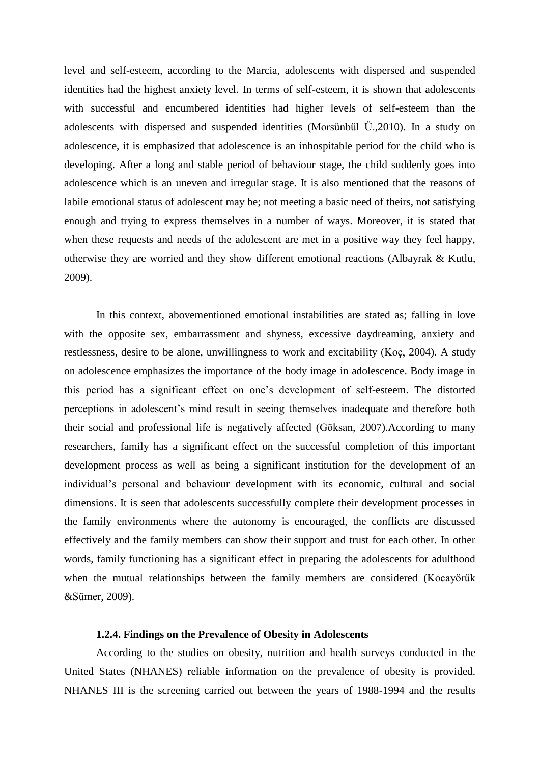level and self-esteem, according to the Marcia, adolescents with dispersed and suspended identities had the highest anxiety level. In terms of self-esteem, it is shown that adolescents with successful and encumbered identities had higher levels of self-esteem than the adolescents with dispersed and suspended identities (Morsünbül Ü.,2010). In a study on adolescence, it is emphasized that adolescence is an inhospitable period for the child who is developing. After a long and stable period of behaviour stage, the child suddenly goes into adolescence which is an uneven and irregular stage. It is also mentioned that the reasons of labile emotional status of adolescent may be; not meeting a basic need of theirs, not satisfying enough and trying to express themselves in a number of ways. Moreover, it is stated that when these requests and needs of the adolescent are met in a positive way they feel happy, otherwise they are worried and they show different emotional reactions (Albayrak & Kutlu, 2009).

In this context, abovementioned emotional instabilities are stated as; falling in love with the opposite sex, embarrassment and shyness, excessive daydreaming, anxiety and restlessness, desire to be alone, unwillingness to work and excitability (Koç, 2004). A study on adolescence emphasizes the importance of the body image in adolescence. Body image in this period has a significant effect on one's development of self-esteem. The distorted perceptions in adolescent's mind result in seeing themselves inadequate and therefore both their social and professional life is negatively affected (Göksan, 2007).According to many researchers, family has a significant effect on the successful completion of this important development process as well as being a significant institution for the development of an individual's personal and behaviour development with its economic, cultural and social dimensions. It is seen that adolescents successfully complete their development processes in the family environments where the autonomy is encouraged, the conflicts are discussed effectively and the family members can show their support and trust for each other. In other words, family functioning has a significant effect in preparing the adolescents for adulthood when the mutual relationships between the family members are considered (Kocayörük &Sümer, 2009).

### 1.2.4. Findings on the Prevalence of Obesity in Adolescents

According to the studies on obesity, nutrition and health surveys conducted in the United States (NHANES) reliable information on the prevalence of obesity is provided. NHANES III is the screening carried out between the years of 1988-1994 and the results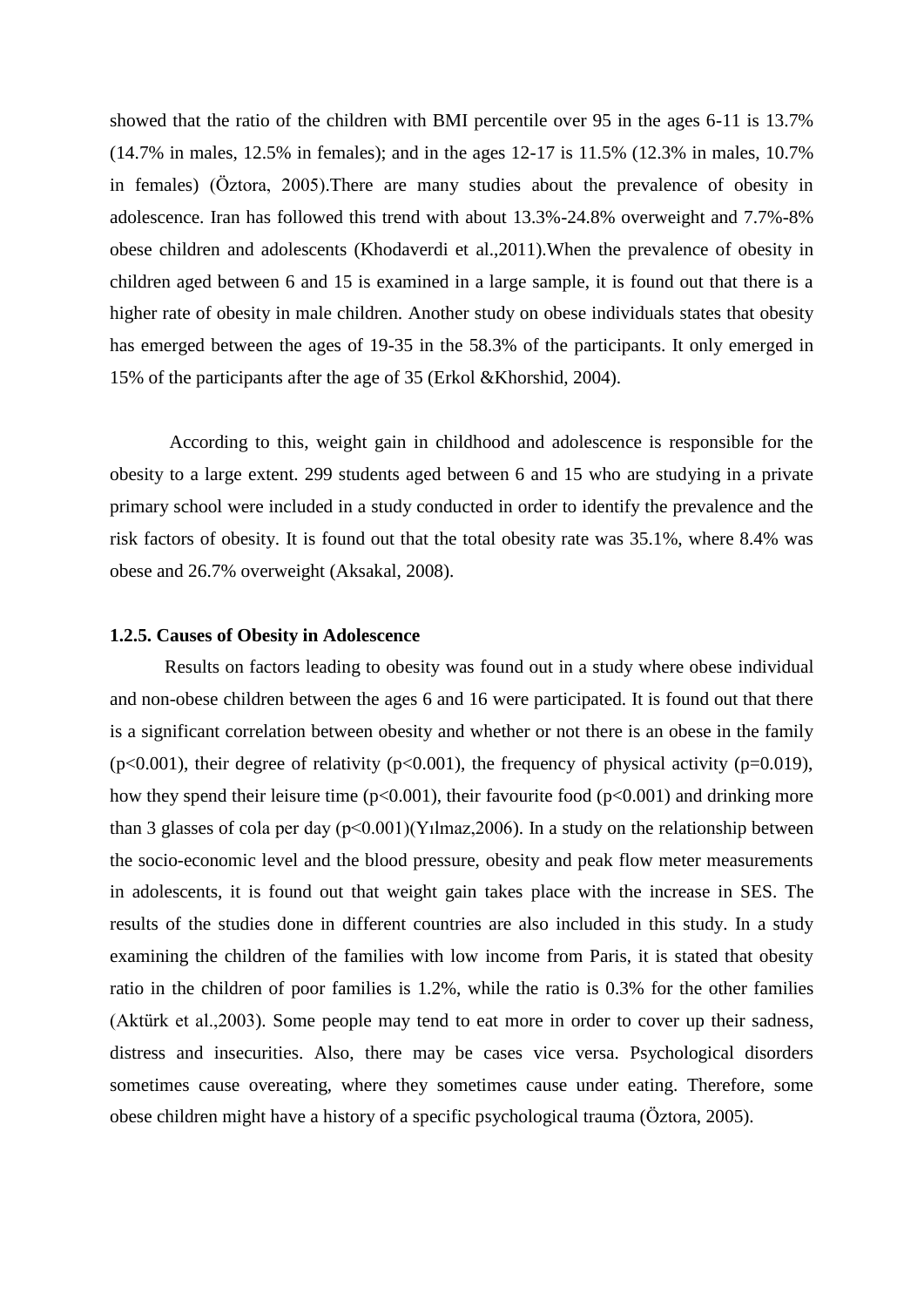showed that the ratio of the children with BMI percentile over 95 in the ages 6-11 is 13.7% (14.7% in males, 12.5% in females); and in the ages 12-17 is 11.5% (12.3% in males, 10.7% in females) (Öztora, 2005).There are many studies about the prevalence of obesity in adolescence. Iran has followed this trend with about 13.3%-24.8% overweight and 7.7%-8% obese children and adolescents (Khodaverdi et al.,2011).When the prevalence of obesity in children aged between 6 and 15 is examined in a large sample, it is found out that there is a higher rate of obesity in male children. Another study on obese individuals states that obesity has emerged between the ages of 19-35 in the 58.3% of the participants. It only emerged in 15% of the participants after the age of 35 (Erkol &Khorshid, 2004).

According to this, weight gain in childhood and adolescence is responsible for the obesity to a large extent. 299 students aged between 6 and 15 who are studying in a private primary school were included in a study conducted in order to identify the prevalence and the risk factors of obesity. It is found out that the total obesity rate was 35.1%, where 8.4% was obese and 26.7% overweight (Aksakal, 2008).

### 1.2.5. Causes of Obesity in Adolescence

Results on factors leading to obesity was found out in a study where obese individual and non-obese children between the ages 6 and 16 were participated. It is found out that there is a significant correlation between obesity and whether or not there is an obese in the family ($p<0.001$), their degree of relativity ($p<0.001$), the frequency of physical activity ($p=0.019$), how they spend their leisure time ($p<0.001$), their favourite food ($p<0.001$) and drinking more than 3 glasses of cola per day ($p<0.001$)(Yılmaz,2006). In a study on the relationship between the socio-economic level and the blood pressure, obesity and peak flow meter measurements in adolescents, it is found out that weight gain takes place with the increase in SES. The results of the studies done in different countries are also included in this study. In a study examining the children of the families with low income from Paris, it is stated that obesity ratio in the children of poor families is 1.2%, while the ratio is 0.3% for the other families (Aktürk et al.,2003). Some people may tend to eat more in order to cover up their sadness, distress and insecurities. Also, there may be cases vice versa. Psychological disorders sometimes cause overeating, where they sometimes cause under eating. Therefore, some obese children might have a history of a specific psychological trauma (Öztora, 2005).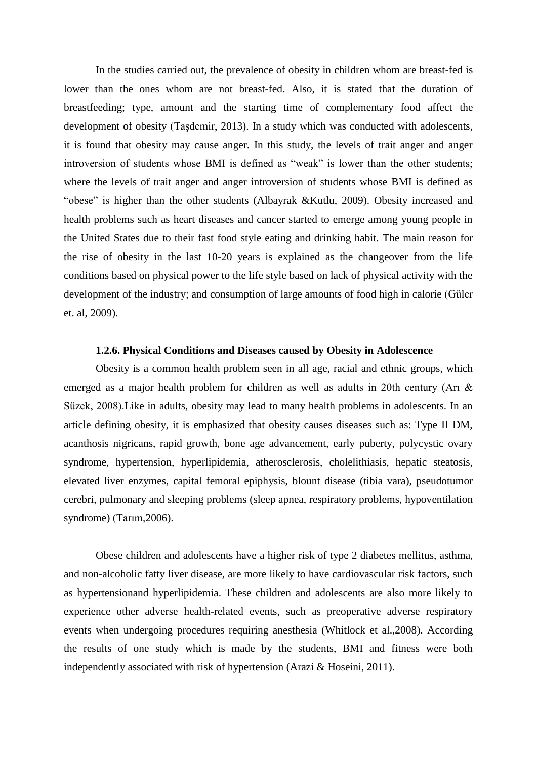In the studies carried out, the prevalence of obesity in children whom are breast-fed is lower than the ones whom are not breast-fed. Also, it is stated that the duration of breastfeeding; type, amount and the starting time of complementary food affect the development of obesity (Taşdemir, 2013). In a study which was conducted with adolescents, it is found that obesity may cause anger. In this study, the levels of trait anger and anger introversion of students whose BMI is defined as "weak" is lower than the other students; where the levels of trait anger and anger introversion of students whose BMI is defined as "obese" is higher than the other students (Albayrak &Kutlu, 2009). Obesity increased and health problems such as heart diseases and cancer started to emerge among young people in the United States due to their fast food style eating and drinking habit. The main reason for the rise of obesity in the last 10-20 years is explained as the changeover from the life conditions based on physical power to the life style based on lack of physical activity with the development of the industry; and consumption of large amounts of food high in calorie (Güler et. al, 2009).

### 1.2.6. Physical Conditions and Diseases caused by Obesity in Adolescence

Obesity is a common health problem seen in all age, racial and ethnic groups, which emerged as a major health problem for children as well as adults in 20th century (Arı & Süzek, 2008).Like in adults, obesity may lead to many health problems in adolescents. In an article defining obesity, it is emphasized that obesity causes diseases such as: Type II DM, acanthosis nigricans, rapid growth, bone age advancement, early puberty, polycystic ovary syndrome, hypertension, hyperlipidemia, atherosclerosis, cholelithiasis, hepatic steatosis, elevated liver enzymes, capital femoral epiphysis, blount disease (tibia vara), pseudotumor cerebri, pulmonary and sleeping problems (sleep apnea, respiratory problems, hypoventilation syndrome) (Tarım,2006).

Obese children and adolescents have a higher risk of type 2 diabetes mellitus, asthma, and non-alcoholic fatty liver disease, are more likely to have cardiovascular risk factors, such as hypertensionand hyperlipidemia. These children and adolescents are also more likely to experience other adverse health-related events, such as preoperative adverse respiratory events when undergoing procedures requiring anesthesia (Whitlock et al.,2008). According the results of one study which is made by the students, BMI and fitness were both independently associated with risk of hypertension (Arazi & Hoseini, 2011).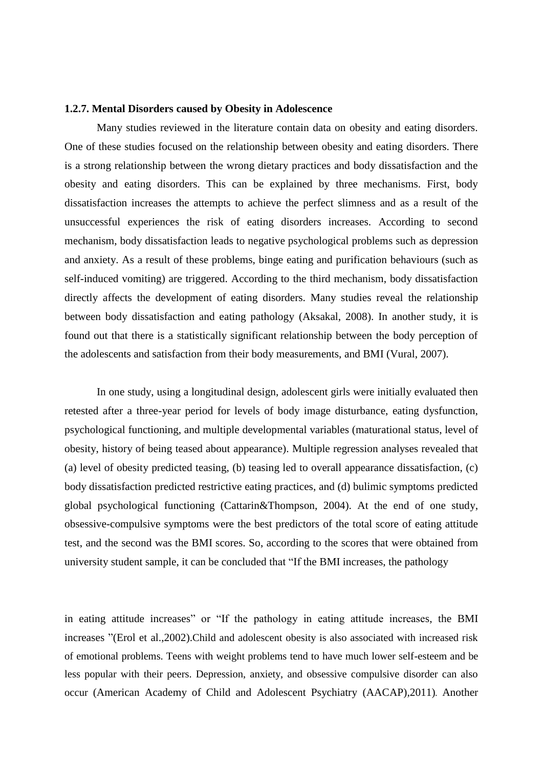**1.2.7. Mental Disorders caused by Obesity in Adolescence**

Many studies reviewed in the literature contain data on obesity and eating disorders. One of these studies focused on the relationship between obesity and eating disorders. There is a strong relationship between the wrong dietary practices and body dissatisfaction and the obesity and eating disorders. This can be explained by three mechanisms. First, body dissatisfaction increases the attempts to achieve the perfect slimness and as a result of the unsuccessful experiences the risk of eating disorders increases. According to second mechanism, body dissatisfaction leads to negative psychological problems such as depression and anxiety. As a result of these problems, binge eating and purification behaviours (such as self-induced vomiting) are triggered. According to the third mechanism, body dissatisfaction directly affects the development of eating disorders. Many studies reveal the relationship between body dissatisfaction and eating pathology (Aksakal, 2008). In another study, it is found out that there is a statistically significant relationship between the body perception of the adolescents and satisfaction from their body measurements, and BMI (Vural, 2007).

In one study, using a longitudinal design, adolescent girls were initially evaluated then retested after a three-year period for levels of body image disturbance, eating dysfunction, psychological functioning, and multiple developmental variables (maturational status, level of obesity, history of being teased about appearance). Multiple regression analyses revealed that (a) level of obesity predicted teasing, (b) teasing led to overall appearance dissatisfaction, (c) body dissatisfaction predicted restrictive eating practices, and (d) bulimic symptoms predicted global psychological functioning (Cattarin&Thompson, 2004). At the end of one study, obsessive-compulsive symptoms were the best predictors of the total score of eating attitude test, and the second was the BMI scores. So, according to the scores that were obtained from university student sample, it can be concluded that "If the BMI increases, the pathology in eating attitude increases" or "If the pathology in eating attitude increases, the BMI increases "(Erol et al.,2002).Child and adolescent obesity is also associated with increased risk of emotional problems. Teens with weight problems tend to have much lower self-esteem and be less popular with their peers. Depression, anxiety, and obsessive compulsive disorder can also occur (American Academy of Child and Adolescent Psychiatry (AACAP),2011). Another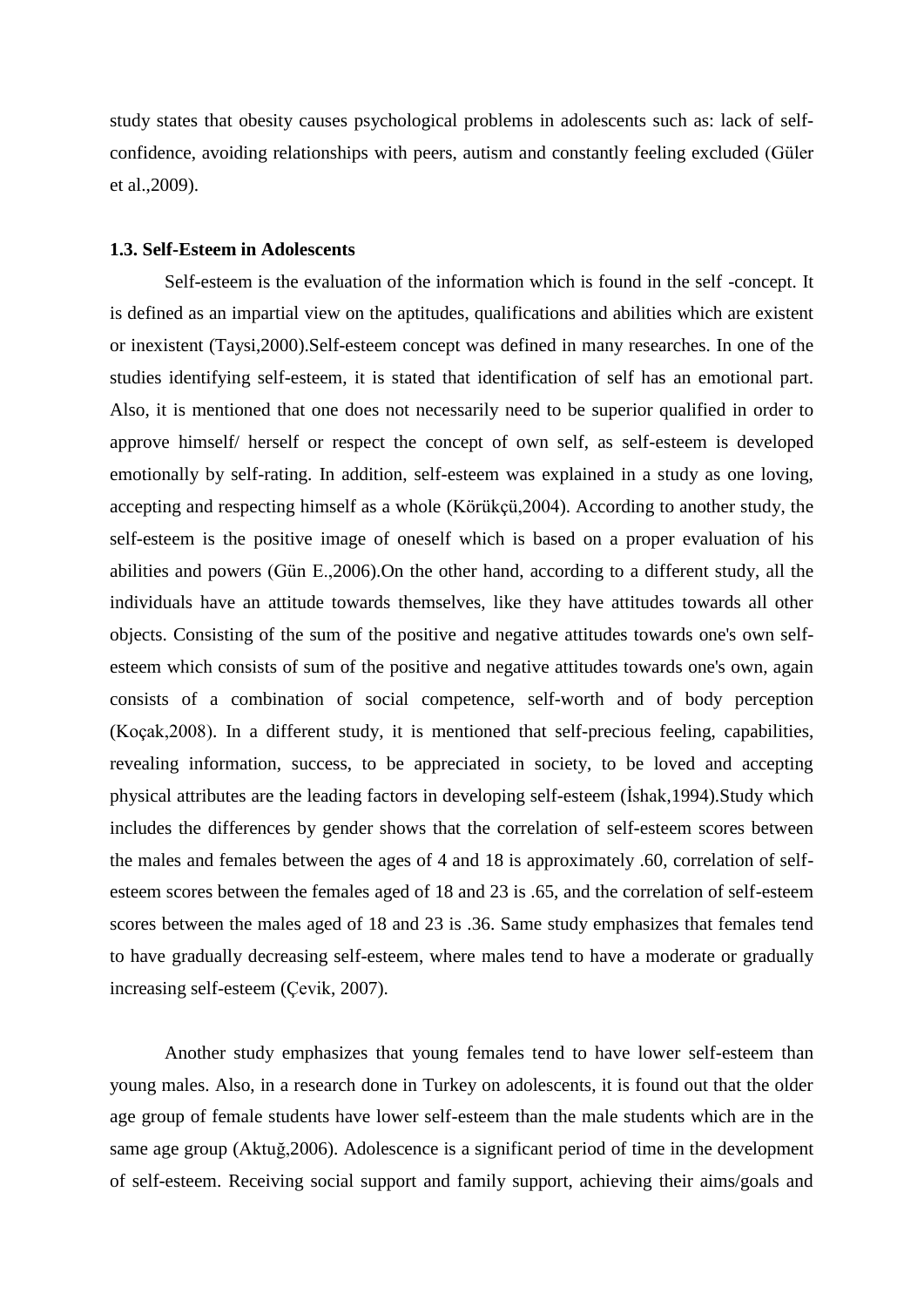study states that obesity causes psychological problems in adolescents such as: lack of self-confidence, avoiding relationships with peers, autism and constantly feeling excluded (Güler et al.,2009).

### 1.3. Self-Esteem in Adolescents

Self-esteem is the evaluation of the information which is found in the self -concept. It is defined as an impartial view on the aptitudes, qualifications and abilities which are existent or inexistent (Taysi,2000).Self-esteem concept was defined in many researches. In one of the studies identifying self-esteem, it is stated that identification of self has an emotional part. Also, it is mentioned that one does not necessarily need to be superior qualified in order to approve himself/ herself or respect the concept of own self, as self-esteem is developed emotionally by self-rating. In addition, self-esteem was explained in a study as one loving, accepting and respecting himself as a whole (Körükçü,2004). According to another study, the self-esteem is the positive image of oneself which is based on a proper evaluation of his abilities and powers (Gün E.,2006).On the other hand, according to a different study, all the individuals have an attitude towards themselves, like they have attitudes towards all other objects. Consisting of the sum of the positive and negative attitudes towards one's own self-esteem which consists of sum of the positive and negative attitudes towards one's own, again consists of a combination of social competence, self-worth and of body perception (Koçak,2008). In a different study, it is mentioned that self-precious feeling, capabilities, revealing information, success, to be appreciated in society, to be loved and accepting physical attributes are the leading factors in developing self-esteem (İshak,1994).Study which includes the differences by gender shows that the correlation of self-esteem scores between the males and females between the ages of 4 and 18 is approximately .60, correlation of self-esteem scores between the females aged of 18 and 23 is .65, and the correlation of self-esteem scores between the males aged of 18 and 23 is .36. Same study emphasizes that females tend to have gradually decreasing self-esteem, where males tend to have a moderate or gradually increasing self-esteem (Çevik, 2007).

Another study emphasizes that young females tend to have lower self-esteem than young males. Also, in a research done in Turkey on adolescents, it is found out that the older age group of female students have lower self-esteem than the male students which are in the same age group (Aktuğ,2006). Adolescence is a significant period of time in the development of self-esteem. Receiving social support and family support, achieving their aims/goals and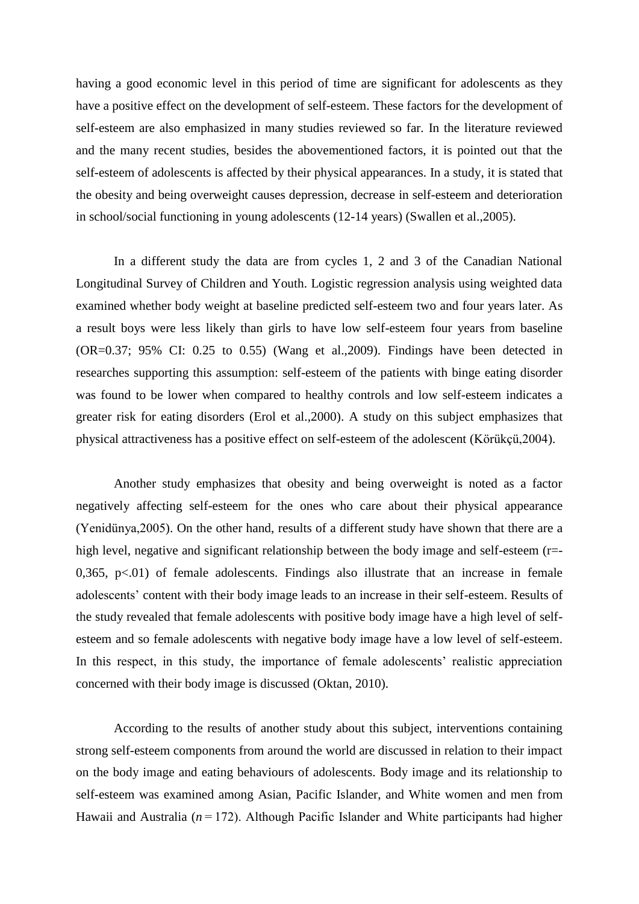having a good economic level in this period of time are significant for adolescents as they have a positive effect on the development of self-esteem. These factors for the development of self-esteem are also emphasized in many studies reviewed so far. In the literature reviewed and the many recent studies, besides the abovementioned factors, it is pointed out that the self-esteem of adolescents is affected by their physical appearances. In a study, it is stated that the obesity and being overweight causes depression, decrease in self-esteem and deterioration in school/social functioning in young adolescents (12-14 years) (Swallen et al.,2005).

In a different study the data are from cycles 1, 2 and 3 of the Canadian National Longitudinal Survey of Children and Youth. Logistic regression analysis using weighted data examined whether body weight at baseline predicted self-esteem two and four years later. As a result boys were less likely than girls to have low self-esteem four years from baseline (OR=0.37; 95% CI: 0.25 to 0.55) (Wang et al.,2009). Findings have been detected in researches supporting this assumption: self-esteem of the patients with binge eating disorder was found to be lower when compared to healthy controls and low self-esteem indicates a greater risk for eating disorders (Erol et al.,2000). A study on this subject emphasizes that physical attractiveness has a positive effect on self-esteem of the adolescent (Körükçü,2004).

Another study emphasizes that obesity and being overweight is noted as a factor negatively affecting self-esteem for the ones who care about their physical appearance (Yenidünya,2005). On the other hand, results of a different study have shown that there are a high level, negative and significant relationship between the body image and self-esteem (r=-0,365, p<.01) of female adolescents. Findings also illustrate that an increase in female adolescents' content with their body image leads to an increase in their self-esteem. Results of the study revealed that female adolescents with positive body image have a high level of self-esteem and so female adolescents with negative body image have a low level of self-esteem. In this respect, in this study, the importance of female adolescents' realistic appreciation concerned with their body image is discussed (Oktan, 2010).

According to the results of another study about this subject, interventions containing strong self-esteem components from around the world are discussed in relation to their impact on the body image and eating behaviours of adolescents. Body image and its relationship to self-esteem was examined among Asian, Pacific Islander, and White women and men from Hawaii and Australia ($n = 172$). Although Pacific Islander and White participants had higher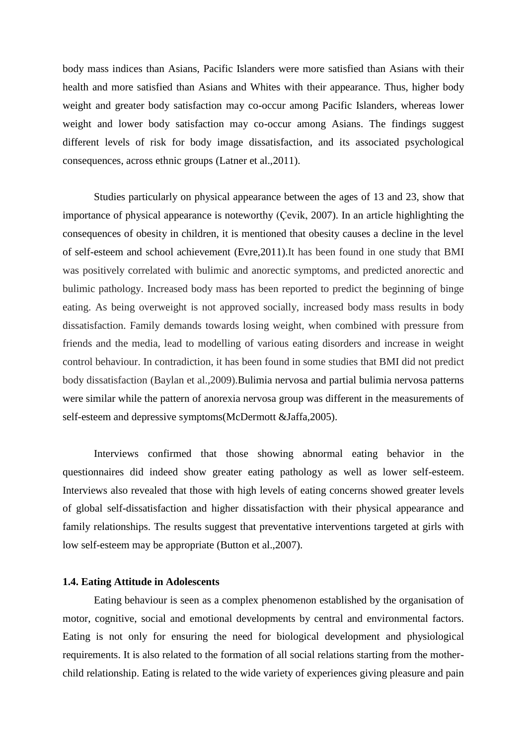body mass indices than Asians, Pacific Islanders were more satisfied than Asians with their health and more satisfied than Asians and Whites with their appearance. Thus, higher body weight and greater body satisfaction may co-occur among Pacific Islanders, whereas lower weight and lower body satisfaction may co-occur among Asians. The findings suggest different levels of risk for body image dissatisfaction, and its associated psychological consequences, across ethnic groups (Latner et al.,2011).

Studies particularly on physical appearance between the ages of 13 and 23, show that importance of physical appearance is noteworthy (Çevik, 2007). In an article highlighting the consequences of obesity in children, it is mentioned that obesity causes a decline in the level of self-esteem and school achievement (Evre,2011).It has been found in one study that BMI was positively correlated with bulimic and anorectic symptoms, and predicted anorectic and bulimic pathology. Increased body mass has been reported to predict the beginning of binge eating. As being overweight is not approved socially, increased body mass results in body dissatisfaction. Family demands towards losing weight, when combined with pressure from friends and the media, lead to modelling of various eating disorders and increase in weight control behaviour. In contradiction, it has been found in some studies that BMI did not predict body dissatisfaction (Baylan et al.,2009).Bulimia nervosa and partial bulimia nervosa patterns were similar while the pattern of anorexia nervosa group was different in the measurements of self-esteem and depressive symptoms(McDermott &Jaffa,2005).

Interviews confirmed that those showing abnormal eating behavior in the questionnaires did indeed show greater eating pathology as well as lower self-esteem. Interviews also revealed that those with high levels of eating concerns showed greater levels of global self-dissatisfaction and higher dissatisfaction with their physical appearance and family relationships. The results suggest that preventative interventions targeted at girls with low self-esteem may be appropriate (Button et al.,2007).

### 1.4. Eating Attitude in Adolescents

Eating behaviour is seen as a complex phenomenon established by the organisation of motor, cognitive, social and emotional developments by central and environmental factors. Eating is not only for ensuring the need for biological development and physiological requirements. It is also related to the formation of all social relations starting from the mother-child relationship. Eating is related to the wide variety of experiences giving pleasure and pain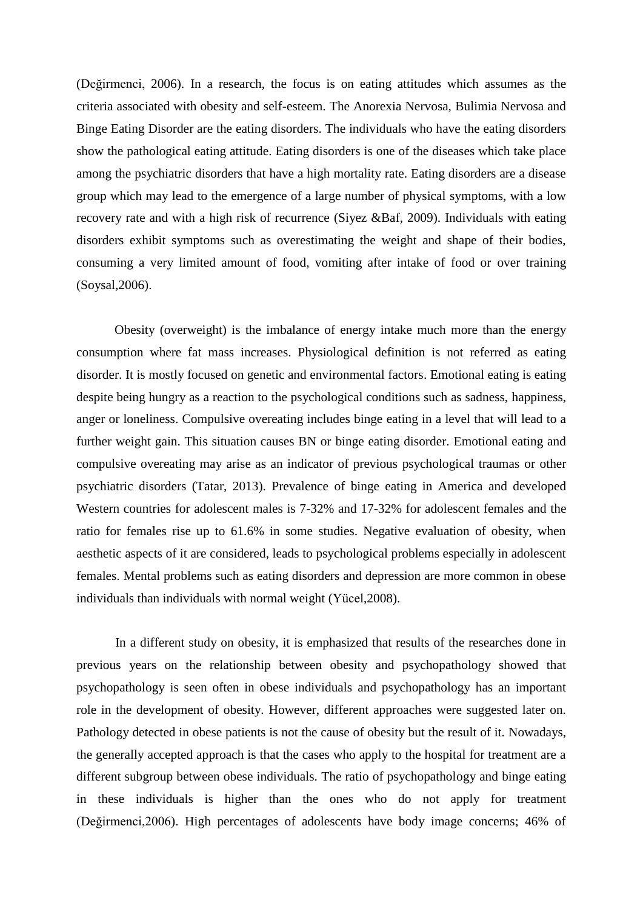(Değirmenci, 2006). In a research, the focus is on eating attitudes which assumes as the criteria associated with obesity and self-esteem. The Anorexia Nervosa, Bulimia Nervosa and Binge Eating Disorder are the eating disorders. The individuals who have the eating disorders show the pathological eating attitude. Eating disorders is one of the diseases which take place among the psychiatric disorders that have a high mortality rate. Eating disorders are a disease group which may lead to the emergence of a large number of physical symptoms, with a low recovery rate and with a high risk of recurrence (Siyez &Baf, 2009). Individuals with eating disorders exhibit symptoms such as overestimating the weight and shape of their bodies, consuming a very limited amount of food, vomiting after intake of food or over training (Soysal,2006).

Obesity (overweight) is the imbalance of energy intake much more than the energy consumption where fat mass increases. Physiological definition is not referred as eating disorder. It is mostly focused on genetic and environmental factors. Emotional eating is eating despite being hungry as a reaction to the psychological conditions such as sadness, happiness, anger or loneliness. Compulsive overeating includes binge eating in a level that will lead to a further weight gain. This situation causes BN or binge eating disorder. Emotional eating and compulsive overeating may arise as an indicator of previous psychological traumas or other psychiatric disorders (Tatar, 2013). Prevalence of binge eating in America and developed Western countries for adolescent males is 7-32% and 17-32% for adolescent females and the ratio for females rise up to 61.6% in some studies. Negative evaluation of obesity, when aesthetic aspects of it are considered, leads to psychological problems especially in adolescent females. Mental problems such as eating disorders and depression are more common in obese individuals than individuals with normal weight (Yücel,2008).

In a different study on obesity, it is emphasized that results of the researches done in previous years on the relationship between obesity and psychopathology showed that psychopathology is seen often in obese individuals and psychopathology has an important role in the development of obesity. However, different approaches were suggested later on. Pathology detected in obese patients is not the cause of obesity but the result of it. Nowadays, the generally accepted approach is that the cases who apply to the hospital for treatment are a different subgroup between obese individuals. The ratio of psychopathology and binge eating in these individuals is higher than the ones who do not apply for treatment (Değirmenci,2006). High percentages of adolescents have body image concerns; 46% of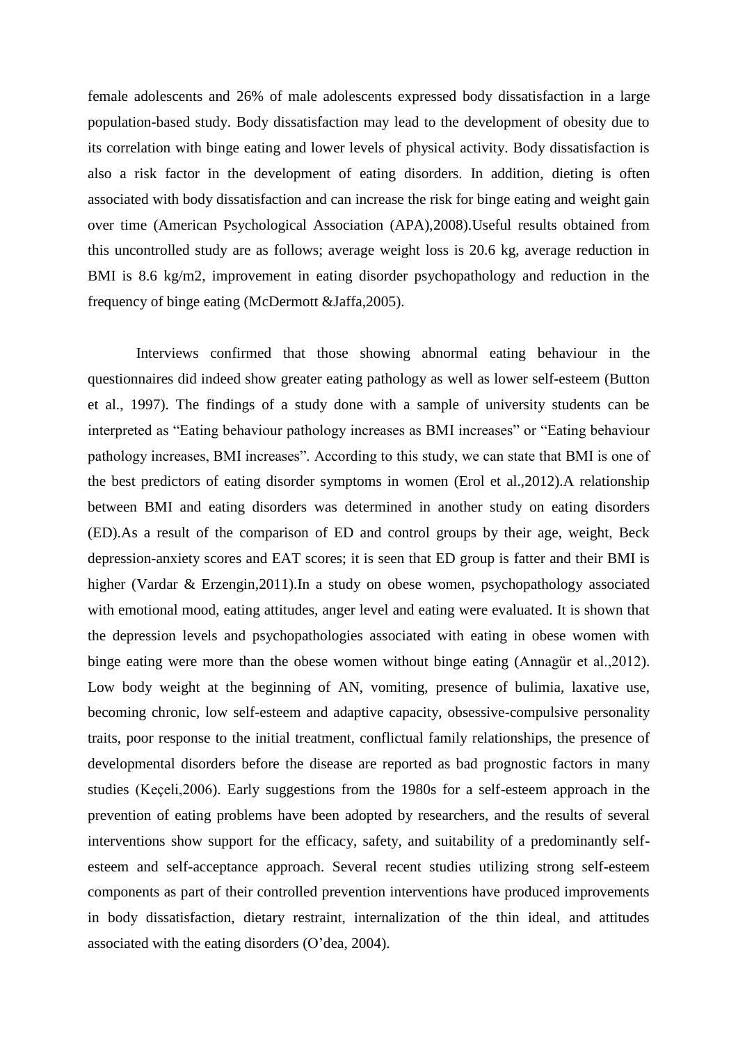female adolescents and 26% of male adolescents expressed body dissatisfaction in a large population-based study. Body dissatisfaction may lead to the development of obesity due to its correlation with binge eating and lower levels of physical activity. Body dissatisfaction is also a risk factor in the development of eating disorders. In addition, dieting is often associated with body dissatisfaction and can increase the risk for binge eating and weight gain over time (American Psychological Association (APA),2008).Useful results obtained from this uncontrolled study are as follows; average weight loss is 20.6 kg, average reduction in BMI is 8.6 kg/m2, improvement in eating disorder psychopathology and reduction in the frequency of binge eating (McDermott &Jaffa,2005).

Interviews confirmed that those showing abnormal eating behaviour in the questionnaires did indeed show greater eating pathology as well as lower self-esteem (Button et al., 1997). The findings of a study done with a sample of university students can be interpreted as “Eating behaviour pathology increases as BMI increases” or “Eating behaviour pathology increases, BMI increases”. According to this study, we can state that BMI is one of the best predictors of eating disorder symptoms in women (Erol et al.,2012).A relationship between BMI and eating disorders was determined in another study on eating disorders (ED).As a result of the comparison of ED and control groups by their age, weight, Beck depression-anxiety scores and EAT scores; it is seen that ED group is fatter and their BMI is higher (Vardar & Erzengin,2011).In a study on obese women, psychopathology associated with emotional mood, eating attitudes, anger level and eating were evaluated. It is shown that the depression levels and psychopathologies associated with eating in obese women with binge eating were more than the obese women without binge eating (Annagür et al.,2012). Low body weight at the beginning of AN, vomiting, presence of bulimia, laxative use, becoming chronic, low self-esteem and adaptive capacity, obsessive-compulsive personality traits, poor response to the initial treatment, conflictual family relationships, the presence of developmental disorders before the disease are reported as bad prognostic factors in many studies (Keçeli,2006). Early suggestions from the 1980s for a self-esteem approach in the prevention of eating problems have been adopted by researchers, and the results of several interventions show support for the efficacy, safety, and suitability of a predominantly self-esteem and self-acceptance approach. Several recent studies utilizing strong self-esteem components as part of their controlled prevention interventions have produced improvements in body dissatisfaction, dietary restraint, internalization of the thin ideal, and attitudes associated with the eating disorders (O’dea, 2004).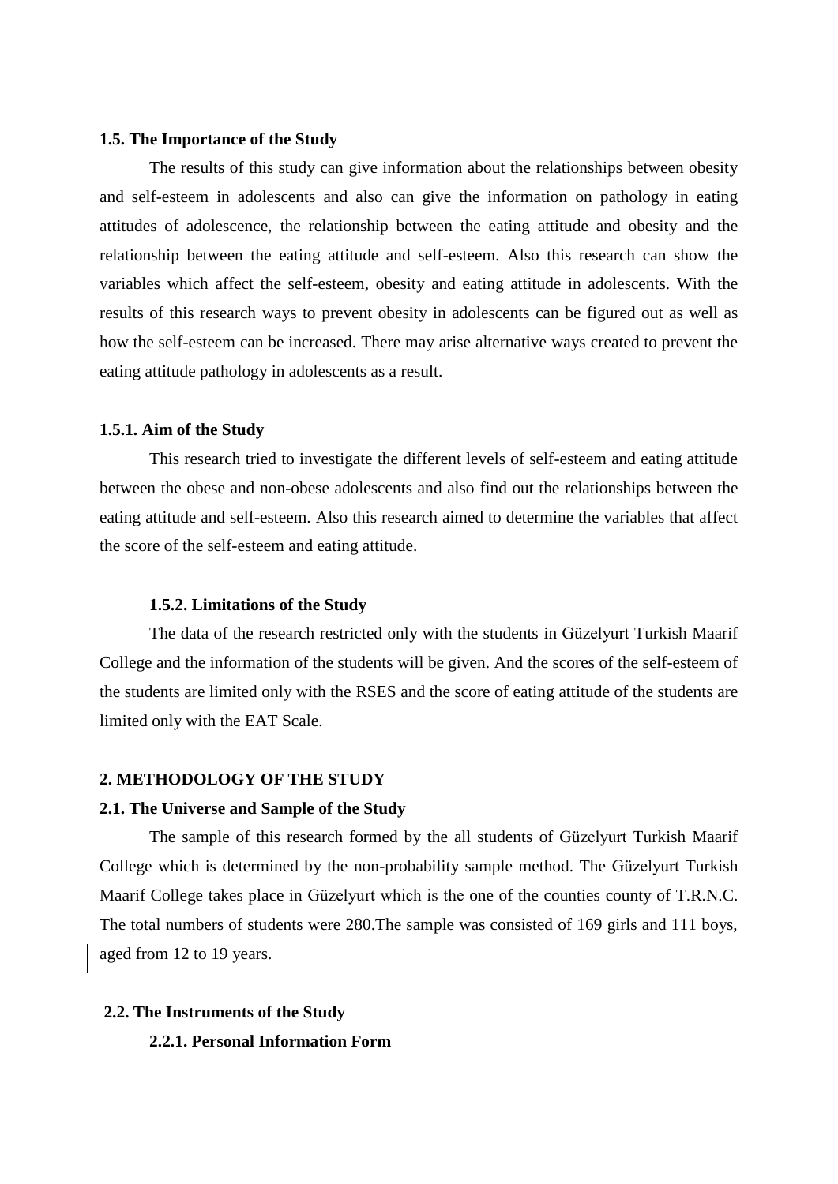### 1.5. The Importance of the Study

The results of this study can give information about the relationships between obesity and self-esteem in adolescents and also can give the information on pathology in eating attitudes of adolescence, the relationship between the eating attitude and obesity and the relationship between the eating attitude and self-esteem. Also this research can show the variables which affect the self-esteem, obesity and eating attitude in adolescents. With the results of this research ways to prevent obesity in adolescents can be figured out as well as how the self-esteem can be increased. There may arise alternative ways created to prevent the eating attitude pathology in adolescents as a result.

#### 1.5.1. Aim of the Study

This research tried to investigate the different levels of self-esteem and eating attitude between the obese and non-obese adolescents and also find out the relationships between the eating attitude and self-esteem. Also this research aimed to determine the variables that affect the score of the self-esteem and eating attitude.

#### 1.5.2. Limitations of the Study

The data of the research restricted only with the students in Güzelyurt Turkish Maarif College and the information of the students will be given. And the scores of the self-esteem of the students are limited only with the RSES and the score of eating attitude of the students are limited only with the EAT Scale.

## 2. METHODOLOGY OF THE STUDY

### 2.1. The Universe and Sample of the Study

The sample of this research formed by the all students of Güzelyurt Turkish Maarif College which is determined by the non-probability sample method. The Güzelyurt Turkish Maarif College takes place in Güzelyurt which is the one of the counties county of T.R.N.C. The total numbers of students were 280.The sample was consisted of 169 girls and 111 boys, aged from 12 to 19 years.

### 2.2. The Instruments of the Study

#### 2.2.1. Personal Information Form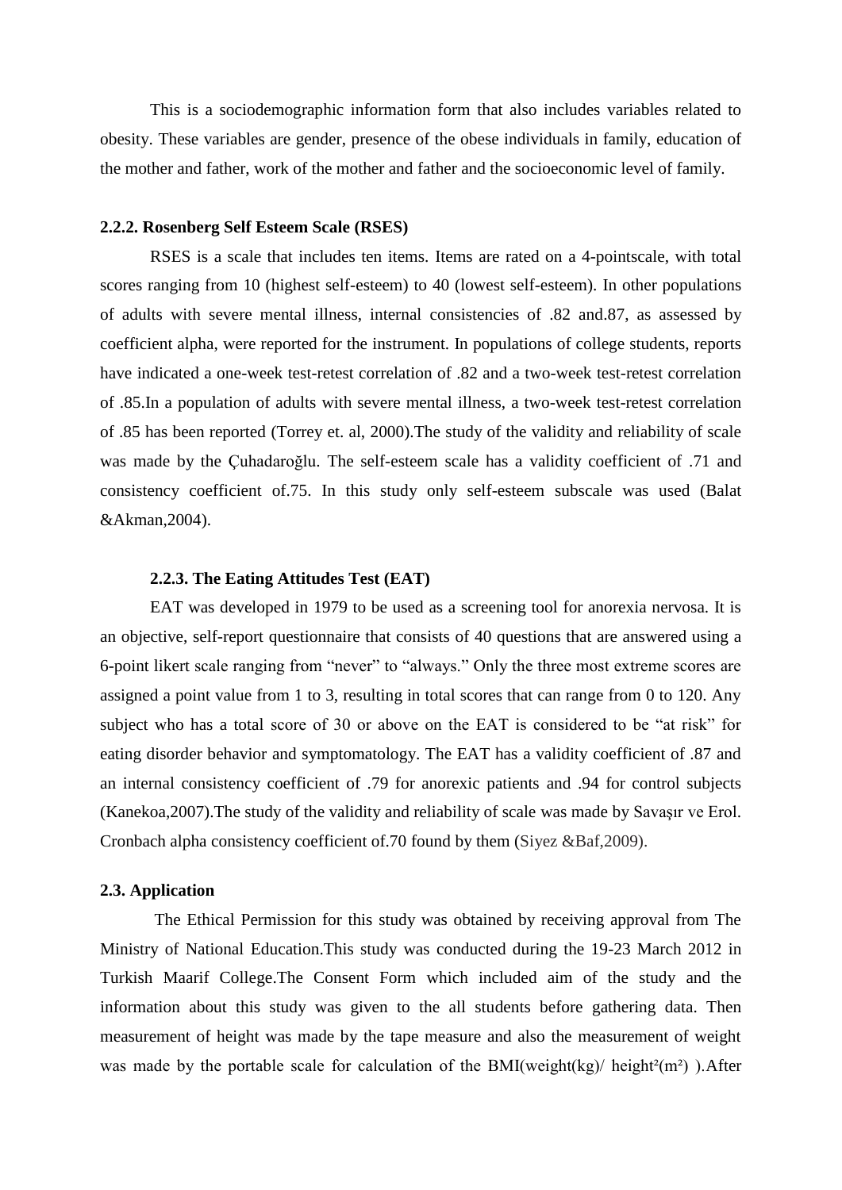This is a sociodemographic information form that also includes variables related to obesity. These variables are gender, presence of the obese individuals in family, education of the mother and father, work of the mother and father and the socioeconomic level of family.

### 2.2.2. Rosenberg Self Esteem Scale (RSES)

RSES is a scale that includes ten items. Items are rated on a 4-pointscale, with total scores ranging from 10 (highest self-esteem) to 40 (lowest self-esteem). In other populations of adults with severe mental illness, internal consistencies of .82 and.87, as assessed by coefficient alpha, were reported for the instrument. In populations of college students, reports have indicated a one-week test-retest correlation of .82 and a two-week test-retest correlation of .85.In a population of adults with severe mental illness, a two-week test-retest correlation of .85 has been reported (Torrey et. al, 2000).The study of the validity and reliability of scale was made by the Çuhadaroğlu. The self-esteem scale has a validity coefficient of .71 and consistency coefficient of.75. In this study only self-esteem subscale was used (Balat &Akman,2004).

### 2.2.3. The Eating Attitudes Test (EAT)

EAT was developed in 1979 to be used as a screening tool for anorexia nervosa. It is an objective, self-report questionnaire that consists of 40 questions that are answered using a 6-point likert scale ranging from "never" to "always." Only the three most extreme scores are assigned a point value from 1 to 3, resulting in total scores that can range from 0 to 120. Any subject who has a total score of 30 or above on the EAT is considered to be "at risk" for eating disorder behavior and symptomatology. The EAT has a validity coefficient of .87 and an internal consistency coefficient of .79 for anorexic patients and .94 for control subjects (Kanekoa,2007).The study of the validity and reliability of scale was made by Savaşır ve Erol. Cronbach alpha consistency coefficient of.70 found by them (Siyez &Baf,2009).

## 2.3. Application

The Ethical Permission for this study was obtained by receiving approval from The Ministry of National Education.This study was conducted during the 19-23 March 2012 in Turkish Maarif College.The Consent Form which included aim of the study and the information about this study was given to the all students before gathering data. Then measurement of height was made by the tape measure and also the measurement of weight was made by the portable scale for calculation of the BMI(weight(kg)/ $\text{height}^2(\text{m}^2)$ ).After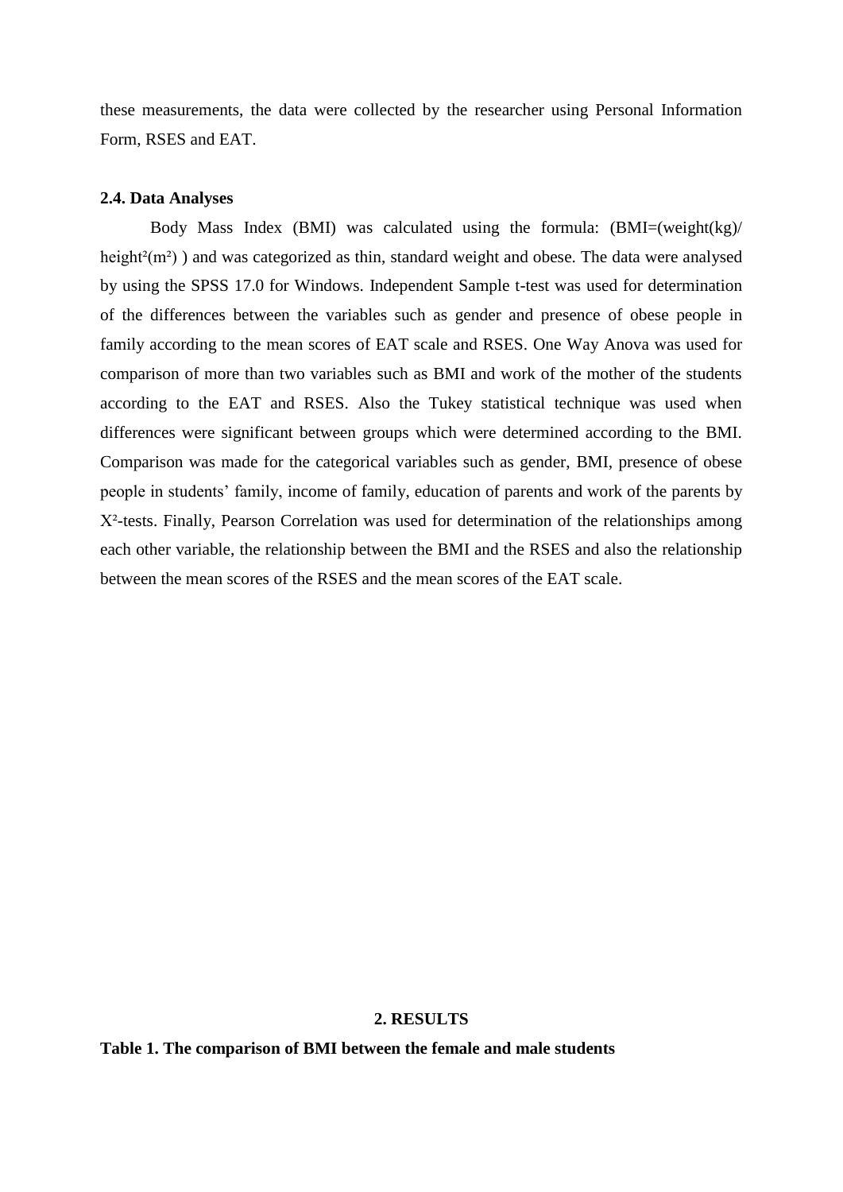these measurements, the data were collected by the researcher using Personal Information Form, RSES and EAT.

### 2.4. Data Analyses

Body Mass Index (BMI) was calculated using the formula: (BMI=(weight(kg)/ height²(m²) ) and was categorized as thin, standard weight and obese. The data were analysed by using the SPSS 17.0 for Windows. Independent Sample t-test was used for determination of the differences between the variables such as gender and presence of obese people in family according to the mean scores of EAT scale and RSES. One Way Anova was used for comparison of more than two variables such as BMI and work of the mother of the students according to the EAT and RSES. Also the Tukey statistical technique was used when differences were significant between groups which were determined according to the BMI. Comparison was made for the categorical variables such as gender, BMI, presence of obese people in students' family, income of family, education of parents and work of the parents by $X^2$-tests. Finally, Pearson Correlation was used for determination of the relationships among each other variable, the relationship between the BMI and the RSES and also the relationship between the mean scores of the RSES and the mean scores of the EAT scale.

## 2. RESULTS

**Table 1. The comparison of BMI between the female and male students**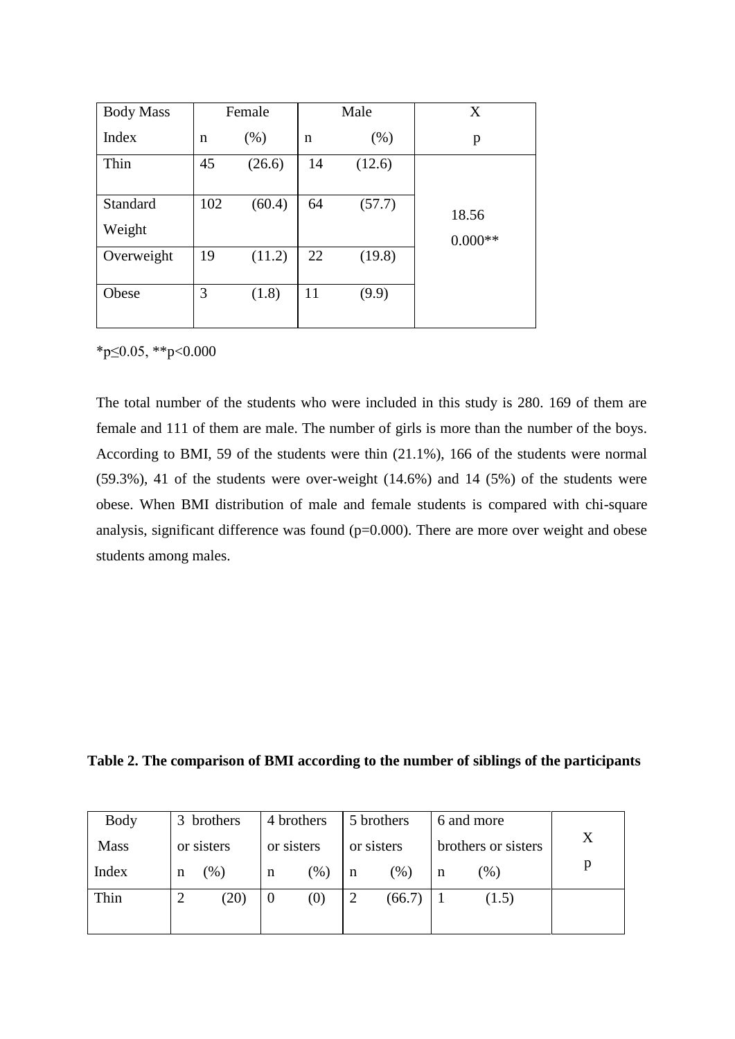| Body Mass Index | Female | | Male | | X p |
|---|---|---|---|---|---|
| | n | (%) | n | (%) | |
| Thin | 45 | (26.6) | 14 | (12.6) | 18.56 0.000** |
| Standard Weight | 102 | (60.4) | 64 | (57.7) | |
| Overweight | 19 | (11.2) | 22 | (19.8) | |
| Obese | 3 | (1.8) | 11 | (9.9) | |

*p≤0.05, **p<0.000

The total number of the students who were included in this study is 280. 169 of them are female and 111 of them are male. The number of girls is more than the number of the boys. According to BMI, 59 of the students were thin (21.1%), 166 of the students were normal (59.3%), 41 of the students were over-weight (14.6%) and 14 (5%) of the students were obese. When BMI distribution of male and female students is compared with chi-square analysis, significant difference was found (p=0.000). There are more over weight and obese students among males.

**Table 2. The comparison of BMI according to the number of siblings of the participants**

| Body Mass Index | 3 brothers or sisters | | 4 brothers or sisters | | 5 brothers or sisters | | 6 and more brothers or sisters | | X p |
|---|---|---|---|---|---|---|---|---|---|
| | n | (%) | n | (%) | n | (%) | n | (%) | |
| Thin | 2 | (20) | 0 | (0) | 2 | (66.7) | 1 | (1.5) | |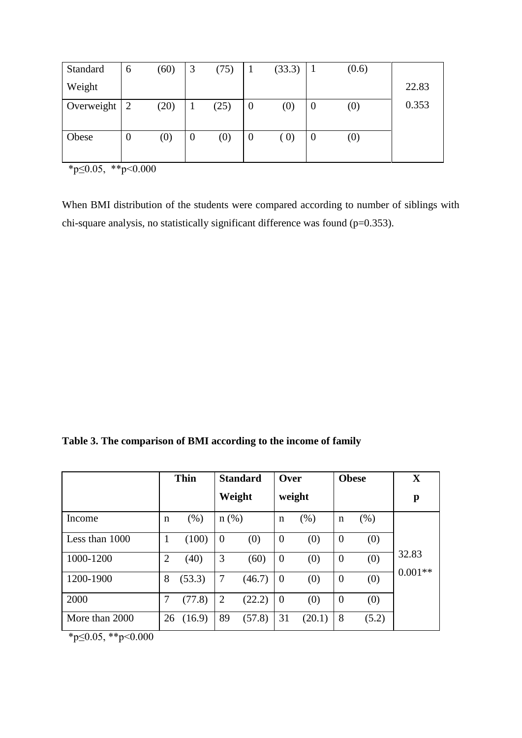| | | | | | | | | | |
|---|---|---|---|---|---|---|---|---|---|
| Standard Weight | 6 | (60) | 3 | (75) | 1 | (33.3) | 1 | (0.6) | 22.83 |
| Overweight | 2 | (20) | 1 | (25) | 0 | (0) | 0 | (0) | 0.353 |
| Obese | 0 | (0) | 0 | (0) | 0 | ( 0) | 0 | (0) | |

*p≤0.05, **p<0.000

When BMI distribution of the students were compared according to number of siblings with chi-square analysis, no statistically significant difference was found (p=0.353).

**Table 3. The comparison of BMI according to the income of family**

| | Thin | | Standard Weight | | Over weight | | Obese | | X p |
|---|---|---|---|---|---|---|---|---|---|
| Income | n | (%) | n (%) | | n | (%) | n | (%) | |
| Less than 1000 | 1 | (100) | 0 | (0) | 0 | (0) | 0 | (0) | 32.83 0.001** |
| 1000-1200 | 2 | (40) | 3 | (60) | 0 | (0) | 0 | (0) | |
| 1200-1900 | 8 | (53.3) | 7 | (46.7) | 0 | (0) | 0 | (0) | |
| 2000 | 7 | (77.8) | 2 | (22.2) | 0 | (0) | 0 | (0) | |
| More than 2000 | 26 | (16.9) | 89 | (57.8) | 31 | (20.1) | 8 | (5.2) | |

*p≤0.05, **p<0.000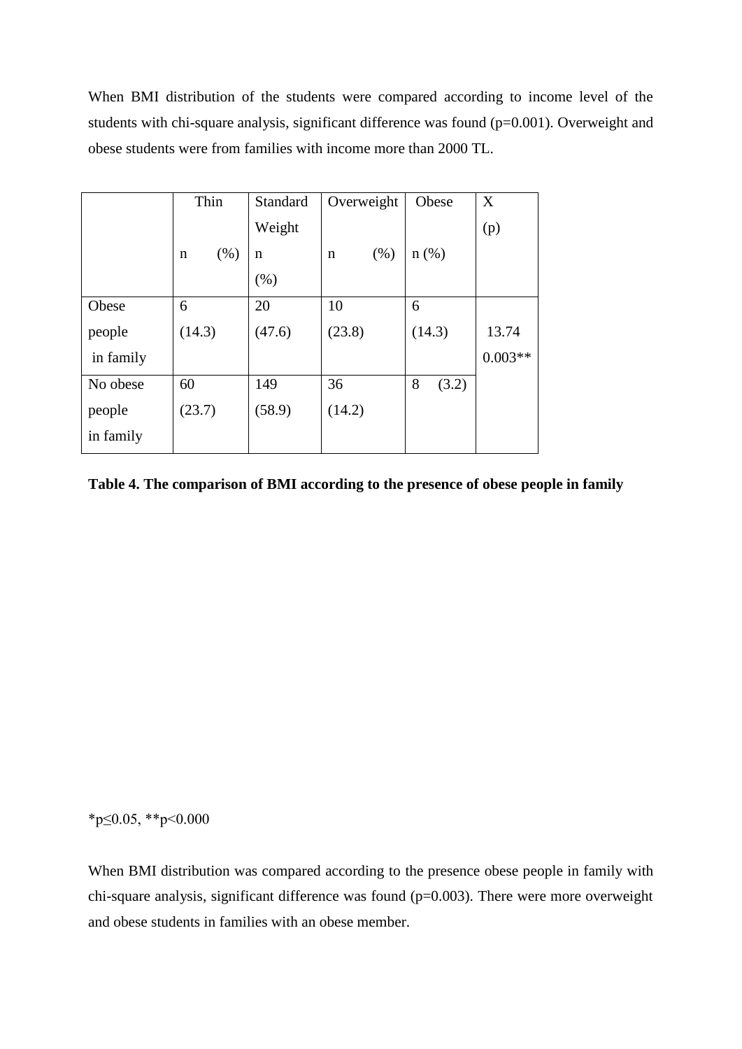When BMI distribution of the students were compared according to income level of the students with chi-square analysis, significant difference was found (p=0.001). Overweight and obese students were from families with income more than 2000 TL.

| | Thin<br>n (%) | Standard Weight<br>n (%) | Overweight<br>n (%) | Obese<br>n (%) | X<br>(p) |
|---|---|---|---|---|---|
| Obese people in family | 6 (14.3) | 20 (47.6) | 10 (23.8) | 6 (14.3) | 13.74<br>0.003** |
| No obese people in family | 60 (23.7) | 149 (58.9) | 36 (14.2) | 8 (3.2) | |

**Table 4. The comparison of BMI according to the presence of obese people in family**

*p≤0.05, **p<0.000

When BMI distribution was compared according to the presence obese people in family with chi-square analysis, significant difference was found (p=0.003). There were more overweight and obese students in families with an obese member.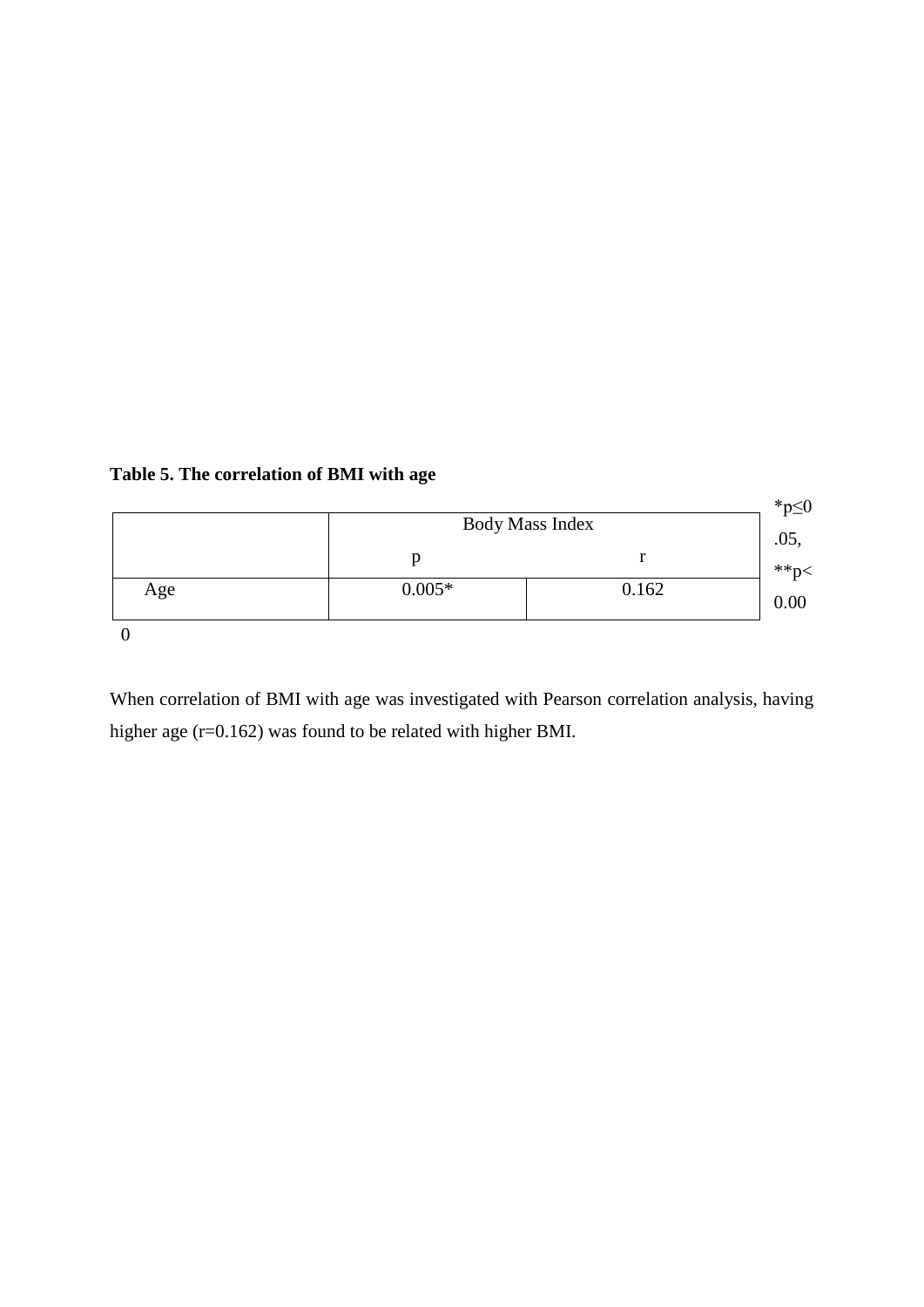**Table 5. The correlation of BMI with age**

| | Body Mass Index | |
|---|---|---|
| | p | r |
| Age | 0.005* | 0.162 |

*p≤0.05, **p<0.000

When correlation of BMI with age was investigated with Pearson correlation analysis, having higher age (r=0.162) was found to be related with higher BMI.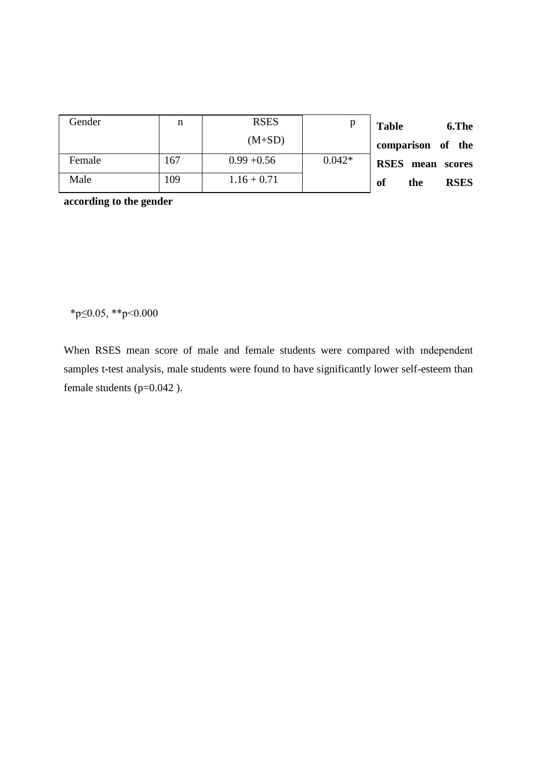**Table 6.The comparison of the RSES mean scores of the RSES according to the gender**

| Gender | n | RSES (M+SD) | p |
|---|---|---|---|
| Female | 167 | 0.99 +0.56 | 0.042* |
| Male | 109 | 1.16 + 0.71 | |

*p≤0.05, **p<0.000

When RSES mean score of male and female students were compared with ındependent samples t-test analysis, male students were found to have significantly lower self-esteem than female students (p=0.042 ).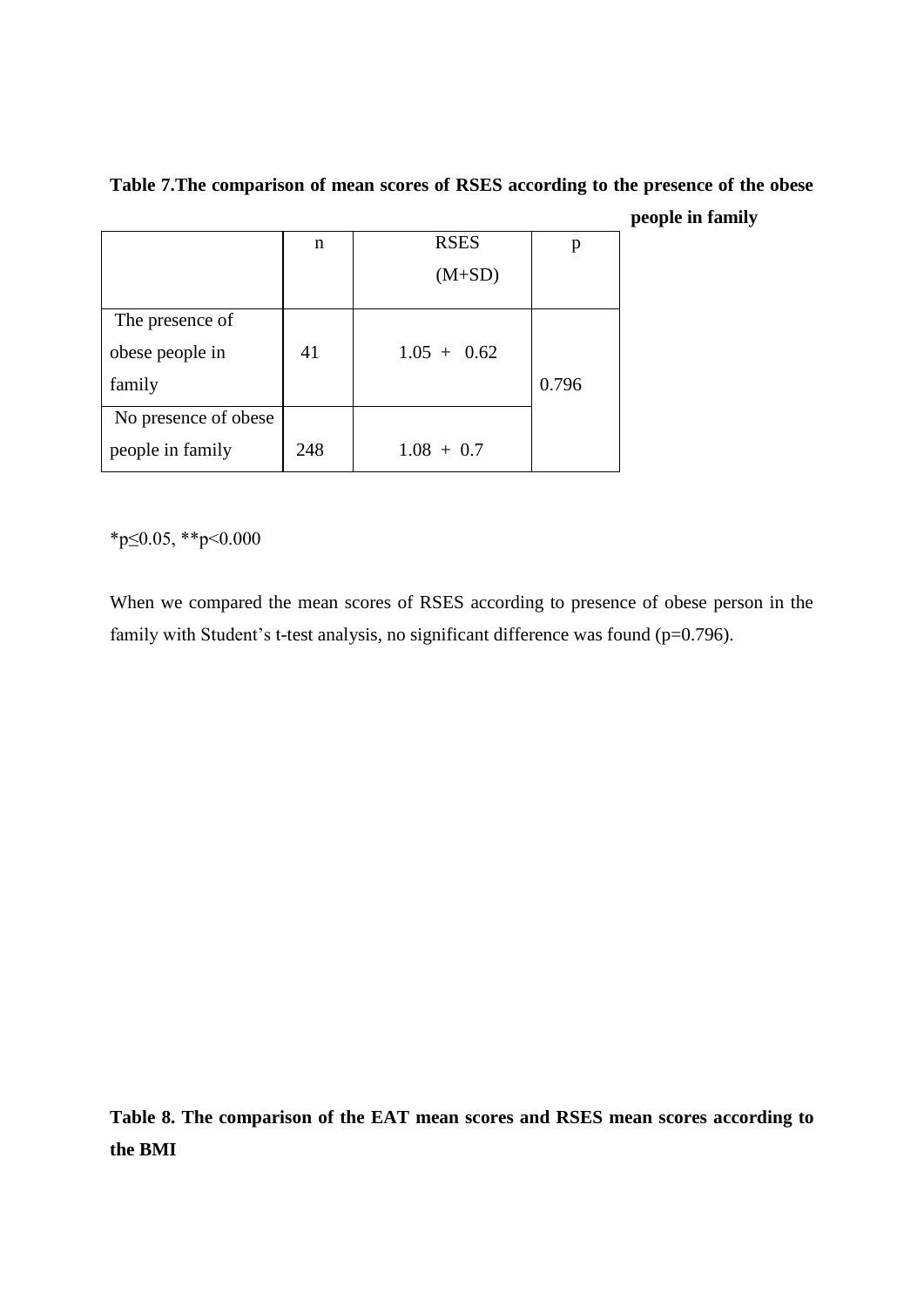**Table 7.The comparison of mean scores of RSES according to the presence of the obese people in family**

| | n | RSES (M+SD) | p |
|---|---|---|---|
| The presence of obese people in family | 41 | 1.05 + 0.62 | 0.796 |
| No presence of obese people in family | 248 | 1.08 + 0.7 | |

*p≤0.05, **p<0.000

When we compared the mean scores of RSES according to presence of obese person in the family with Student's t-test analysis, no significant difference was found (p=0.796).

**Table 8. The comparison of the EAT mean scores and RSES mean scores according to the BMI**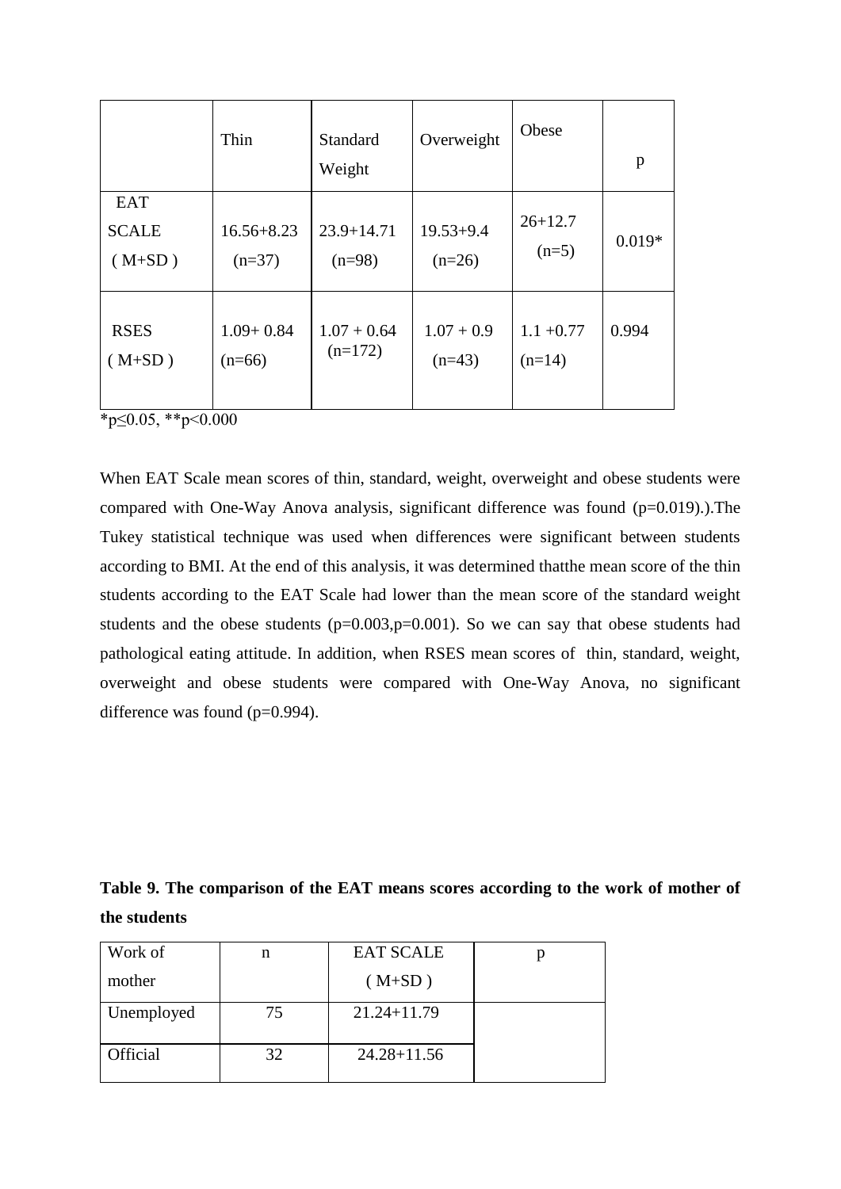| | Thin | Standard Weight | Overweight | Obese | p |
|---|---|---|---|---|---|
| EAT SCALE ( M+SD ) | 16.56+8.23 (n=37) | 23.9+14.71 (n=98) | 19.53+9.4 (n=26) | 26+12.7 (n=5) | 0.019* |
| RSES ( M+SD ) | 1.09+ 0.84 (n=66) | 1.07 + 0.64 (n=172) | 1.07 + 0.9 (n=43) | 1.1 +0.77 (n=14) | 0.994 |

*p≤0.05, **p<0.000

When EAT Scale mean scores of thin, standard, weight, overweight and obese students were compared with One-Way Anova analysis, significant difference was found (p=0.019).).The Tukey statistical technique was used when differences were significant between students according to BMI. At the end of this analysis, it was determined thatthe mean score of the thin students according to the EAT Scale had lower than the mean score of the standard weight students and the obese students (p=0.003,p=0.001). So we can say that obese students had pathological eating attitude. In addition, when RSES mean scores of thin, standard, weight, overweight and obese students were compared with One-Way Anova, no significant difference was found (p=0.994).

**Table 9. The comparison of the EAT means scores according to the work of mother of the students**

| Work of mother | n | EAT SCALE ( M+SD ) | p |
|---|---|---|---|
| Unemployed | 75 | 21.24+11.79 | |
| Official | 32 | 24.28+11.56 | |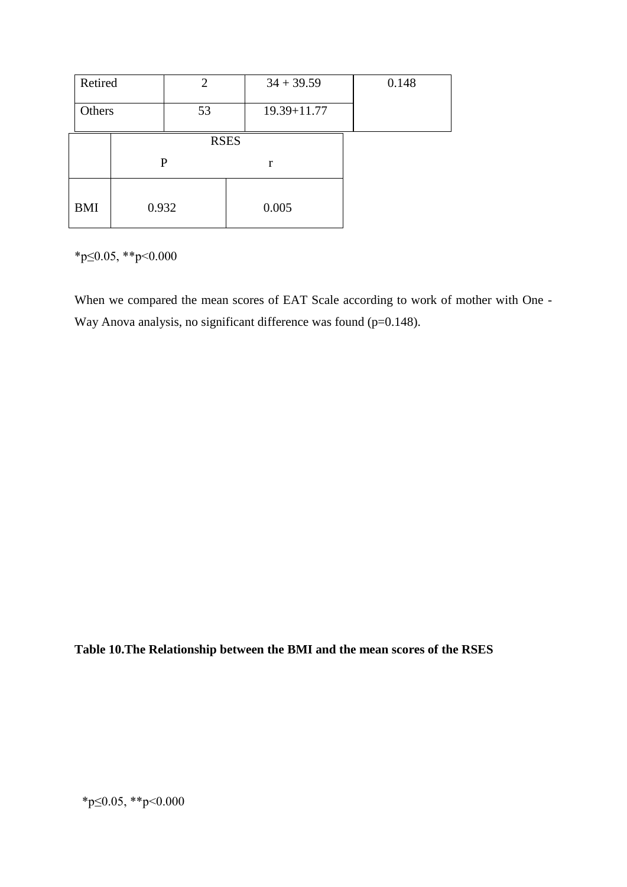| Retired | 2 | 34 + 39.59 | 0.148 |
|---|---|---|---|
| Others | 53 | 19.39+11.77 | |

| | RSES | |
|---|---|---|
| | P | r |
| BMI | 0.932 | 0.005 |

*p≤0.05, **p<0.000

When we compared the mean scores of EAT Scale according to work of mother with One - Way Anova analysis, no significant difference was found (p=0.148).

**Table 10.The Relationship between the BMI and the mean scores of the RSES**

*p≤0.05, **p<0.000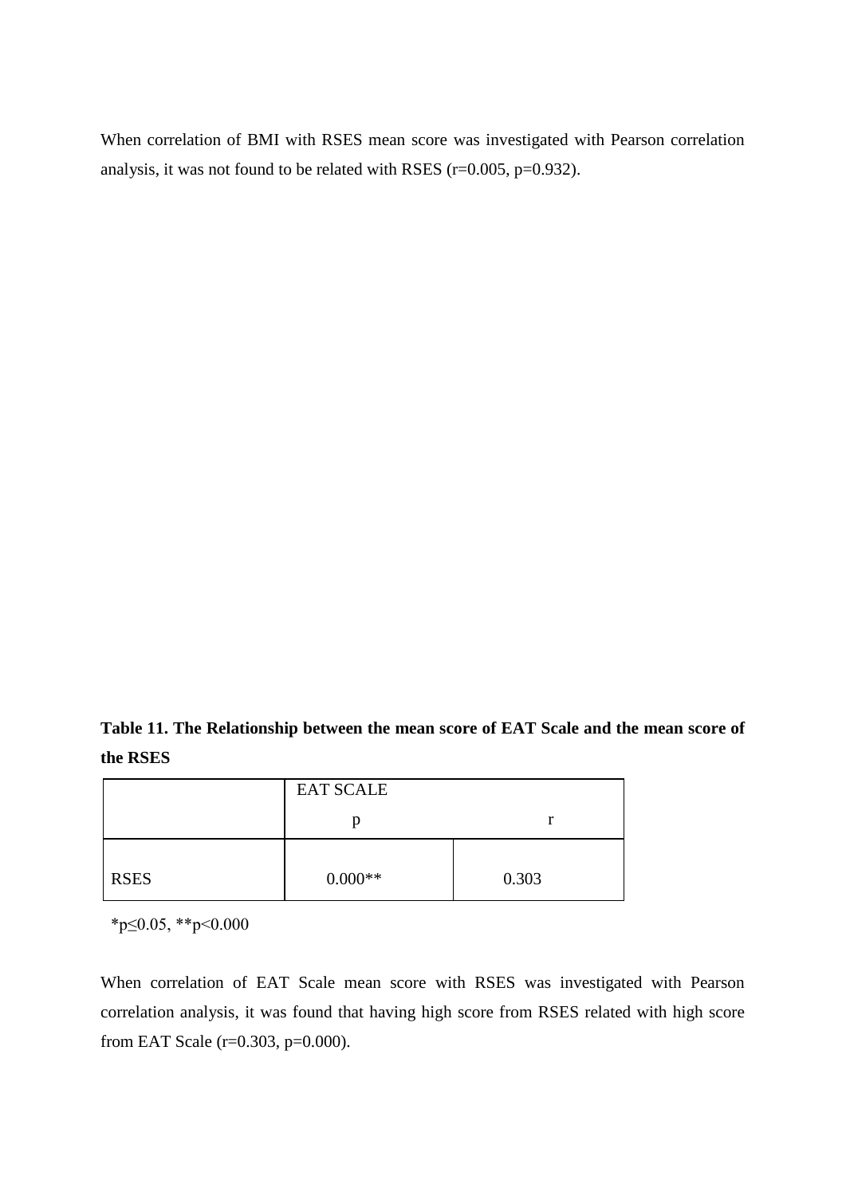When correlation of BMI with RSES mean score was investigated with Pearson correlation analysis, it was not found to be related with RSES ($r=0.005$, $p=0.932$).

**Table 11. The Relationship between the mean score of EAT Scale and the mean score of the RSES**

| | EAT SCALE | |
|---|---|---|
| | p | r |
| RSES | 0.000** | 0.303 |

*$p \leq 0.05$, **$p < 0.000$

When correlation of EAT Scale mean score with RSES was investigated with Pearson correlation analysis, it was found that having high score from RSES related with high score from EAT Scale ($r=0.303$, $p=0.000$).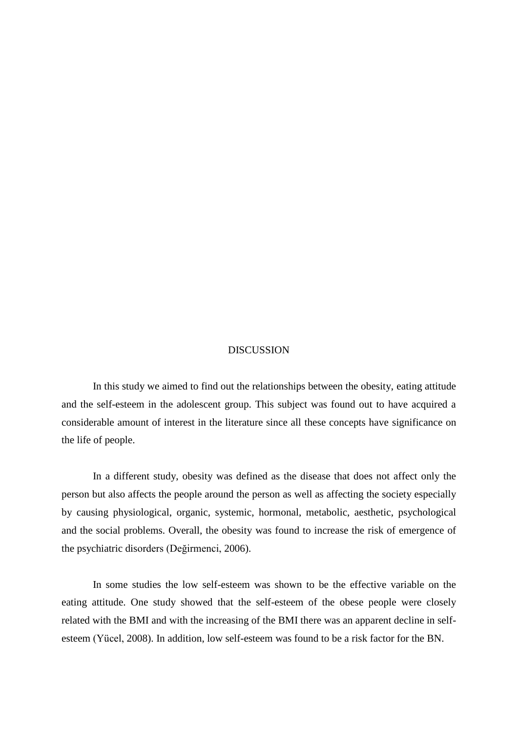# DISCUSSION

In this study we aimed to find out the relationships between the obesity, eating attitude and the self-esteem in the adolescent group. This subject was found out to have acquired a considerable amount of interest in the literature since all these concepts have significance on the life of people.

In a different study, obesity was defined as the disease that does not affect only the person but also affects the people around the person as well as affecting the society especially by causing physiological, organic, systemic, hormonal, metabolic, aesthetic, psychological and the social problems. Overall, the obesity was found to increase the risk of emergence of the psychiatric disorders (Değirmenci, 2006).

In some studies the low self-esteem was shown to be the effective variable on the eating attitude. One study showed that the self-esteem of the obese people were closely related with the BMI and with the increasing of the BMI there was an apparent decline in self-esteem (Yücel, 2008). In addition, low self-esteem was found to be a risk factor for the BN.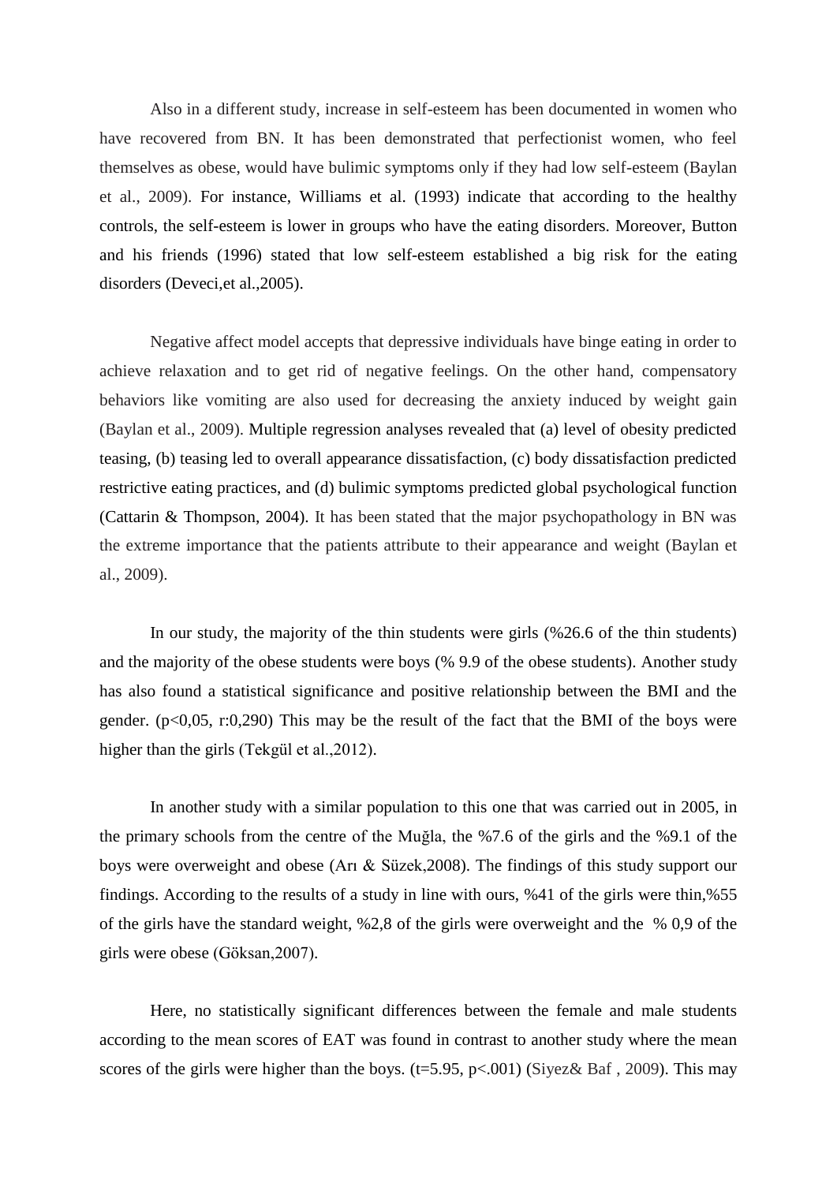Also in a different study, increase in self-esteem has been documented in women who have recovered from BN. It has been demonstrated that perfectionist women, who feel themselves as obese, would have bulimic symptoms only if they had low self-esteem (Baylan et al., 2009). For instance, Williams et al. (1993) indicate that according to the healthy controls, the self-esteem is lower in groups who have the eating disorders. Moreover, Button and his friends (1996) stated that low self-esteem established a big risk for the eating disorders (Deveci,et al.,2005).

Negative affect model accepts that depressive individuals have binge eating in order to achieve relaxation and to get rid of negative feelings. On the other hand, compensatory behaviors like vomiting are also used for decreasing the anxiety induced by weight gain (Baylan et al., 2009). Multiple regression analyses revealed that (a) level of obesity predicted teasing, (b) teasing led to overall appearance dissatisfaction, (c) body dissatisfaction predicted restrictive eating practices, and (d) bulimic symptoms predicted global psychological function (Cattarin & Thompson, 2004). It has been stated that the major psychopathology in BN was the extreme importance that the patients attribute to their appearance and weight (Baylan et al., 2009).

In our study, the majority of the thin students were girls (%26.6 of the thin students) and the majority of the obese students were boys (% 9.9 of the obese students). Another study has also found a statistical significance and positive relationship between the BMI and the gender. ($p<0,05$, r:0,290) This may be the result of the fact that the BMI of the boys were higher than the girls (Tekgül et al.,2012).

In another study with a similar population to this one that was carried out in 2005, in the primary schools from the centre of the Muğla, the %7.6 of the girls and the %9.1 of the boys were overweight and obese (Arı & Süzek,2008). The findings of this study support our findings. According to the results of a study in line with ours, %41 of the girls were thin,%55 of the girls have the standard weight, %2,8 of the girls were overweight and the % 0,9 of the girls were obese (Göksan,2007).

Here, no statistically significant differences between the female and male students according to the mean scores of EAT was found in contrast to another study where the mean scores of the girls were higher than the boys. ($t=5.95$, $p<.001$) (Siyez& Baf , 2009). This may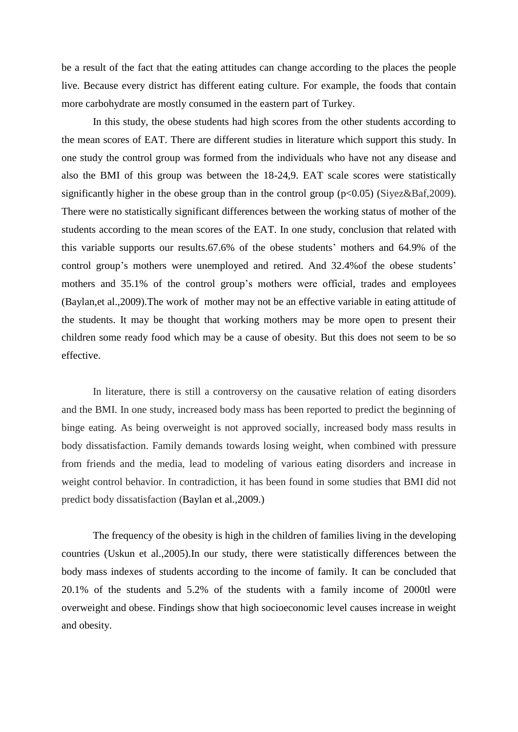be a result of the fact that the eating attitudes can change according to the places the people live. Because every district has different eating culture. For example, the foods that contain more carbohydrate are mostly consumed in the eastern part of Turkey.

In this study, the obese students had high scores from the other students according to the mean scores of EAT. There are different studies in literature which support this study. In one study the control group was formed from the individuals who have not any disease and also the BMI of this group was between the 18-24,9. EAT scale scores were statistically significantly higher in the obese group than in the control group ($p<0.05$) (Siyez&Baf,2009). There were no statistically significant differences between the working status of mother of the students according to the mean scores of the EAT. In one study, conclusion that related with this variable supports our results.67.6% of the obese students' mothers and 64.9% of the control group's mothers were unemployed and retired. And 32.4%of the obese students' mothers and 35.1% of the control group's mothers were official, trades and employees (Baylan,et al.,2009).The work of mother may not be an effective variable in eating attitude of the students. It may be thought that working mothers may be more open to present their children some ready food which may be a cause of obesity. But this does not seem to be so effective.

In literature, there is still a controversy on the causative relation of eating disorders and the BMI. In one study, increased body mass has been reported to predict the beginning of binge eating. As being overweight is not approved socially, increased body mass results in body dissatisfaction. Family demands towards losing weight, when combined with pressure from friends and the media, lead to modeling of various eating disorders and increase in weight control behavior. In contradiction, it has been found in some studies that BMI did not predict body dissatisfaction (Baylan et al.,2009.)

The frequency of the obesity is high in the children of families living in the developing countries (Uskun et al.,2005).In our study, there were statistically differences between the body mass indexes of students according to the income of family. It can be concluded that 20.1% of the students and 5.2% of the students with a family income of 2000tl were overweight and obese. Findings show that high socioeconomic level causes increase in weight and obesity.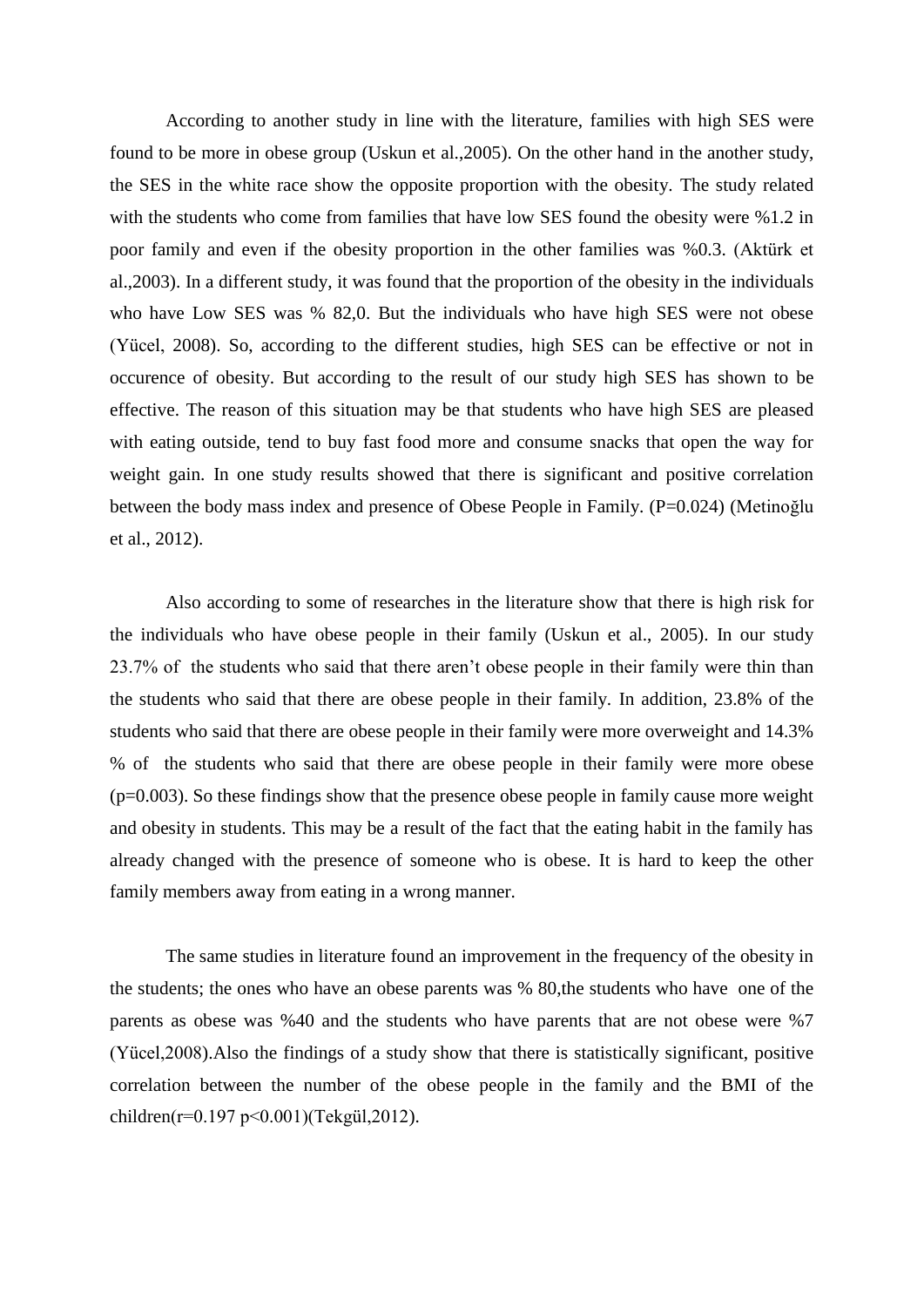According to another study in line with the literature, families with high SES were found to be more in obese group (Uskun et al.,2005). On the other hand in the another study, the SES in the white race show the opposite proportion with the obesity. The study related with the students who come from families that have low SES found the obesity were %1.2 in poor family and even if the obesity proportion in the other families was %0.3. (Aktürk et al.,2003). In a different study, it was found that the proportion of the obesity in the individuals who have Low SES was % 82,0. But the individuals who have high SES were not obese (Yücel, 2008). So, according to the different studies, high SES can be effective or not in occurence of obesity. But according to the result of our study high SES has shown to be effective. The reason of this situation may be that students who have high SES are pleased with eating outside, tend to buy fast food more and consume snacks that open the way for weight gain. In one study results showed that there is significant and positive correlation between the body mass index and presence of Obese People in Family. (P=0.024) (Metinoğlu et al., 2012).

Also according to some of researches in the literature show that there is high risk for the individuals who have obese people in their family (Uskun et al., 2005). In our study 23.7% of the students who said that there aren't obese people in their family were thin than the students who said that there are obese people in their family. In addition, 23.8% of the students who said that there are obese people in their family were more overweight and 14.3% % of the students who said that there are obese people in their family were more obese (p=0.003). So these findings show that the presence obese people in family cause more weight and obesity in students. This may be a result of the fact that the eating habit in the family has already changed with the presence of someone who is obese. It is hard to keep the other family members away from eating in a wrong manner.

The same studies in literature found an improvement in the frequency of the obesity in the students; the ones who have an obese parents was % 80,the students who have one of the parents as obese was %40 and the students who have parents that are not obese were %7 (Yücel,2008).Also the findings of a study show that there is statistically significant, positive correlation between the number of the obese people in the family and the BMI of the children(r=0.197 p<0.001)(Tekgül,2012).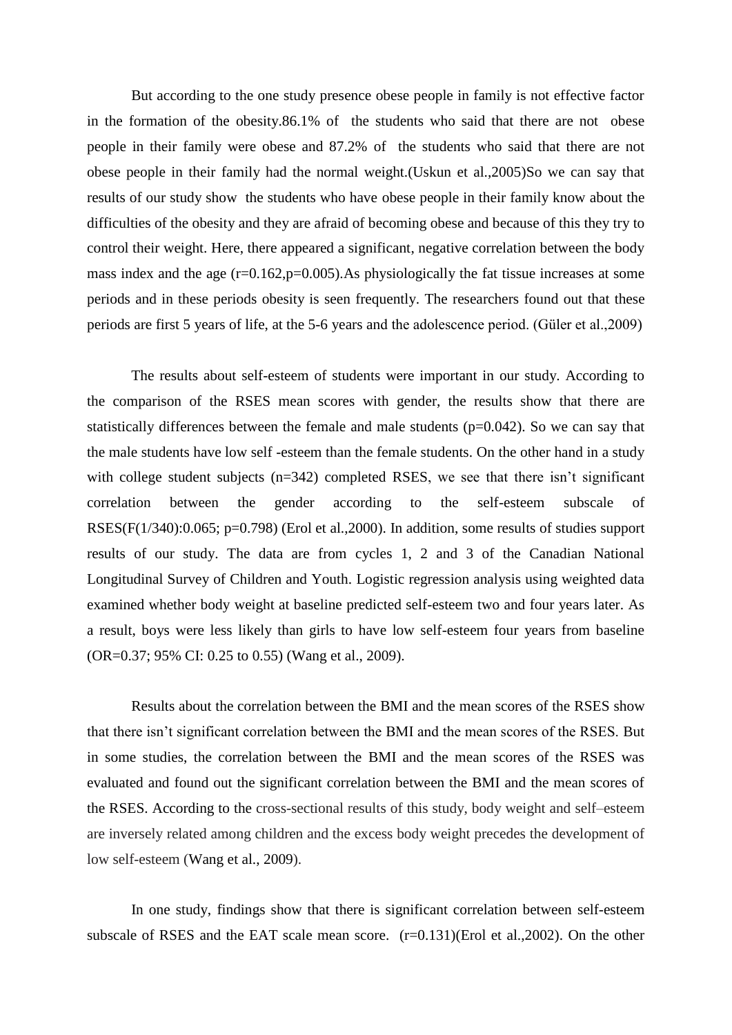But according to the one study presence obese people in family is not effective factor in the formation of the obesity.86.1% of the students who said that there are not obese people in their family were obese and 87.2% of the students who said that there are not obese people in their family had the normal weight.(Uskun et al.,2005)So we can say that results of our study show the students who have obese people in their family know about the difficulties of the obesity and they are afraid of becoming obese and because of this they try to control their weight. Here, there appeared a significant, negative correlation between the body mass index and the age ($r=0.162, p=0.005$).As physiologically the fat tissue increases at some periods and in these periods obesity is seen frequently. The researchers found out that these periods are first 5 years of life, at the 5-6 years and the adolescence period. (Güler et al.,2009)

The results about self-esteem of students were important in our study. According to the comparison of the RSES mean scores with gender, the results show that there are statistically differences between the female and male students ($p=0.042$). So we can say that the male students have low self -esteem than the female students. On the other hand in a study with college student subjects (n=342) completed RSES, we see that there isn't significant correlation between the gender according to the self-esteem subscale of RSES($F(1/340):0.065$; $p=0.798$) (Erol et al.,2000). In addition, some results of studies support results of our study. The data are from cycles 1, 2 and 3 of the Canadian National Longitudinal Survey of Children and Youth. Logistic regression analysis using weighted data examined whether body weight at baseline predicted self-esteem two and four years later. As a result, boys were less likely than girls to have low self-esteem four years from baseline (OR=0.37; 95% CI: 0.25 to 0.55) (Wang et al., 2009).

Results about the correlation between the BMI and the mean scores of the RSES show that there isn't significant correlation between the BMI and the mean scores of the RSES. But in some studies, the correlation between the BMI and the mean scores of the RSES was evaluated and found out the significant correlation between the BMI and the mean scores of the RSES. According to the cross-sectional results of this study, body weight and self–esteem are inversely related among children and the excess body weight precedes the development of low self-esteem (Wang et al., 2009).

In one study, findings show that there is significant correlation between self-esteem subscale of RSES and the EAT scale mean score. ($r=0.131$)(Erol et al.,2002). On the other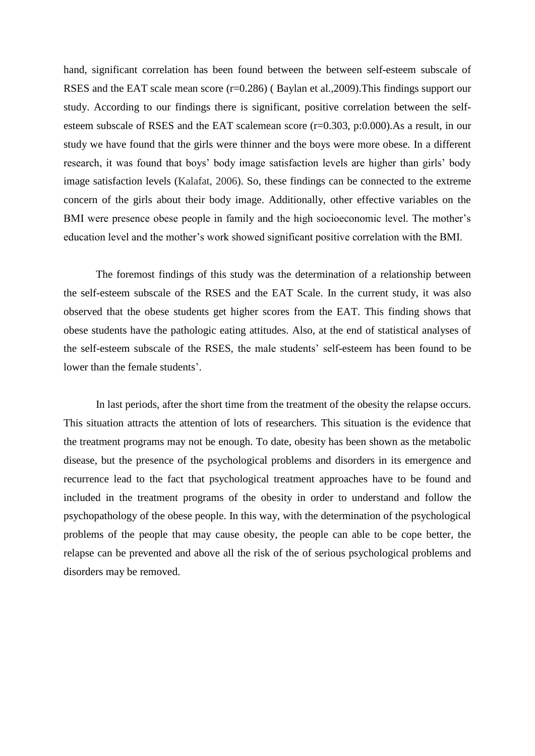hand, significant correlation has been found between the between self-esteem subscale of RSES and the EAT scale mean score (r=0.286) ( Baylan et al.,2009).This findings support our study. According to our findings there is significant, positive correlation between the self-esteem subscale of RSES and the EAT scalemean score (r=0.303, p:0.000).As a result, in our study we have found that the girls were thinner and the boys were more obese. In a different research, it was found that boys' body image satisfaction levels are higher than girls' body image satisfaction levels (Kalafat, 2006). So, these findings can be connected to the extreme concern of the girls about their body image. Additionally, other effective variables on the BMI were presence obese people in family and the high socioeconomic level. The mother's education level and the mother's work showed significant positive correlation with the BMI.

The foremost findings of this study was the determination of a relationship between the self-esteem subscale of the RSES and the EAT Scale. In the current study, it was also observed that the obese students get higher scores from the EAT. This finding shows that obese students have the pathologic eating attitudes. Also, at the end of statistical analyses of the self-esteem subscale of the RSES, the male students' self-esteem has been found to be lower than the female students'.

In last periods, after the short time from the treatment of the obesity the relapse occurs. This situation attracts the attention of lots of researchers. This situation is the evidence that the treatment programs may not be enough. To date, obesity has been shown as the metabolic disease, but the presence of the psychological problems and disorders in its emergence and recurrence lead to the fact that psychological treatment approaches have to be found and included in the treatment programs of the obesity in order to understand and follow the psychopathology of the obese people. In this way, with the determination of the psychological problems of the people that may cause obesity, the people can able to be cope better, the relapse can be prevented and above all the risk of the of serious psychological problems and disorders may be removed.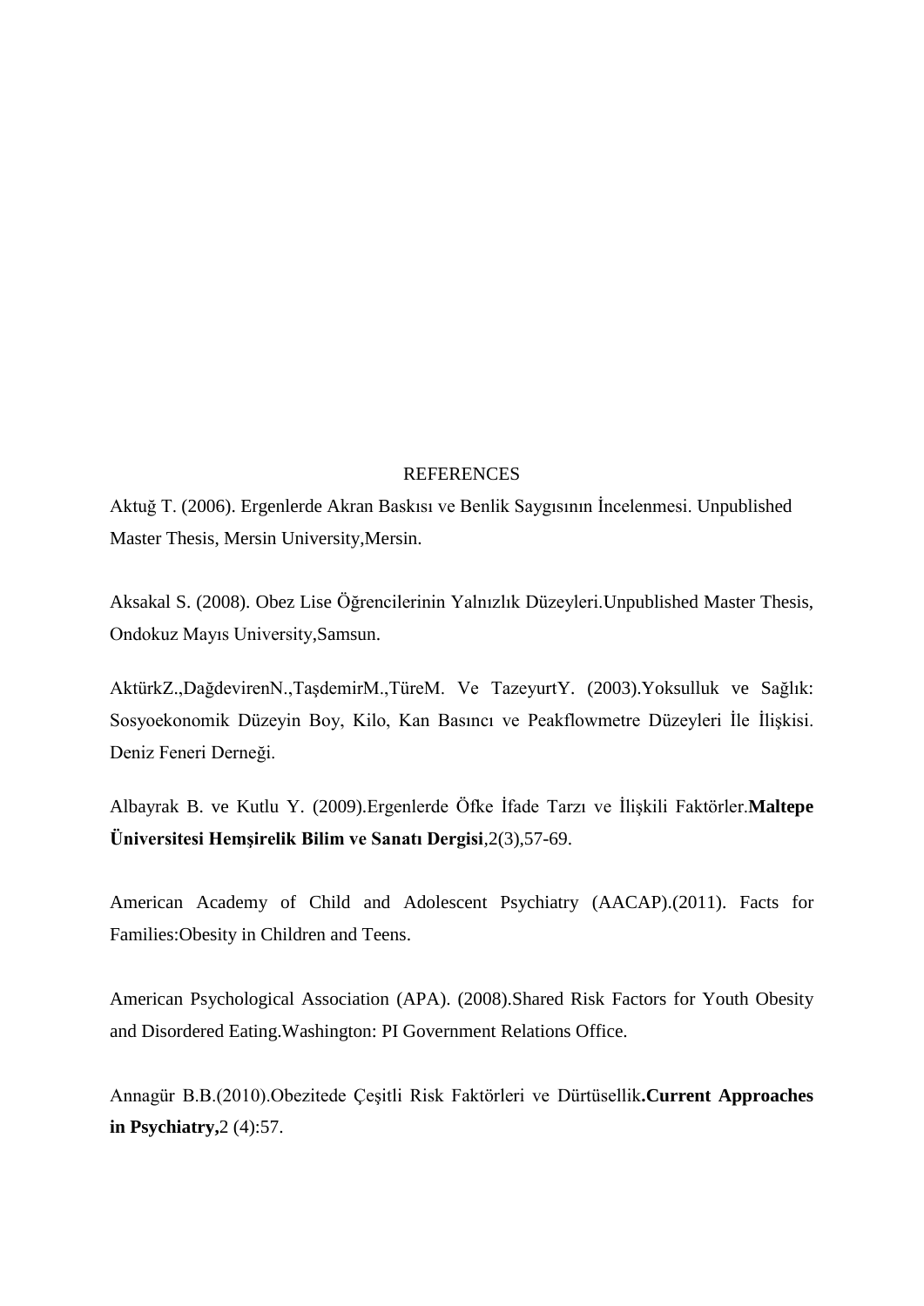# REFERENCES

Aktuğ T. (2006). Ergenlerde Akran Baskısı ve Benlik Saygısının İncelenmesi. Unpublished Master Thesis, Mersin University,Mersin.

Aksakal S. (2008). Obez Lise Öğrencilerinin Yalnızlık Düzeyleri.Unpublished Master Thesis, Ondokuz Mayıs University,Samsun.

AktürkZ.,DağdevirenN.,TaşdemirM.,TüreM. Ve TazeyurtY. (2003).Yoksulluk ve Sağlık: Sosyoekonomik Düzeyin Boy, Kilo, Kan Basıncı ve Peakflowmetre Düzeyleri İle İlişkisi. Deniz Feneri Derneği.

Albayrak B. ve Kutlu Y. (2009).Ergenlerde Öfke İfade Tarzı ve İlişkili Faktörler.**Maltepe Üniversitesi Hemşirelik Bilim ve Sanatı Dergisi**,2(3),57-69.

American Academy of Child and Adolescent Psychiatry (AACAP).(2011). Facts for Families:Obesity in Children and Teens.

American Psychological Association (APA). (2008).Shared Risk Factors for Youth Obesity and Disordered Eating.Washington: PI Government Relations Office.

Annagür B.B.(2010).Obezitede Çeşitli Risk Faktörleri ve Dürtüsellik**.Current Approaches in Psychiatry,**2 (4):57.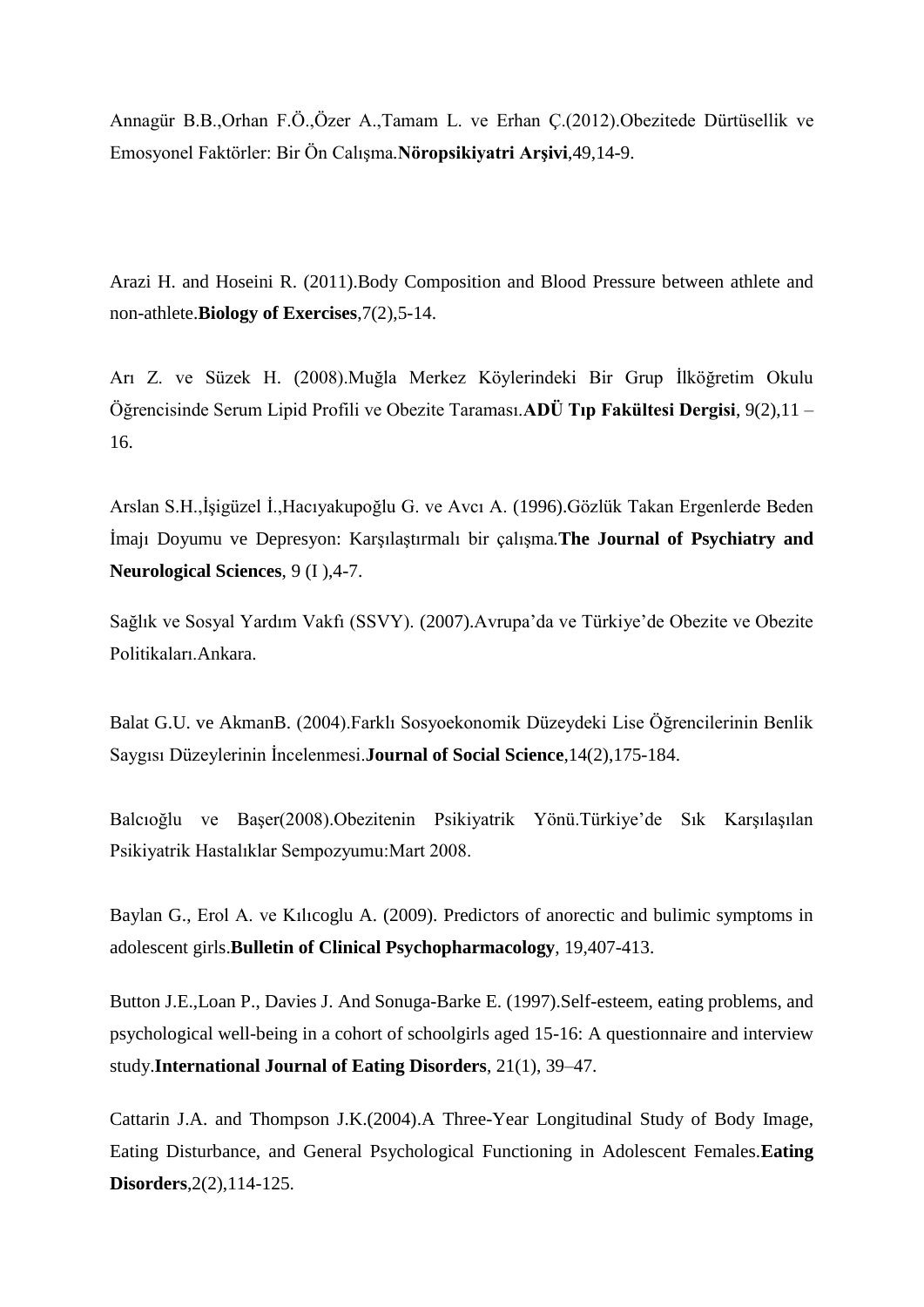Annagür B.B.,Orhan F.Ö.,Özer A.,Tamam L. ve Erhan Ç.(2012).Obezitede Dürtüsellik ve Emosyonel Faktörler: Bir Ön Calışma.**Nöropsikiyatri Arşivi**,49,14-9.

Arazi H. and Hoseini R. (2011).Body Composition and Blood Pressure between athlete and non-athlete.**Biology of Exercises**,7(2),5-14.

Arı Z. ve Süzek H. (2008).Muğla Merkez Köylerindeki Bir Grup İlköğretim Okulu Öğrencisinde Serum Lipid Profili ve Obezite Taraması.**ADÜ Tıp Fakültesi Dergisi**, 9(2),11 – 16.

Arslan S.H.,İşigüzel İ.,Hacıyakupoğlu G. ve Avcı A. (1996).Gözlük Takan Ergenlerde Beden İmajı Doyumu ve Depresyon: Karşılaştırmalı bir çalışma.**The Journal of Psychiatry and Neurological Sciences**, 9 (I ),4-7.

Sağlık ve Sosyal Yardım Vakfı (SSVY). (2007).Avrupa'da ve Türkiye'de Obezite ve Obezite Politikaları.Ankara.

Balat G.U. ve AkmanB. (2004).Farklı Sosyoekonomik Düzeydeki Lise Öğrencilerinin Benlik Saygısı Düzeylerinin İncelenmesi.**Journal of Social Science**,14(2),175-184.

Balcıoğlu ve Başer(2008).Obezitenin Psikiyatrik Yönü.Türkiye'de Sık Karşılaşılan Psikiyatrik Hastalıklar Sempozyumu:Mart 2008.

Baylan G., Erol A. ve Kılıcoglu A. (2009). Predictors of anorectic and bulimic symptoms in adolescent girls.**Bulletin of Clinical Psychopharmacology**, 19,407-413.

Button J.E.,Loan P., Davies J. And Sonuga-Barke E. (1997).Self-esteem, eating problems, and psychological well-being in a cohort of schoolgirls aged 15-16: A questionnaire and interview study.**International Journal of Eating Disorders**, 21(1), 39–47.

Cattarin J.A. and Thompson J.K.(2004).A Three-Year Longitudinal Study of Body Image, Eating Disturbance, and General Psychological Functioning in Adolescent Females.**Eating Disorders**,2(2),114-125.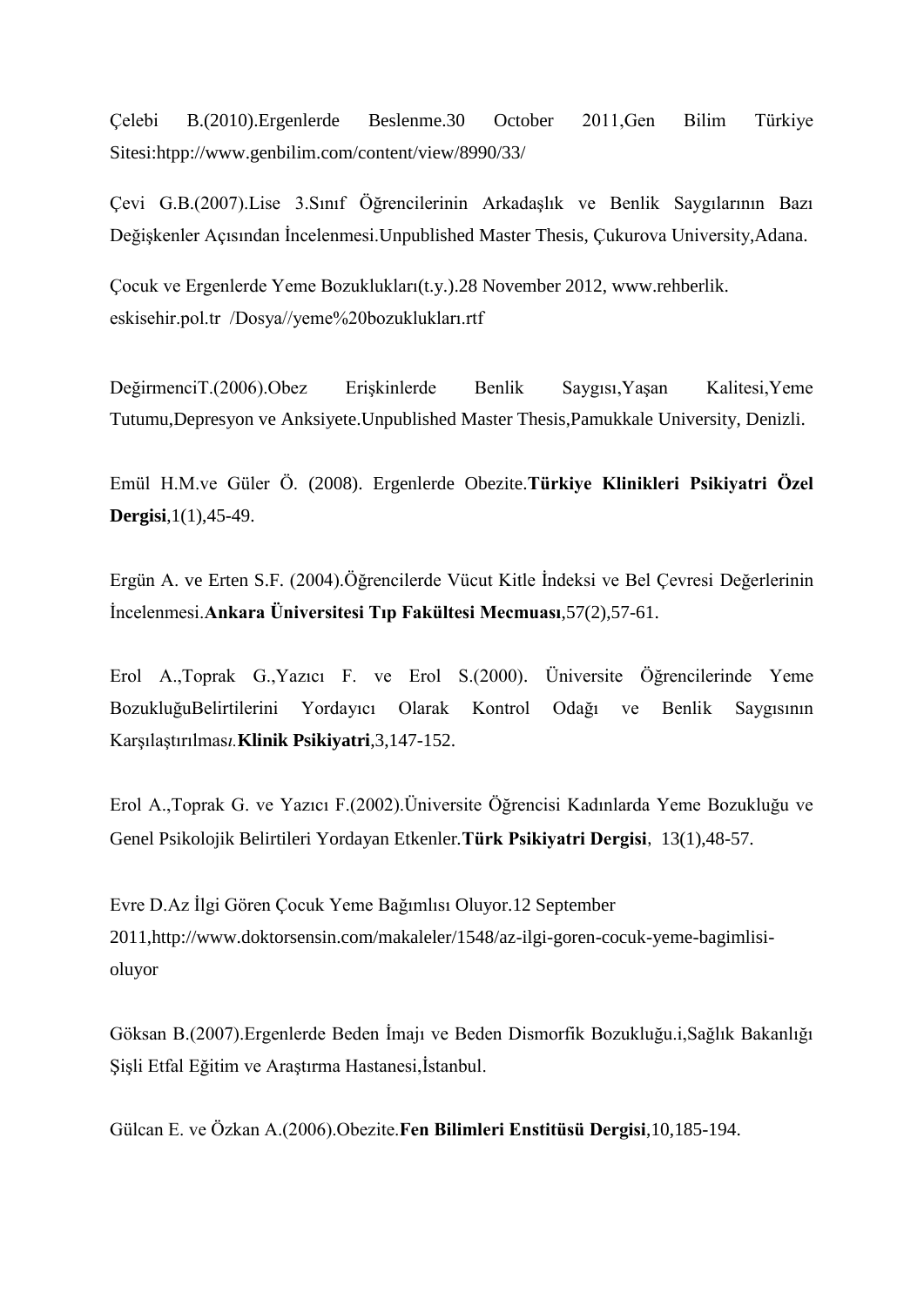Çelebi B.(2010).Ergenlerde Beslenme.30 October 2011,Gen Bilim Türkiye Sitesi:htpp://www.genbilim.com/content/view/8990/33/

Çevi G.B.(2007).Lise 3.Sınıf Öğrencilerinin Arkadaşlık ve Benlik Saygılarının Bazı Değişkenler Açısından İncelenmesi.Unpublished Master Thesis, Çukurova University,Adana.

Çocuk ve Ergenlerde Yeme Bozuklukları(t.y.).28 November 2012, www.rehberlik. eskisehir.pol.tr /Dosya//yeme%20bozuklukları.rtf

DeğirmenciT.(2006).Obez Erişkinlerde Benlik Saygısı,Yaşan Kalitesi,Yeme Tutumu,Depresyon ve Anksiyete.Unpublished Master Thesis,Pamukkale University, Denizli.

Emül H.M.ve Güler Ö. (2008). Ergenlerde Obezite.**Türkiye Klinikleri Psikiyatri Özel Dergisi**,1(1),45-49.

Ergün A. ve Erten S.F. (2004).Öğrencilerde Vücut Kitle İndeksi ve Bel Çevresi Değerlerinin İncelenmesi.**Ankara Üniversitesi Tıp Fakültesi Mecmuası**,57(2),57-61.

Erol A.,Toprak G.,Yazıcı F. ve Erol S.(2000). Üniversite Öğrencilerinde Yeme BozukluğuBelirtilerini Yordayıcı Olarak Kontrol Odağı ve Benlik Saygısının Karşılaştırılması.**Klinik Psikiyatri**,3,147-152.

Erol A.,Toprak G. ve Yazıcı F.(2002).Üniversite Öğrencisi Kadınlarda Yeme Bozukluğu ve Genel Psikolojik Belirtileri Yordayan Etkenler.**Türk Psikiyatri Dergisi**, 13(1),48-57.

Evre D.Az İlgi Gören Çocuk Yeme Bağımlısı Oluyor.12 September 2011,http://www.doktorsensin.com/makaleler/1548/az-ilgi-goren-cocuk-yeme-bagimlisi-oluyor

Göksan B.(2007).Ergenlerde Beden İmajı ve Beden Dismorfik Bozukluğu.i,Sağlık Bakanlığı Şişli Etfal Eğitim ve Araştırma Hastanesi,İstanbul.

Gülcan E. ve Özkan A.(2006).Obezite.**Fen Bilimleri Enstitüsü Dergisi**,10,185-194.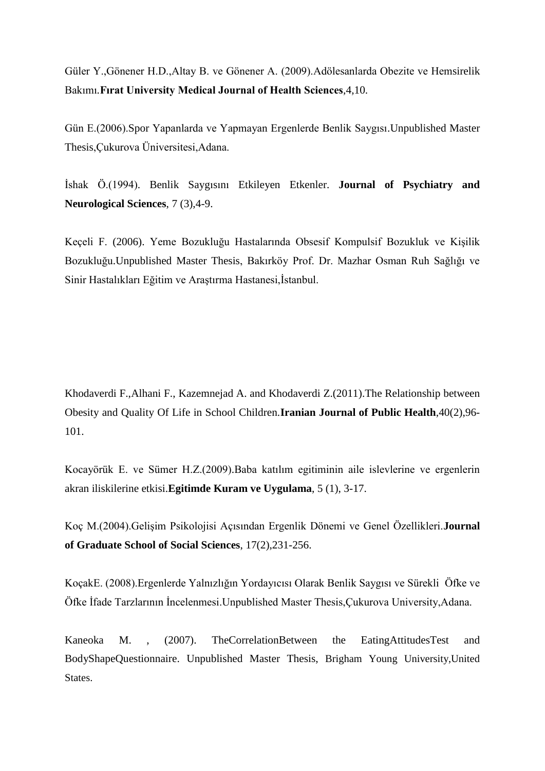Güler Y.,Gönener H.D.,Altay B. ve Gönener A. (2009).Adölesanlarda Obezite ve Hemsirelik Bakımı.**Fırat University Medical Journal of Health Sciences**,4,10.

Gün E.(2006).Spor Yapanlarda ve Yapmayan Ergenlerde Benlik Saygısı.Unpublished Master Thesis,Çukurova Üniversitesi,Adana.

İshak Ö.(1994). Benlik Saygısını Etkileyen Etkenler. **Journal of Psychiatry and Neurological Sciences**, 7 (3),4-9.

Keçeli F. (2006). Yeme Bozukluğu Hastalarında Obsesif Kompulsif Bozukluk ve Kişilik Bozukluğu.Unpublished Master Thesis, Bakırköy Prof. Dr. Mazhar Osman Ruh Sağlığı ve Sinir Hastalıkları Eğitim ve Araştırma Hastanesi,İstanbul.

Khodaverdi F.,Alhani F., Kazemnejad A. and Khodaverdi Z.(2011).The Relationship between Obesity and Quality Of Life in School Children.**Iranian Journal of Public Health**,40(2),96-101.

Kocayörük E. ve Sümer H.Z.(2009).Baba katılım egitiminin aile islevlerine ve ergenlerin akran iliskilerine etkisi.**Egitimde Kuram ve Uygulama**, 5 (1), 3-17.

Koç M.(2004).Gelişim Psikolojisi Açısından Ergenlik Dönemi ve Genel Özellikleri.**Journal of Graduate School of Social Sciences**, 17(2),231-256.

KoçakE. (2008).Ergenlerde Yalnızlığın Yordayıcısı Olarak Benlik Saygısı ve Sürekli Öfke ve Öfke İfade Tarzlarının İncelenmesi.Unpublished Master Thesis,Çukurova University,Adana.

Kaneoka M. , (2007). TheCorrelationBetween the EatingAttitudesTest and BodyShapeQuestionnaire. Unpublished Master Thesis, Brigham Young University,United States.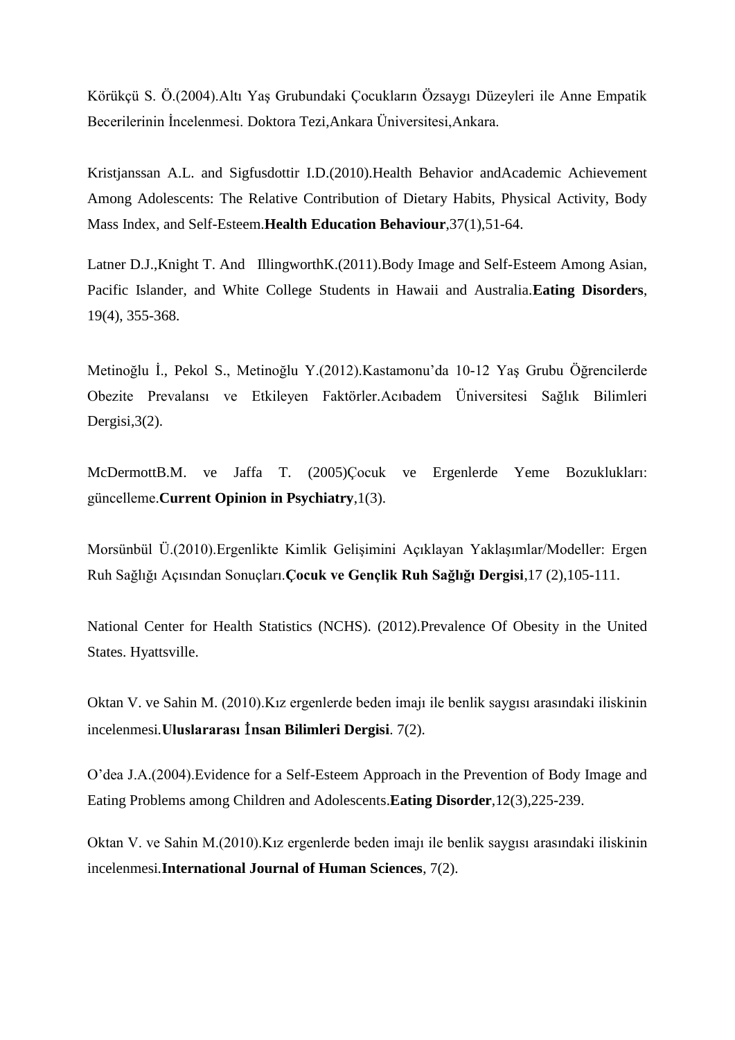Körükçü S. Ö.(2004).Altı Yaş Grubundaki Çocukların Özsaygı Düzeyleri ile Anne Empatik Becerilerinin İncelenmesi. Doktora Tezi,Ankara Üniversitesi,Ankara.

Kristjanssan A.L. and Sigfusdottir I.D.(2010).Health Behavior andAcademic Achievement Among Adolescents: The Relative Contribution of Dietary Habits, Physical Activity, Body Mass Index, and Self-Esteem.**Health Education Behaviour**,37(1),51-64.

Latner D.J.,Knight T. And IllingworthK.(2011).Body Image and Self-Esteem Among Asian, Pacific Islander, and White College Students in Hawaii and Australia.**Eating Disorders**, 19(4), 355-368.

Metinoğlu İ., Pekol S., Metinoğlu Y.(2012).Kastamonu'da 10-12 Yaş Grubu Öğrencilerde Obezite Prevalansı ve Etkileyen Faktörler.Acıbadem Üniversitesi Sağlık Bilimleri Dergisi,3(2).

McDermottB.M. ve Jaffa T. (2005)Çocuk ve Ergenlerde Yeme Bozuklukları: güncelleme.**Current Opinion in Psychiatry**,1(3).

Morsünbül Ü.(2010).Ergenlikte Kimlik Gelişimini Açıklayan Yaklaşımlar/Modeller: Ergen Ruh Sağlığı Açısından Sonuçları.**Çocuk ve Gençlik Ruh Sağlığı Dergisi**,17 (2),105-111.

National Center for Health Statistics (NCHS). (2012).Prevalence Of Obesity in the United States. Hyattsville.

Oktan V. ve Sahin M. (2010).Kız ergenlerde beden imajı ile benlik saygısı arasındaki iliskinin incelenmesi.**Uluslararası İnsan Bilimleri Dergisi**. 7(2).

O'dea J.A.(2004).Evidence for a Self-Esteem Approach in the Prevention of Body Image and Eating Problems among Children and Adolescents.**Eating Disorder**,12(3),225-239.

Oktan V. ve Sahin M.(2010).Kız ergenlerde beden imajı ile benlik saygısı arasındaki iliskinin incelenmesi.**International Journal of Human Sciences**, 7(2).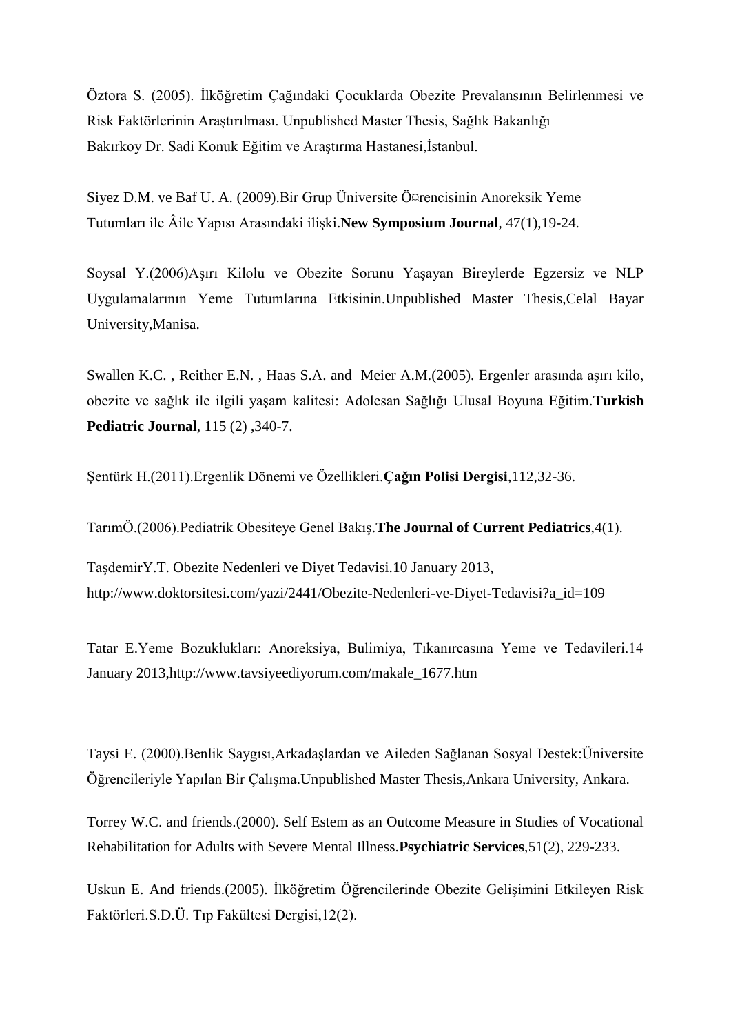Öztora S. (2005). İlköğretim Çağındaki Çocuklarda Obezite Prevalansının Belirlenmesi ve Risk Faktörlerinin Araştırılması. Unpublished Master Thesis, Sağlık Bakanlığı Bakırkoy Dr. Sadi Konuk Eğitim ve Araştırma Hastanesi,İstanbul.

Siyez D.M. ve Baf U. A. (2009).Bir Grup Üniversite Ö¤rencisinin Anoreksik Yeme Tutumları ile Âile Yapısı Arasındaki ilişki.**New Symposium Journal**, 47(1),19-24.

Soysal Y.(2006)Aşırı Kilolu ve Obezite Sorunu Yaşayan Bireylerde Egzersiz ve NLP Uygulamalarının Yeme Tutumlarına Etkisinin.Unpublished Master Thesis,Celal Bayar University,Manisa.

Swallen K.C. , Reither E.N. , Haas S.A. and Meier A.M.(2005). Ergenler arasında aşırı kilo, obezite ve sağlık ile ilgili yaşam kalitesi: Adolesan Sağlığı Ulusal Boyuna Eğitim.**Turkish Pediatric Journal**, 115 (2) ,340-7.

Şentürk H.(2011).Ergenlik Dönemi ve Özellikleri.**Çağın Polisi Dergisi**,112,32-36.

TarımÖ.(2006).Pediatrik Obesiteye Genel Bakış.**The Journal of Current Pediatrics**,4(1).

TaşdemirY.T. Obezite Nedenleri ve Diyet Tedavisi.10 January 2013, http://www.doktorsitesi.com/yazi/2441/Obezite-Nedenleri-ve-Diyet-Tedavisi?a_id=109

Tatar E.Yeme Bozuklukları: Anoreksiya, Bulimiya, Tıkanırcasına Yeme ve Tedavileri.14 January 2013,http://www.tavsiyeediyorum.com/makale_1677.htm

Taysi E. (2000).Benlik Saygısı,Arkadaşlardan ve Aileden Sağlanan Sosyal Destek:Üniversite Öğrencileriyle Yapılan Bir Çalışma.Unpublished Master Thesis,Ankara University, Ankara.

Torrey W.C. and friends.(2000). Self Estem as an Outcome Measure in Studies of Vocational Rehabilitation for Adults with Severe Mental Illness.**Psychiatric Services**,51(2), 229-233.

Uskun E. And friends.(2005). İlköğretim Öğrencilerinde Obezite Gelişimini Etkileyen Risk Faktörleri.S.D.Ü. Tıp Fakültesi Dergisi,12(2).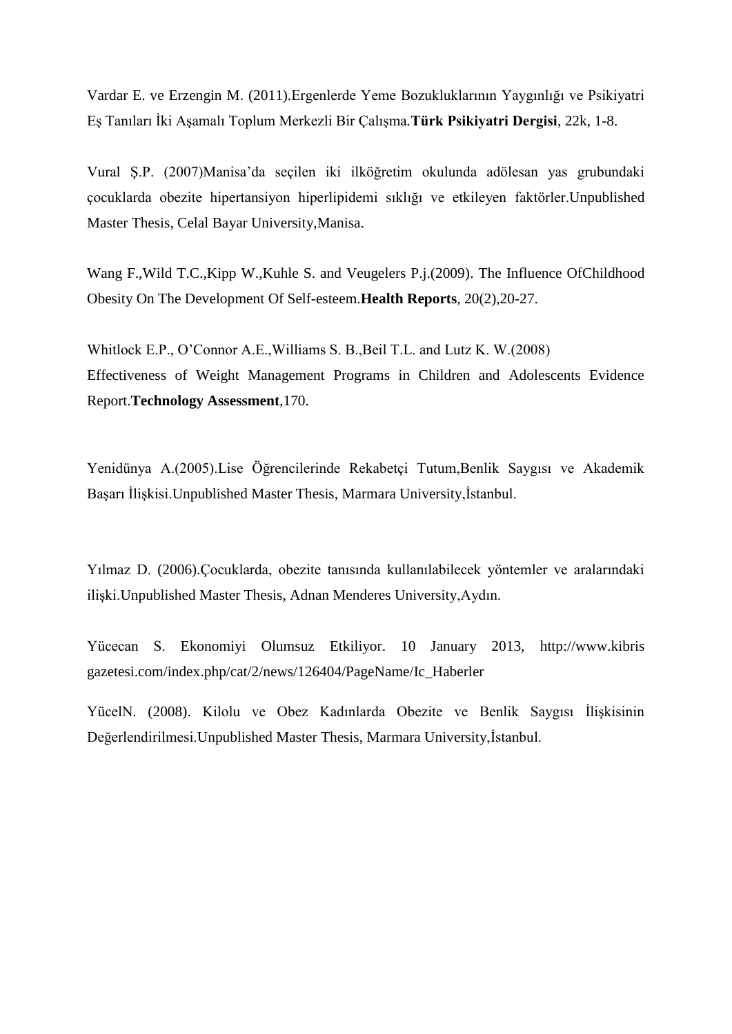Vardar E. ve Erzengin M. (2011).Ergenlerde Yeme Bozukluklarının Yaygınlığı ve Psikiyatri Eş Tanıları İki Aşamalı Toplum Merkezli Bir Çalışma.**Türk Psikiyatri Dergisi**, 22k, 1-8.

Vural Ş.P. (2007)Manisa'da seçilen iki ilköğretim okulunda adölesan yas grubundaki çocuklarda obezite hipertansiyon hiperlipidemi sıklığı ve etkileyen faktörler.Unpublished Master Thesis, Celal Bayar University,Manisa.

Wang F.,Wild T.C.,Kipp W.,Kuhle S. and Veugelers P.j.(2009). The Influence OfChildhood Obesity On The Development Of Self-esteem.**Health Reports**, 20(2),20-27.

Whitlock E.P., O'Connor A.E.,Williams S. B.,Beil T.L. and Lutz K. W.(2008)
Effectiveness of Weight Management Programs in Children and Adolescents Evidence Report.**Technology Assessment**,170.

Yenidünya A.(2005).Lise Öğrencilerinde Rekabetçi Tutum,Benlik Saygısı ve Akademik Başarı İlişkisi.Unpublished Master Thesis, Marmara University,İstanbul.

Yılmaz D. (2006).Çocuklarda, obezite tanısında kullanılabilecek yöntemler ve aralarındaki ilişki.Unpublished Master Thesis, Adnan Menderes University,Aydın.

Yücecan S. Ekonomiyi Olumsuz Etkiliyor. 10 January 2013, http://www.kibris gazetesi.com/index.php/cat/2/news/126404/PageName/Ic_Haberler

YücelN. (2008). Kilolu ve Obez Kadınlarda Obezite ve Benlik Saygısı İlişkisinin Değerlendirilmesi.Unpublished Master Thesis, Marmara University,İstanbul.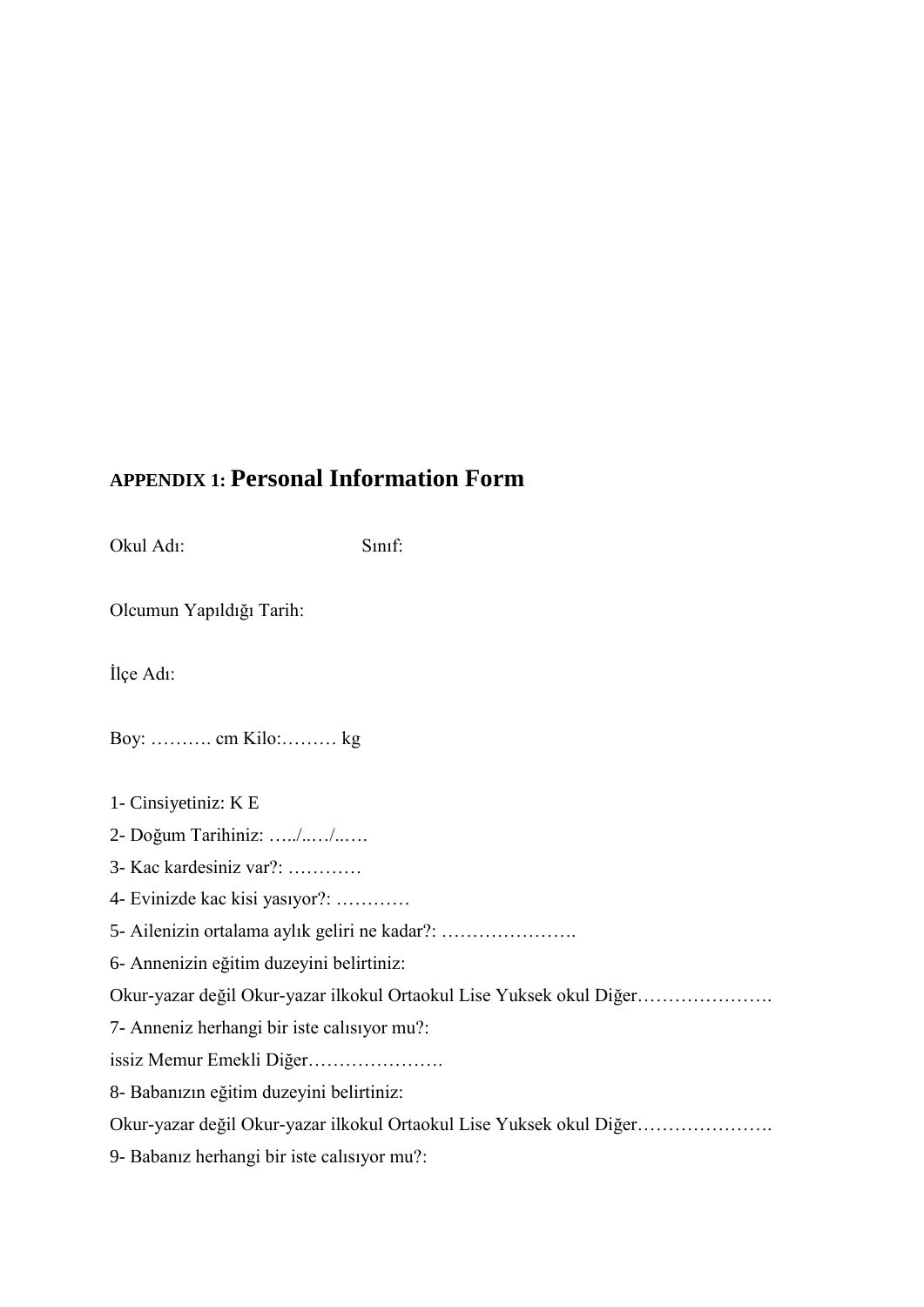## APPENDIX 1: Personal Information Form

Okul Adı: Sınıf:

Olcumun Yapıldığı Tarih:

İlçe Adı:

Boy: ………. cm Kilo:……… kg

1- Cinsiyetiniz: K E

2- Doğum Tarihiniz: …../..…/..….

3- Kac kardesiniz var?: …………

4- Evinizde kac kisi yasıyor?: …………

5- Ailenizin ortalama aylık geliri ne kadar?: ………………….

6- Annenizin eğitim duzeyini belirtiniz:

Okur-yazar değil Okur-yazar ilkokul Ortaokul Lise Yuksek okul Diğer………………….

7- Anneniz herhangi bir iste calısıyor mu?:

issiz Memur Emekli Diğer………………….

8- Babanızın eğitim duzeyini belirtiniz:

Okur-yazar değil Okur-yazar ilkokul Ortaokul Lise Yuksek okul Diğer………………….

9- Babanız herhangi bir iste calısıyor mu?: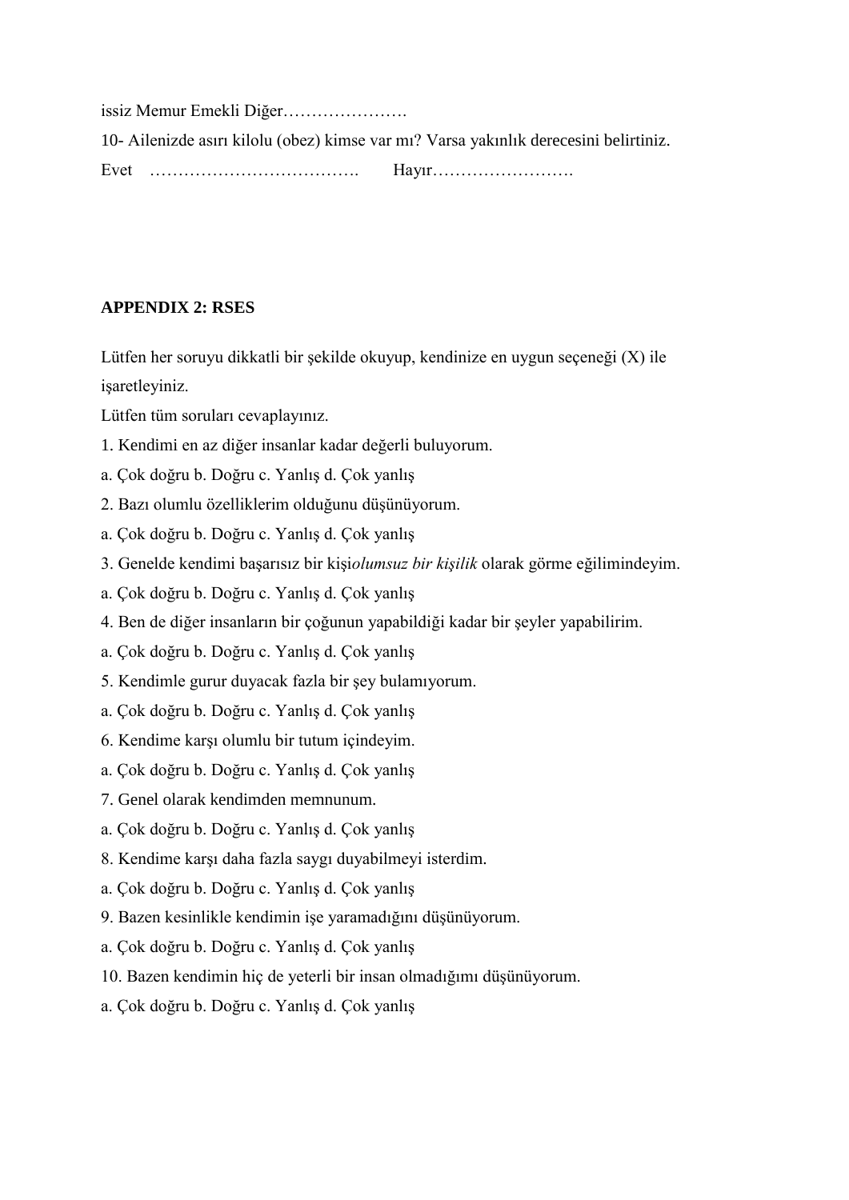issiz Memur Emekli Diğer………………….

10- Ailenizde asırı kilolu (obez) kimse var mı? Varsa yakınlık derecesini belirtiniz.

Evet ………………………………. Hayır…………………….

**APPENDIX 2: RSES**

Lütfen her soruyu dikkatli bir şekilde okuyup, kendinize en uygun seçeneği (X) ile işaretleyiniz.

Lütfen tüm soruları cevaplayınız.

1. Kendimi en az diğer insanlar kadar değerli buluyorum.

a. Çok doğru b. Doğru c. Yanlış d. Çok yanlış

2. Bazı olumlu özelliklerim olduğunu düşünüyorum.

a. Çok doğru b. Doğru c. Yanlış d. Çok yanlış

3. Genelde kendimi başarısız bir kişi*olumsuz bir kişilik* olarak görme eğilimindeyim.

a. Çok doğru b. Doğru c. Yanlış d. Çok yanlış

4. Ben de diğer insanların bir çoğunun yapabildiği kadar bir şeyler yapabilirim.

a. Çok doğru b. Doğru c. Yanlış d. Çok yanlış

5. Kendimle gurur duyacak fazla bir şey bulamıyorum.

a. Çok doğru b. Doğru c. Yanlış d. Çok yanlış

6. Kendime karşı olumlu bir tutum içindeyim.

a. Çok doğru b. Doğru c. Yanlış d. Çok yanlış

7. Genel olarak kendimden memnunum.

a. Çok doğru b. Doğru c. Yanlış d. Çok yanlış

8. Kendime karşı daha fazla saygı duyabilmeyi isterdim.

a. Çok doğru b. Doğru c. Yanlış d. Çok yanlış

9. Bazen kesinlikle kendimin işe yaramadığını düşünüyorum.

a. Çok doğru b. Doğru c. Yanlış d. Çok yanlış

10. Bazen kendimin hiç de yeterli bir insan olmadığımı düşünüyorum.

a. Çok doğru b. Doğru c. Yanlış d. Çok yanlış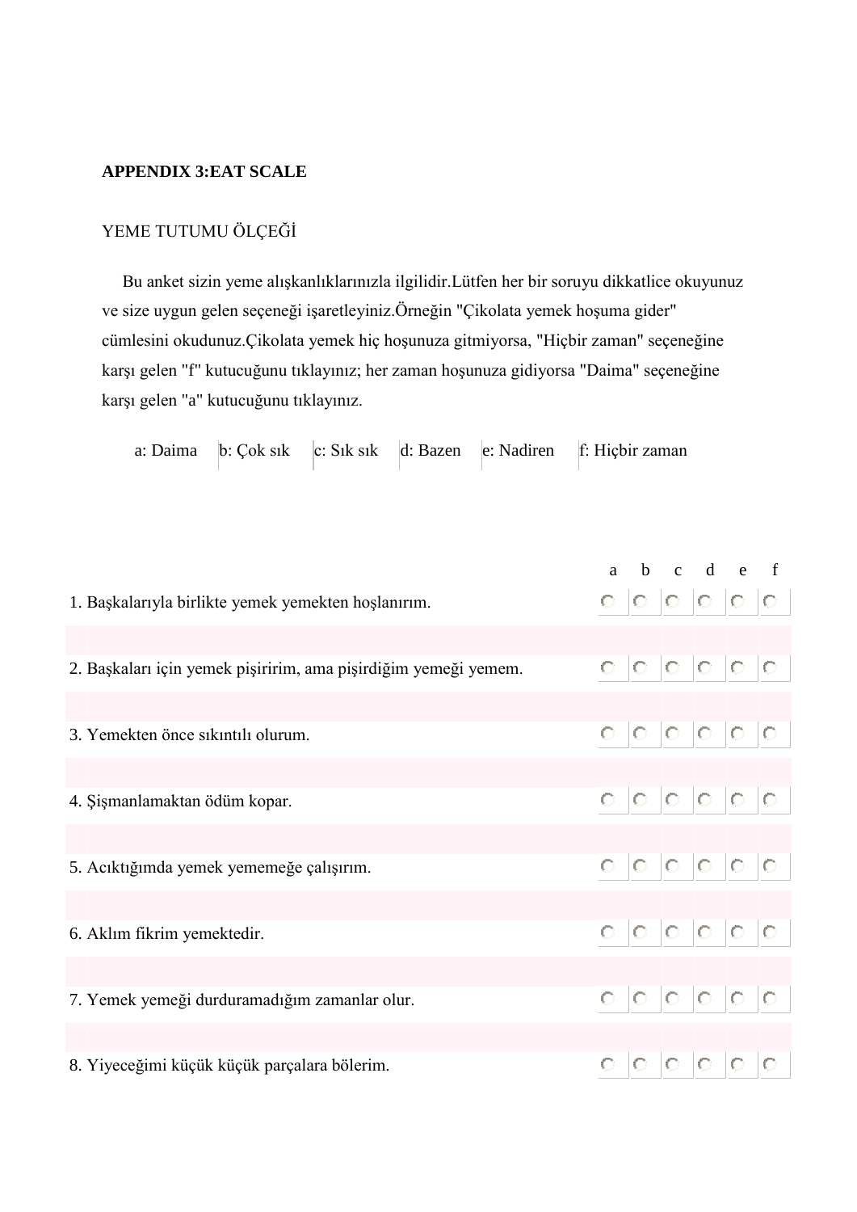**APPENDIX 3:EAT SCALE**

YEME TUTUMU ÖLÇEĞİ

Bu anket sizin yeme alışkanlıklarınızla ilgilidir.Lütfen her bir soruyu dikkatlice okuyunuz ve size uygun gelen seçeneği işaretleyiniz.Örneğin "Çikolata yemek hoşuma gider" cümlesini okudunuz.Çikolata yemek hiç hoşunuza gitmiyorsa, "Hiçbir zaman" seçeneğine karşı gelen "f" kutucuğunu tıklayınız; her zaman hoşunuza gidiyorsa "Daima" seçeneğine karşı gelen "a" kutucuğunu tıklayınız.

| a: Daima | b: Çok sık | c: Sık sık | d: Bazen | e: Nadiren | f: Hiçbir zaman |
|---|---|---|---|---|---|

| | a | b | c | d | e | f |
|---|---|---|---|---|---|---|
| 1. Başkalarıyla birlikte yemek yemekten hoşlanırım. | ○ | ○ | ○ | ○ | ○ | ○ |
| 2. Başkaları için yemek pişiririm, ama pişirdiğim yemeği yemem. | ○ | ○ | ○ | ○ | ○ | ○ |
| 3. Yemekten önce sıkıntılı olurum. | ○ | ○ | ○ | ○ | ○ | ○ |
| 4. Şişmanlamaktan ödüm kopar. | ○ | ○ | ○ | ○ | ○ | ○ |
| 5. Acıktığımda yemek yememeğe çalışırım. | ○ | ○ | ○ | ○ | ○ | ○ |
| 6. Aklım fikrim yemektedir. | ○ | ○ | ○ | ○ | ○ | ○ |
| 7. Yemek yemeği durduramadığım zamanlar olur. | ○ | ○ | ○ | ○ | ○ | ○ |
| 8. Yiyeceğimi küçük küçük parçalara bölerim. | ○ | ○ | ○ | ○ | ○ | ○ |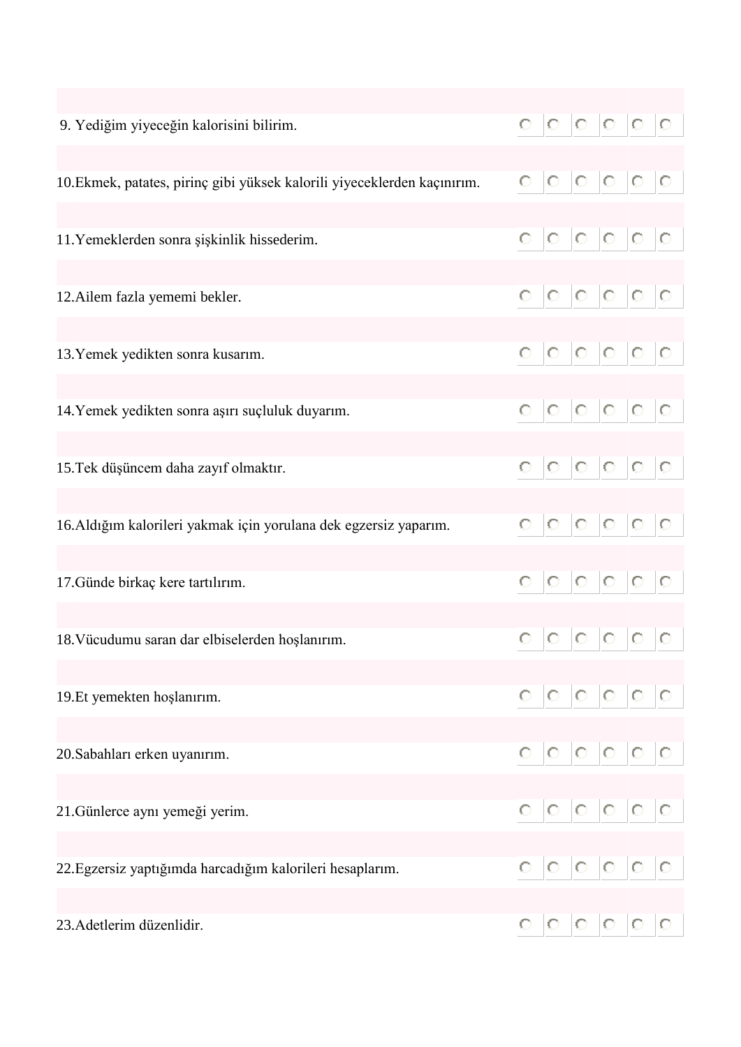| | | | | | | |
|---|---|---|---|---|---|---|
| 9. Yediğim yiyeceğin kalorisini bilirim. | ○ | ○ | ○ | ○ | ○ | ○ |
| 10.Ekmek, patates, pirinç gibi yüksek kalorili yiyeceklerden kaçınırım. | ○ | ○ | ○ | ○ | ○ | ○ |
| 11.Yemeklerden sonra şişkinlik hissederim. | ○ | ○ | ○ | ○ | ○ | ○ |
| 12.Ailem fazla yememi bekler. | ○ | ○ | ○ | ○ | ○ | ○ |
| 13.Yemek yedikten sonra kusarım. | ○ | ○ | ○ | ○ | ○ | ○ |
| 14.Yemek yedikten sonra aşırı suçluluk duyarım. | ○ | ○ | ○ | ○ | ○ | ○ |
| 15.Tek düşüncem daha zayıf olmaktır. | ○ | ○ | ○ | ○ | ○ | ○ |
| 16.Aldığım kalorileri yakmak için yorulana dek egzersiz yaparım. | ○ | ○ | ○ | ○ | ○ | ○ |
| 17.Günde birkaç kere tartılırım. | ○ | ○ | ○ | ○ | ○ | ○ |
| 18.Vücudumu saran dar elbiselerden hoşlanırım. | ○ | ○ | ○ | ○ | ○ | ○ |
| 19.Et yemekten hoşlanırım. | ○ | ○ | ○ | ○ | ○ | ○ |
| 20.Sabahları erken uyanırım. | ○ | ○ | ○ | ○ | ○ | ○ |
| 21.Günlerce aynı yemeği yerim. | ○ | ○ | ○ | ○ | ○ | ○ |
| 22.Egzersiz yaptığımda harcadığım kalorileri hesaplarım. | ○ | ○ | ○ | ○ | ○ | ○ |
| 23.Adetlerim düzenlidir. | ○ | ○ | ○ | ○ | ○ | ○ |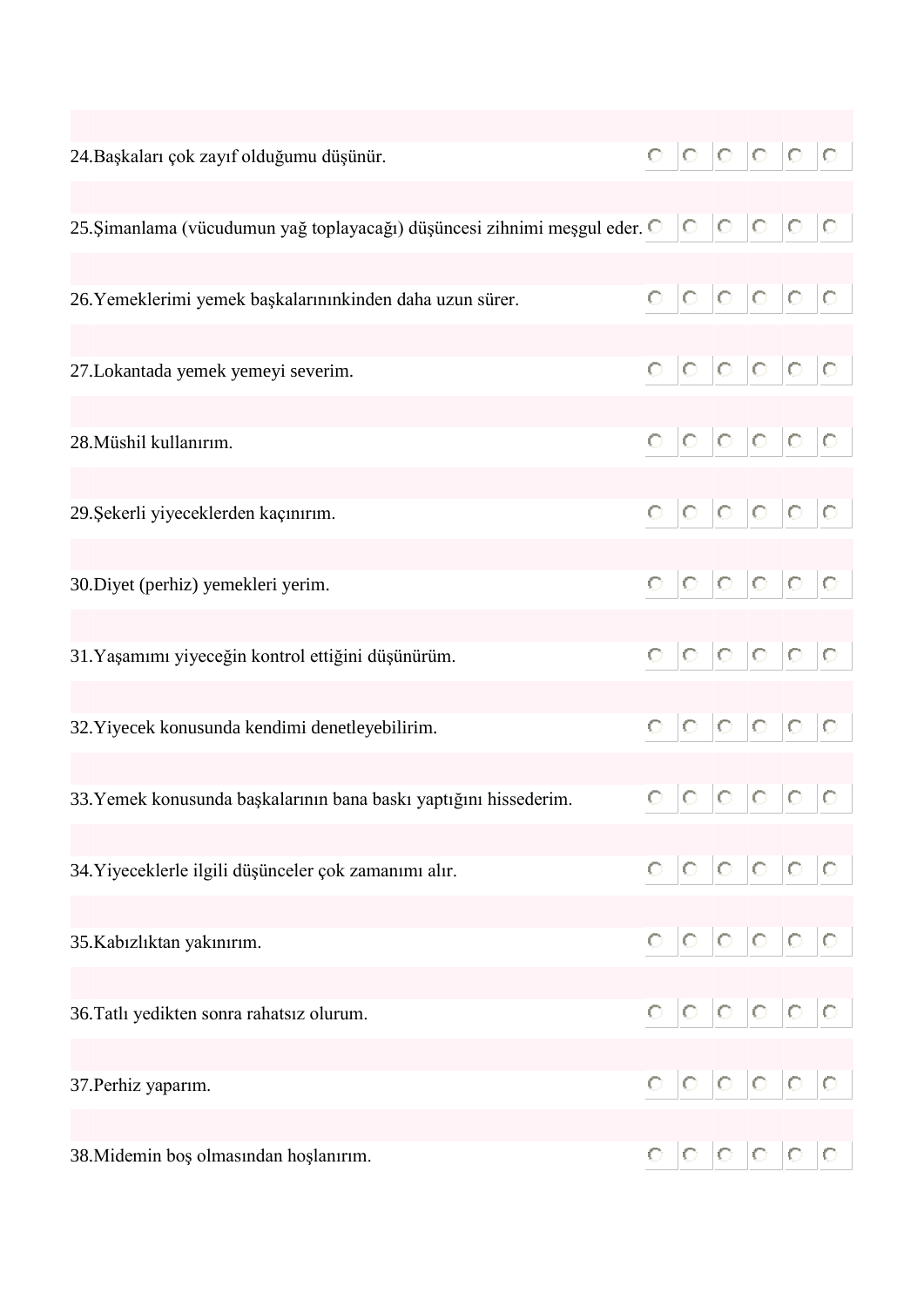| | | | | | | |
|---|---|---|---|---|---|---|
| 24.Başkaları çok zayıf olduğumu düşünür. | ○ | ○ | ○ | ○ | ○ | ○ |
| 25.Şimanlama (vücudumun yağ toplayacağı) düşüncesi zihnimi meşgul eder. | ○ | ○ | ○ | ○ | ○ | ○ |
| 26.Yemeklerimi yemek başkalarınınkinden daha uzun sürer. | ○ | ○ | ○ | ○ | ○ | ○ |
| 27.Lokantada yemek yemeyi severim. | ○ | ○ | ○ | ○ | ○ | ○ |
| 28.Müshil kullanırım. | ○ | ○ | ○ | ○ | ○ | ○ |
| 29.Şekerli yiyeceklerden kaçınırım. | ○ | ○ | ○ | ○ | ○ | ○ |
| 30.Diyet (perhiz) yemekleri yerim. | ○ | ○ | ○ | ○ | ○ | ○ |
| 31.Yaşamımı yiyeceğin kontrol ettiğini düşünürüm. | ○ | ○ | ○ | ○ | ○ | ○ |
| 32.Yiyecek konusunda kendimi denetleyebilirim. | ○ | ○ | ○ | ○ | ○ | ○ |
| 33.Yemek konusunda başkalarının bana baskı yaptığını hissederim. | ○ | ○ | ○ | ○ | ○ | ○ |
| 34.Yiyeceklerle ilgili düşünceler çok zamanımı alır. | ○ | ○ | ○ | ○ | ○ | ○ |
| 35.Kabızlıktan yakınırım. | ○ | ○ | ○ | ○ | ○ | ○ |
| 36.Tatlı yedikten sonra rahatsız olurum. | ○ | ○ | ○ | ○ | ○ | ○ |
| 37.Perhiz yaparım. | ○ | ○ | ○ | ○ | ○ | ○ |
| 38.Midemin boş olmasından hoşlanırım. | ○ | ○ | ○ | ○ | ○ | ○ |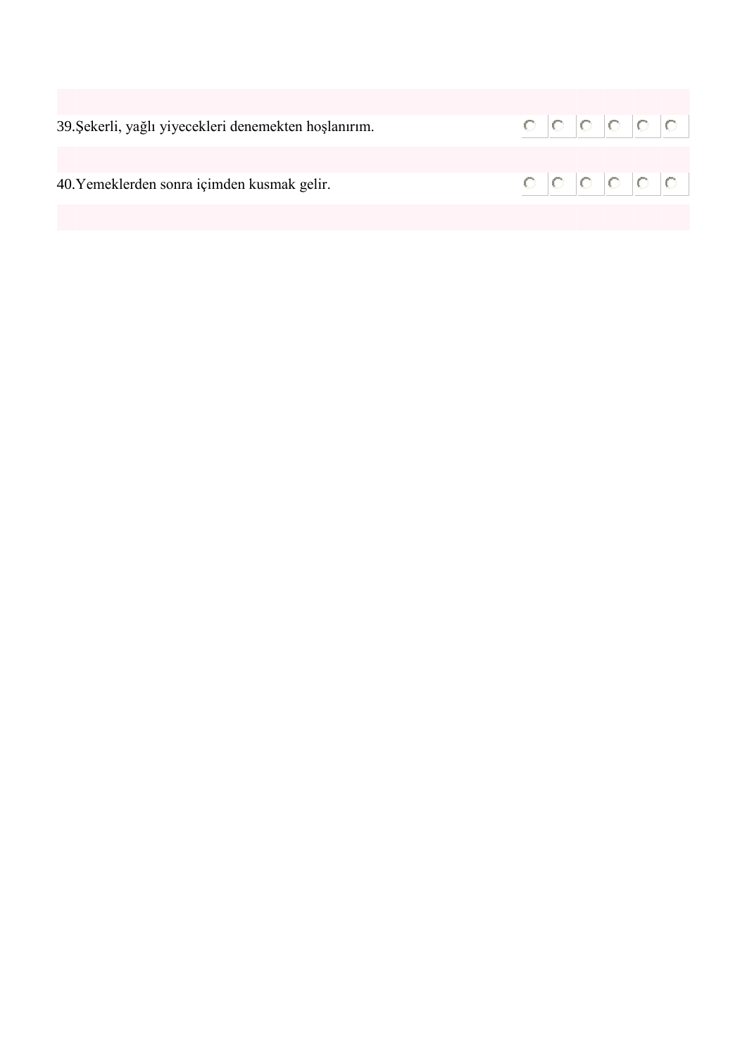| | | | | | | |
|---|---|---|---|---|---|---|
| 39.Şekerli, yağlı yiyecekleri denemekten hoşlanırım. | ○ | ○ | ○ | ○ | ○ | ○ |
| 40.Yemeklerden sonra içimden kusmak gelir. | ○ | ○ | ○ | ○ | ○ | ○ |